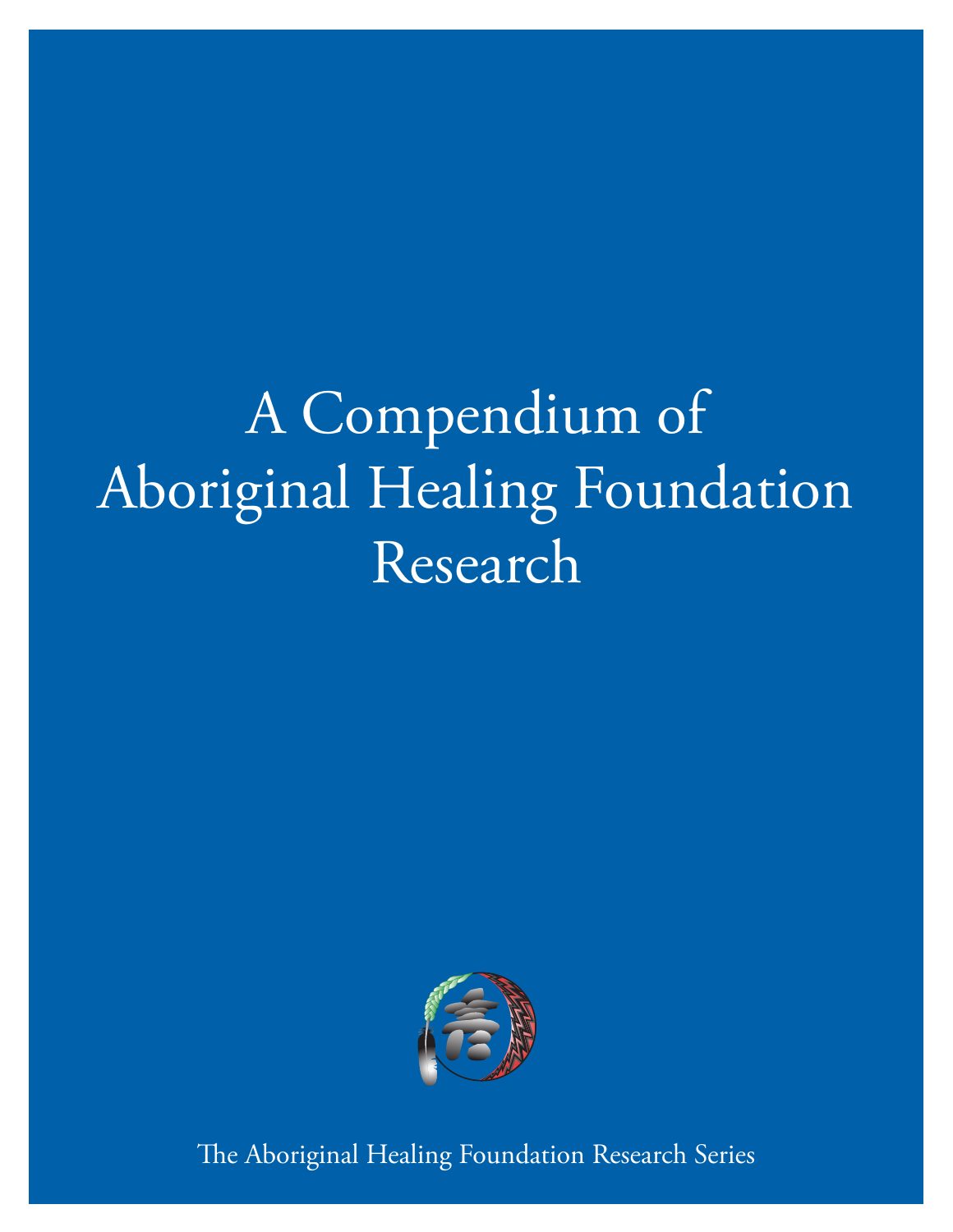# A Compendium of Aboriginal Healing Foundation Research

The Aboriginal Healing Foundation Research Series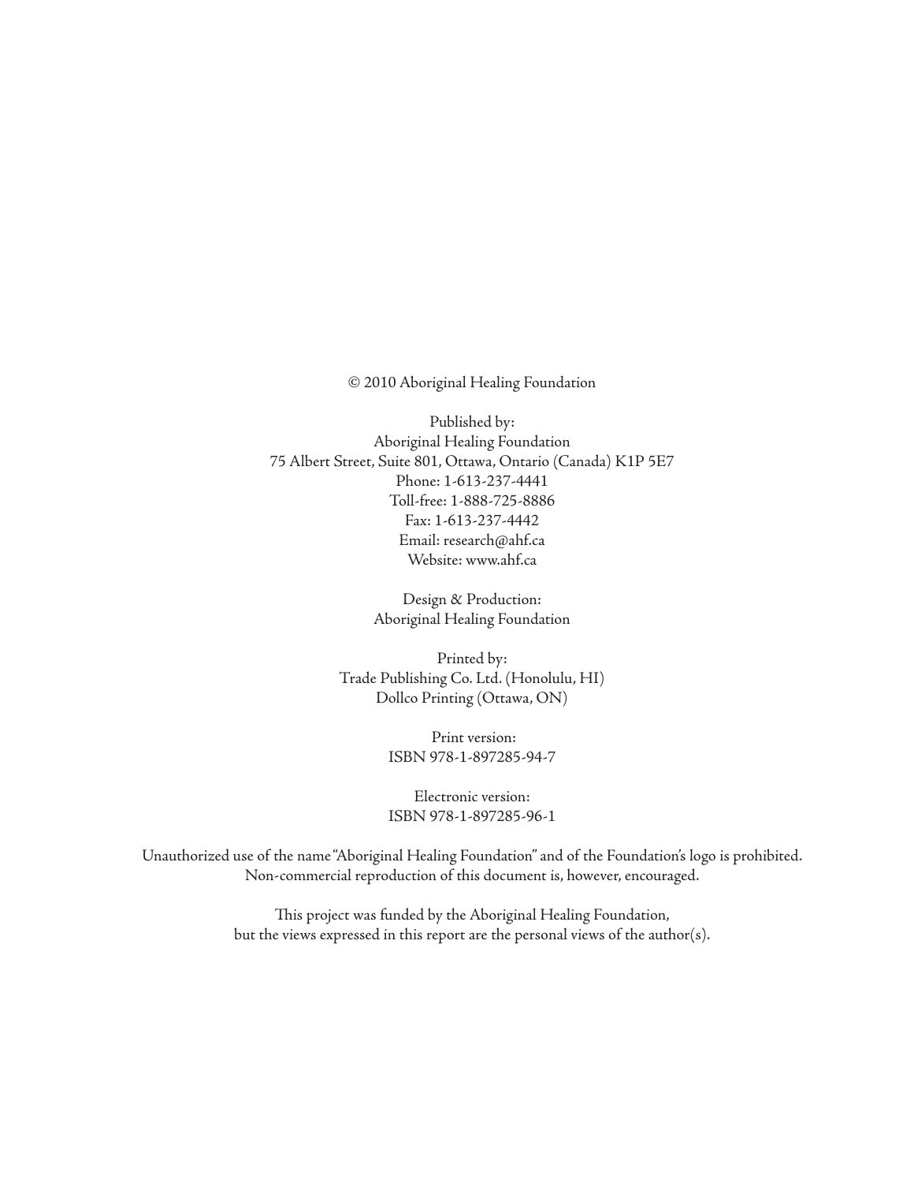© 2010 Aboriginal Healing Foundation

Published by:
Aboriginal Healing Foundation
75 Albert Street, Suite 801, Ottawa, Ontario (Canada) K1P 5E7
Phone: 1-613-237-4441
Toll-free: 1-888-725-8886
Fax: 1-613-237-4442
Email: research@ahf.ca
Website: www.ahf.ca

Design & Production:
Aboriginal Healing Foundation

Printed by:
Trade Publishing Co. Ltd. (Honolulu, HI)
Dollco Printing (Ottawa, ON)

Print version:
ISBN 978-1-897285-94-7

Electronic version:
ISBN 978-1-897285-96-1

Unauthorized use of the name "Aboriginal Healing Foundation" and of the Foundation's logo is prohibited.
Non-commercial reproduction of this document is, however, encouraged.

This project was funded by the Aboriginal Healing Foundation,
but the views expressed in this report are the personal views of the author(s).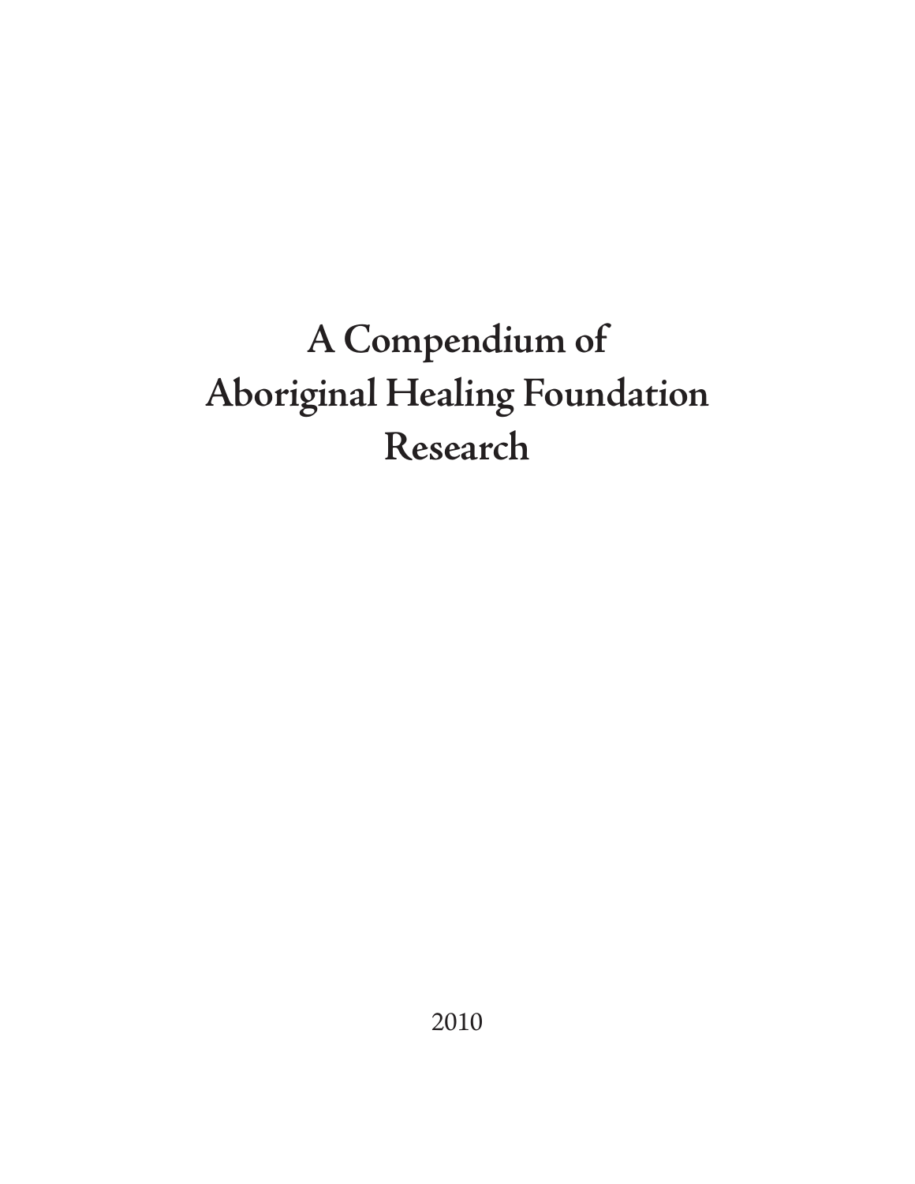# A Compendium of Aboriginal Healing Foundation Research

2010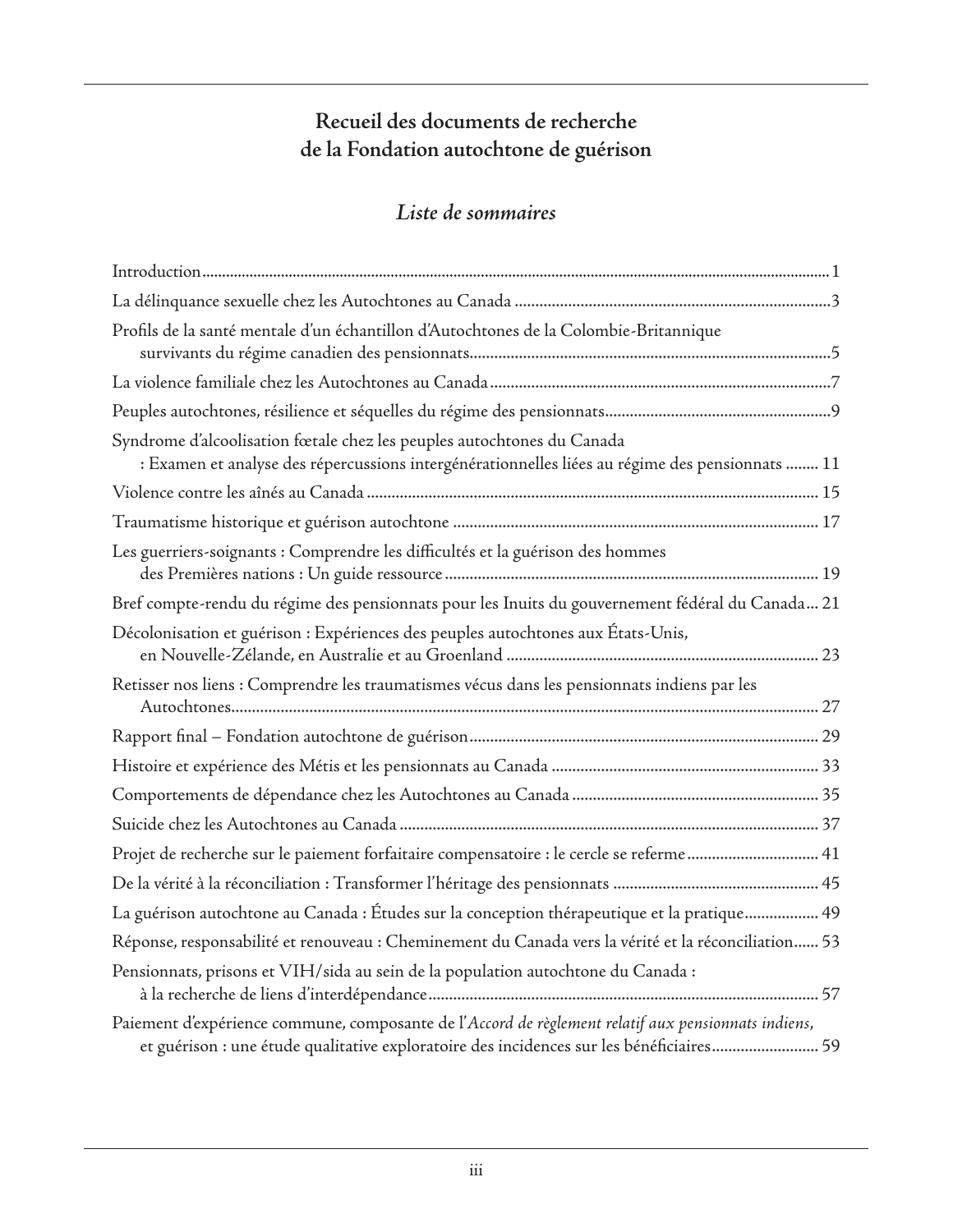## Recueil des documents de recherche de la Fondation autochtone de guérison

### *Liste de sommaires*

Introduction ..... 1

La délinquance sexuelle chez les Autochtones au Canada ..... 3

Profils de la santé mentale d'un échantillon d'Autochtones de la Colombie-Britannique survivants du régime canadien des pensionnats ..... 5

La violence familiale chez les Autochtones au Canada ..... 7

Peuples autochtones, résilience et séquelles du régime des pensionnats ..... 9

Syndrome d'alcoolisation fœtale chez les peuples autochtones du Canada : Examen et analyse des répercussions intergénérationnelles liées au régime des pensionnats ..... 11

Violence contre les aînés au Canada ..... 15

Traumatisme historique et guérison autochtone ..... 17

Les guerriers-soignants : Comprendre les difficultés et la guérison des hommes des Premières nations : Un guide ressource ..... 19

Bref compte-rendu du régime des pensionnats pour les Inuits du gouvernement fédéral du Canada ..... 21

Décolonisation et guérison : Expériences des peuples autochtones aux États-Unis, en Nouvelle-Zélande, en Australie et au Groenland ..... 23

Retisser nos liens : Comprendre les traumatismes vécus dans les pensionnats indiens par les Autochtones ..... 27

Rapport final – Fondation autochtone de guérison ..... 29

Histoire et expérience des Métis et les pensionnats au Canada ..... 33

Comportements de dépendance chez les Autochtones au Canada ..... 35

Suicide chez les Autochtones au Canada ..... 37

Projet de recherche sur le paiement forfaitaire compensatoire : le cercle se referme ..... 41

De la vérité à la réconciliation : Transformer l'héritage des pensionnats ..... 45

La guérison autochtone au Canada : Études sur la conception thérapeutique et la pratique ..... 49

Réponse, responsabilité et renouveau : Cheminement du Canada vers la vérité et la réconciliation ..... 53

Pensionnats, prisons et VIH/sida au sein de la population autochtone du Canada : à la recherche de liens d'interdépendance ..... 57

Paiement d'expérience commune, composante de l'*Accord de règlement relatif aux pensionnats indiens*, et guérison : une étude qualitative exploratoire des incidences sur les bénéficiaires ..... 59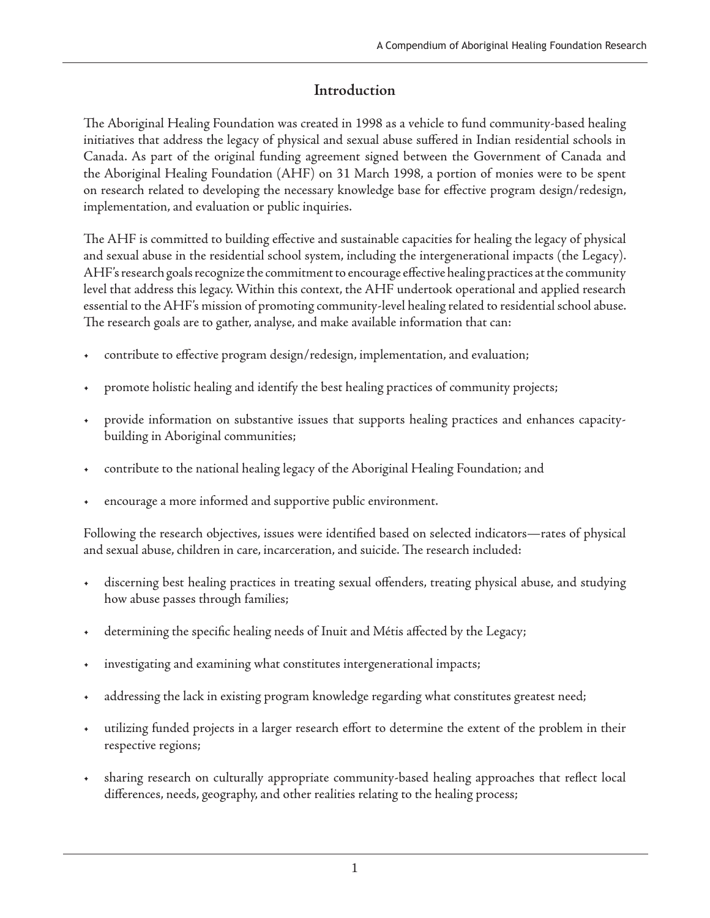## Introduction

The Aboriginal Healing Foundation was created in 1998 as a vehicle to fund community-based healing initiatives that address the legacy of physical and sexual abuse suffered in Indian residential schools in Canada. As part of the original funding agreement signed between the Government of Canada and the Aboriginal Healing Foundation (AHF) on 31 March 1998, a portion of monies were to be spent on research related to developing the necessary knowledge base for effective program design/redesign, implementation, and evaluation or public inquiries.

The AHF is committed to building effective and sustainable capacities for healing the legacy of physical and sexual abuse in the residential school system, including the intergenerational impacts (the Legacy). AHF's research goals recognize the commitment to encourage effective healing practices at the community level that address this legacy. Within this context, the AHF undertook operational and applied research essential to the AHF's mission of promoting community-level healing related to residential school abuse. The research goals are to gather, analyse, and make available information that can:

- contribute to effective program design/redesign, implementation, and evaluation;
- promote holistic healing and identify the best healing practices of community projects;
- provide information on substantive issues that supports healing practices and enhances capacity-building in Aboriginal communities;
- contribute to the national healing legacy of the Aboriginal Healing Foundation; and
- encourage a more informed and supportive public environment.

Following the research objectives, issues were identified based on selected indicators—rates of physical and sexual abuse, children in care, incarceration, and suicide. The research included:

- discerning best healing practices in treating sexual offenders, treating physical abuse, and studying how abuse passes through families;
- determining the specific healing needs of Inuit and Métis affected by the Legacy;
- investigating and examining what constitutes intergenerational impacts;
- addressing the lack in existing program knowledge regarding what constitutes greatest need;
- utilizing funded projects in a larger research effort to determine the extent of the problem in their respective regions;
- sharing research on culturally appropriate community-based healing approaches that reflect local differences, needs, geography, and other realities relating to the healing process;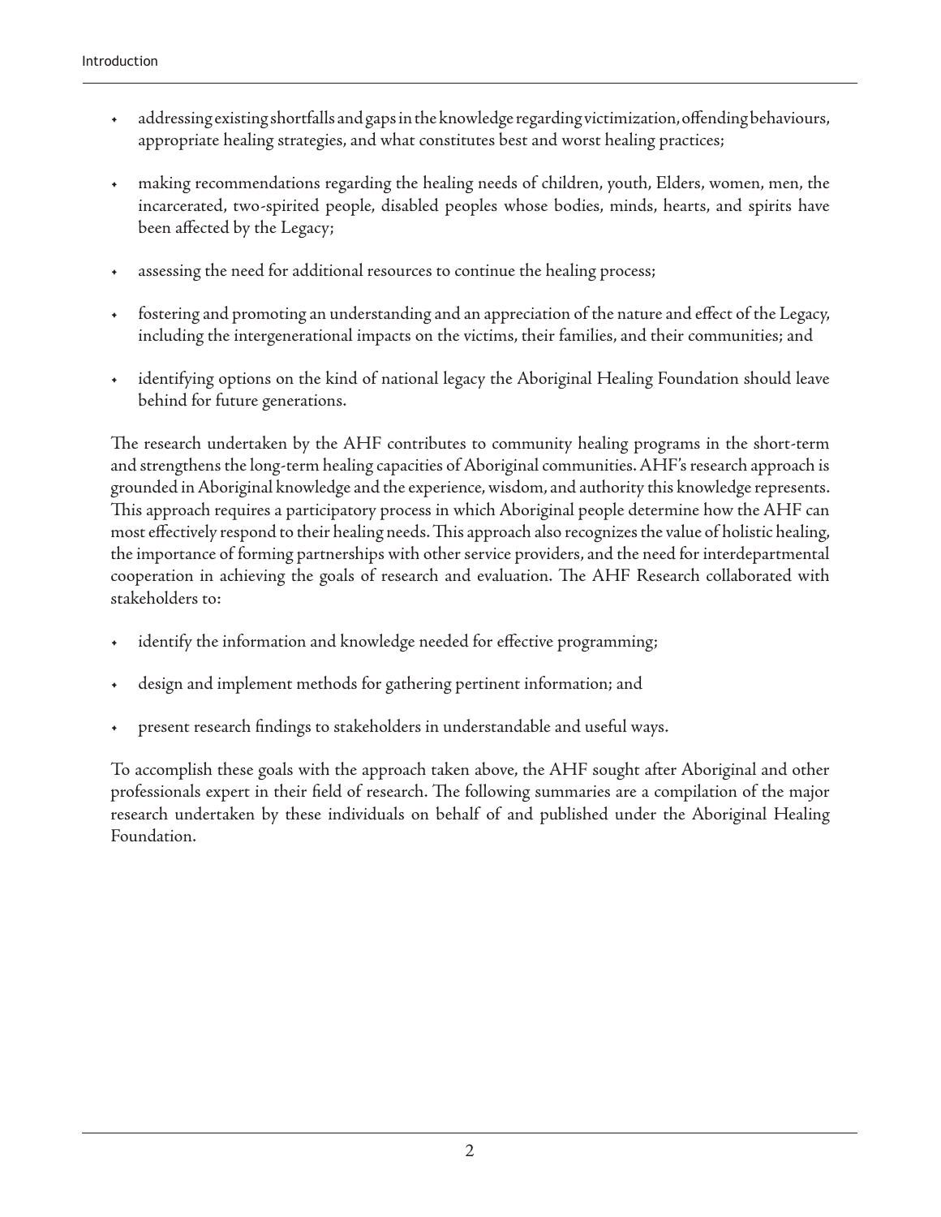- addressing existing shortfalls and gaps in the knowledge regarding victimization, offending behaviours, appropriate healing strategies, and what constitutes best and worst healing practices;
- making recommendations regarding the healing needs of children, youth, Elders, women, men, the incarcerated, two-spirited people, disabled peoples whose bodies, minds, hearts, and spirits have been affected by the Legacy;
- assessing the need for additional resources to continue the healing process;
- fostering and promoting an understanding and an appreciation of the nature and effect of the Legacy, including the intergenerational impacts on the victims, their families, and their communities; and
- identifying options on the kind of national legacy the Aboriginal Healing Foundation should leave behind for future generations.

The research undertaken by the AHF contributes to community healing programs in the short-term and strengthens the long-term healing capacities of Aboriginal communities. AHF's research approach is grounded in Aboriginal knowledge and the experience, wisdom, and authority this knowledge represents. This approach requires a participatory process in which Aboriginal people determine how the AHF can most effectively respond to their healing needs. This approach also recognizes the value of holistic healing, the importance of forming partnerships with other service providers, and the need for interdepartmental cooperation in achieving the goals of research and evaluation. The AHF Research collaborated with stakeholders to:

- identify the information and knowledge needed for effective programming;
- design and implement methods for gathering pertinent information; and
- present research findings to stakeholders in understandable and useful ways.

To accomplish these goals with the approach taken above, the AHF sought after Aboriginal and other professionals expert in their field of research. The following summaries are a compilation of the major research undertaken by these individuals on behalf of and published under the Aboriginal Healing Foundation.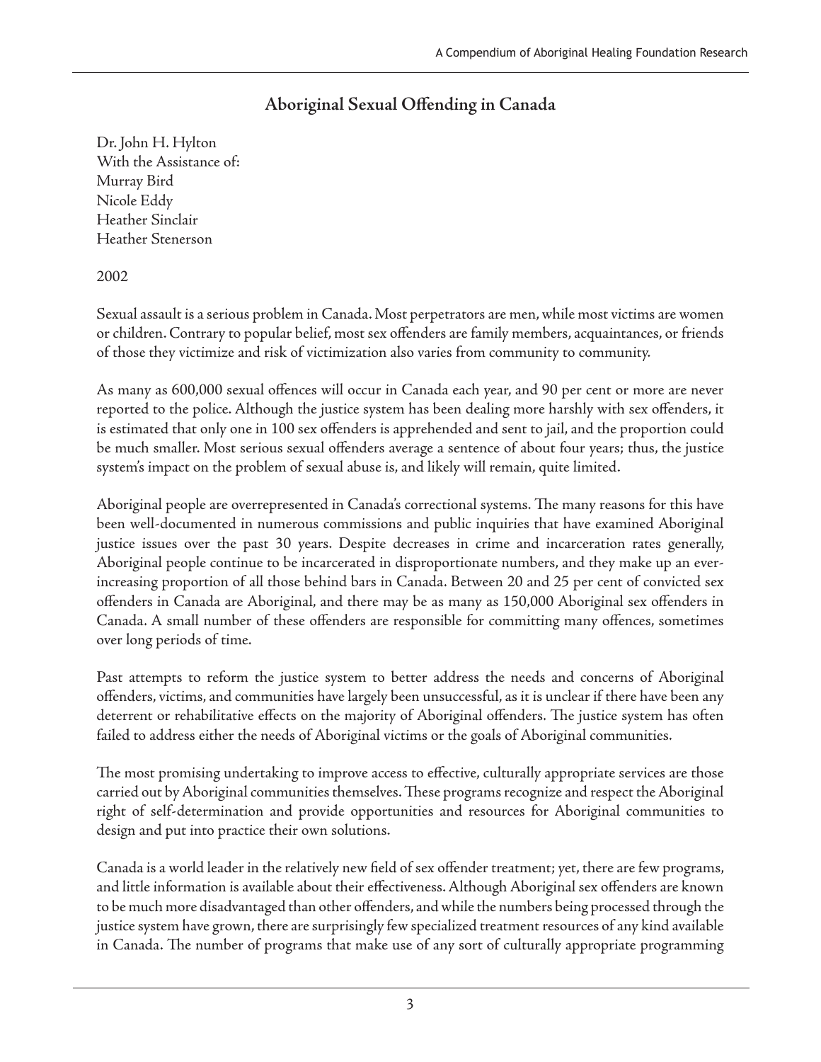## Aboriginal Sexual Offending in Canada

Dr. John H. Hylton
With the Assistance of:
Murray Bird
Nicole Eddy
Heather Sinclair
Heather Stenerson

2002

Sexual assault is a serious problem in Canada. Most perpetrators are men, while most victims are women or children. Contrary to popular belief, most sex offenders are family members, acquaintances, or friends of those they victimize and risk of victimization also varies from community to community.

As many as 600,000 sexual offences will occur in Canada each year, and 90 per cent or more are never reported to the police. Although the justice system has been dealing more harshly with sex offenders, it is estimated that only one in 100 sex offenders is apprehended and sent to jail, and the proportion could be much smaller. Most serious sexual offenders average a sentence of about four years; thus, the justice system's impact on the problem of sexual abuse is, and likely will remain, quite limited.

Aboriginal people are overrepresented in Canada's correctional systems. The many reasons for this have been well-documented in numerous commissions and public inquiries that have examined Aboriginal justice issues over the past 30 years. Despite decreases in crime and incarceration rates generally, Aboriginal people continue to be incarcerated in disproportionate numbers, and they make up an ever-increasing proportion of all those behind bars in Canada. Between 20 and 25 per cent of convicted sex offenders in Canada are Aboriginal, and there may be as many as 150,000 Aboriginal sex offenders in Canada. A small number of these offenders are responsible for committing many offences, sometimes over long periods of time.

Past attempts to reform the justice system to better address the needs and concerns of Aboriginal offenders, victims, and communities have largely been unsuccessful, as it is unclear if there have been any deterrent or rehabilitative effects on the majority of Aboriginal offenders. The justice system has often failed to address either the needs of Aboriginal victims or the goals of Aboriginal communities.

The most promising undertaking to improve access to effective, culturally appropriate services are those carried out by Aboriginal communities themselves. These programs recognize and respect the Aboriginal right of self-determination and provide opportunities and resources for Aboriginal communities to design and put into practice their own solutions.

Canada is a world leader in the relatively new field of sex offender treatment; yet, there are few programs, and little information is available about their effectiveness. Although Aboriginal sex offenders are known to be much more disadvantaged than other offenders, and while the numbers being processed through the justice system have grown, there are surprisingly few specialized treatment resources of any kind available in Canada. The number of programs that make use of any sort of culturally appropriate programming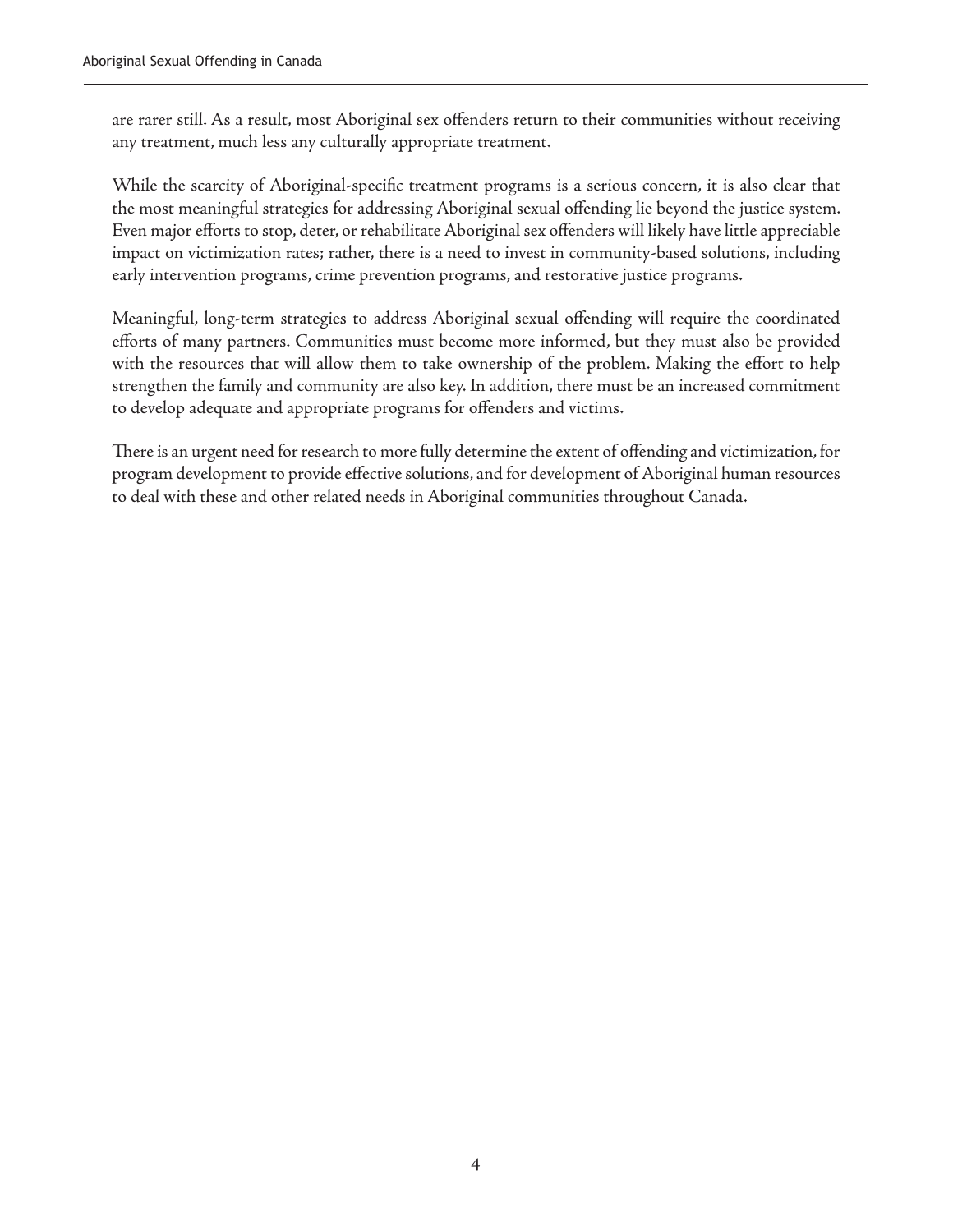are rarer still. As a result, most Aboriginal sex offenders return to their communities without receiving any treatment, much less any culturally appropriate treatment.

While the scarcity of Aboriginal-specific treatment programs is a serious concern, it is also clear that the most meaningful strategies for addressing Aboriginal sexual offending lie beyond the justice system. Even major efforts to stop, deter, or rehabilitate Aboriginal sex offenders will likely have little appreciable impact on victimization rates; rather, there is a need to invest in community-based solutions, including early intervention programs, crime prevention programs, and restorative justice programs.

Meaningful, long-term strategies to address Aboriginal sexual offending will require the coordinated efforts of many partners. Communities must become more informed, but they must also be provided with the resources that will allow them to take ownership of the problem. Making the effort to help strengthen the family and community are also key. In addition, there must be an increased commitment to develop adequate and appropriate programs for offenders and victims.

There is an urgent need for research to more fully determine the extent of offending and victimization, for program development to provide effective solutions, and for development of Aboriginal human resources to deal with these and other related needs in Aboriginal communities throughout Canada.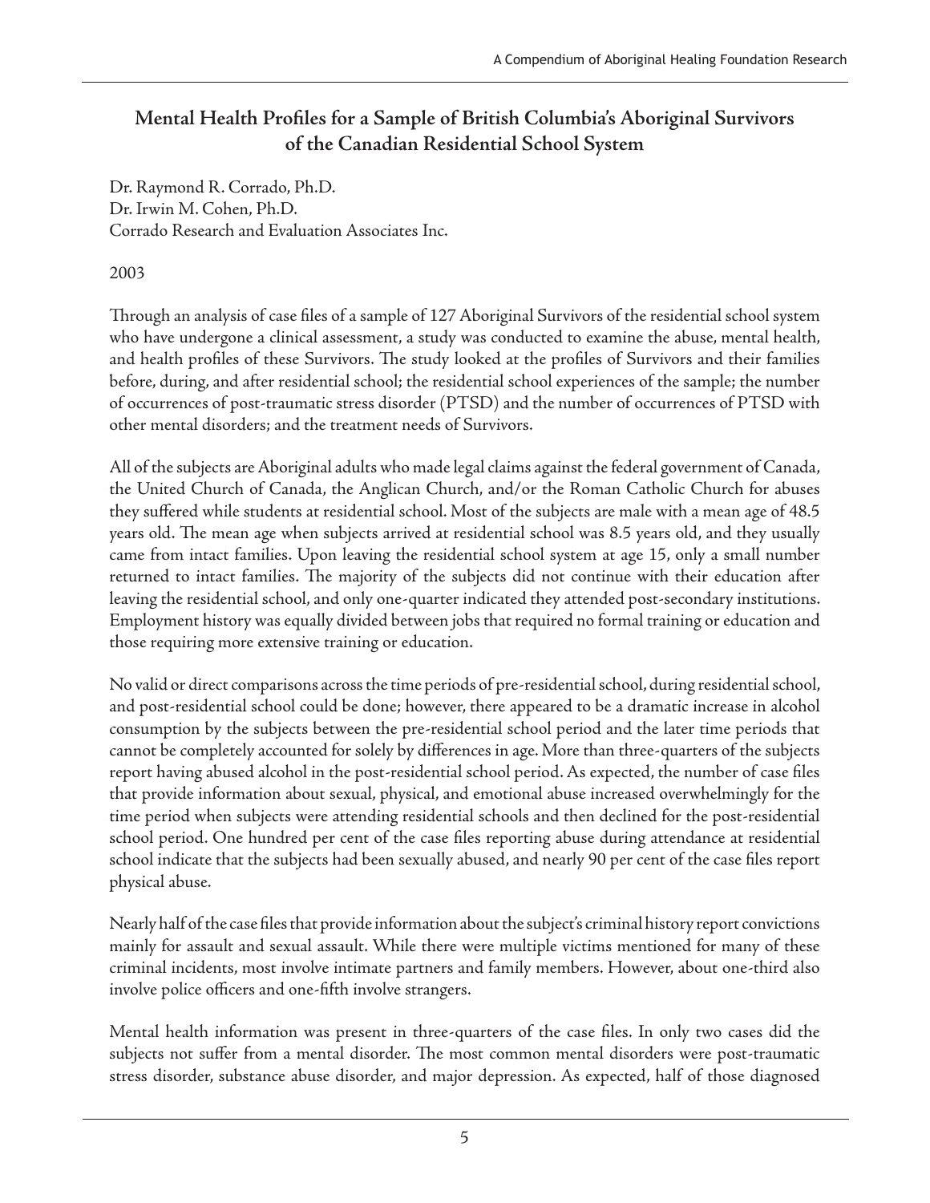## Mental Health Profiles for a Sample of British Columbia's Aboriginal Survivors of the Canadian Residential School System

Dr. Raymond R. Corrado, Ph.D.
Dr. Irwin M. Cohen, Ph.D.
Corrado Research and Evaluation Associates Inc.

2003

Through an analysis of case files of a sample of 127 Aboriginal Survivors of the residential school system who have undergone a clinical assessment, a study was conducted to examine the abuse, mental health, and health profiles of these Survivors. The study looked at the profiles of Survivors and their families before, during, and after residential school; the residential school experiences of the sample; the number of occurrences of post-traumatic stress disorder (PTSD) and the number of occurrences of PTSD with other mental disorders; and the treatment needs of Survivors.

All of the subjects are Aboriginal adults who made legal claims against the federal government of Canada, the United Church of Canada, the Anglican Church, and/or the Roman Catholic Church for abuses they suffered while students at residential school. Most of the subjects are male with a mean age of 48.5 years old. The mean age when subjects arrived at residential school was 8.5 years old, and they usually came from intact families. Upon leaving the residential school system at age 15, only a small number returned to intact families. The majority of the subjects did not continue with their education after leaving the residential school, and only one-quarter indicated they attended post-secondary institutions. Employment history was equally divided between jobs that required no formal training or education and those requiring more extensive training or education.

No valid or direct comparisons across the time periods of pre-residential school, during residential school, and post-residential school could be done; however, there appeared to be a dramatic increase in alcohol consumption by the subjects between the pre-residential school period and the later time periods that cannot be completely accounted for solely by differences in age. More than three-quarters of the subjects report having abused alcohol in the post-residential school period. As expected, the number of case files that provide information about sexual, physical, and emotional abuse increased overwhelmingly for the time period when subjects were attending residential schools and then declined for the post-residential school period. One hundred per cent of the case files reporting abuse during attendance at residential school indicate that the subjects had been sexually abused, and nearly 90 per cent of the case files report physical abuse.

Nearly half of the case files that provide information about the subject's criminal history report convictions mainly for assault and sexual assault. While there were multiple victims mentioned for many of these criminal incidents, most involve intimate partners and family members. However, about one-third also involve police officers and one-fifth involve strangers.

Mental health information was present in three-quarters of the case files. In only two cases did the subjects not suffer from a mental disorder. The most common mental disorders were post-traumatic stress disorder, substance abuse disorder, and major depression. As expected, half of those diagnosed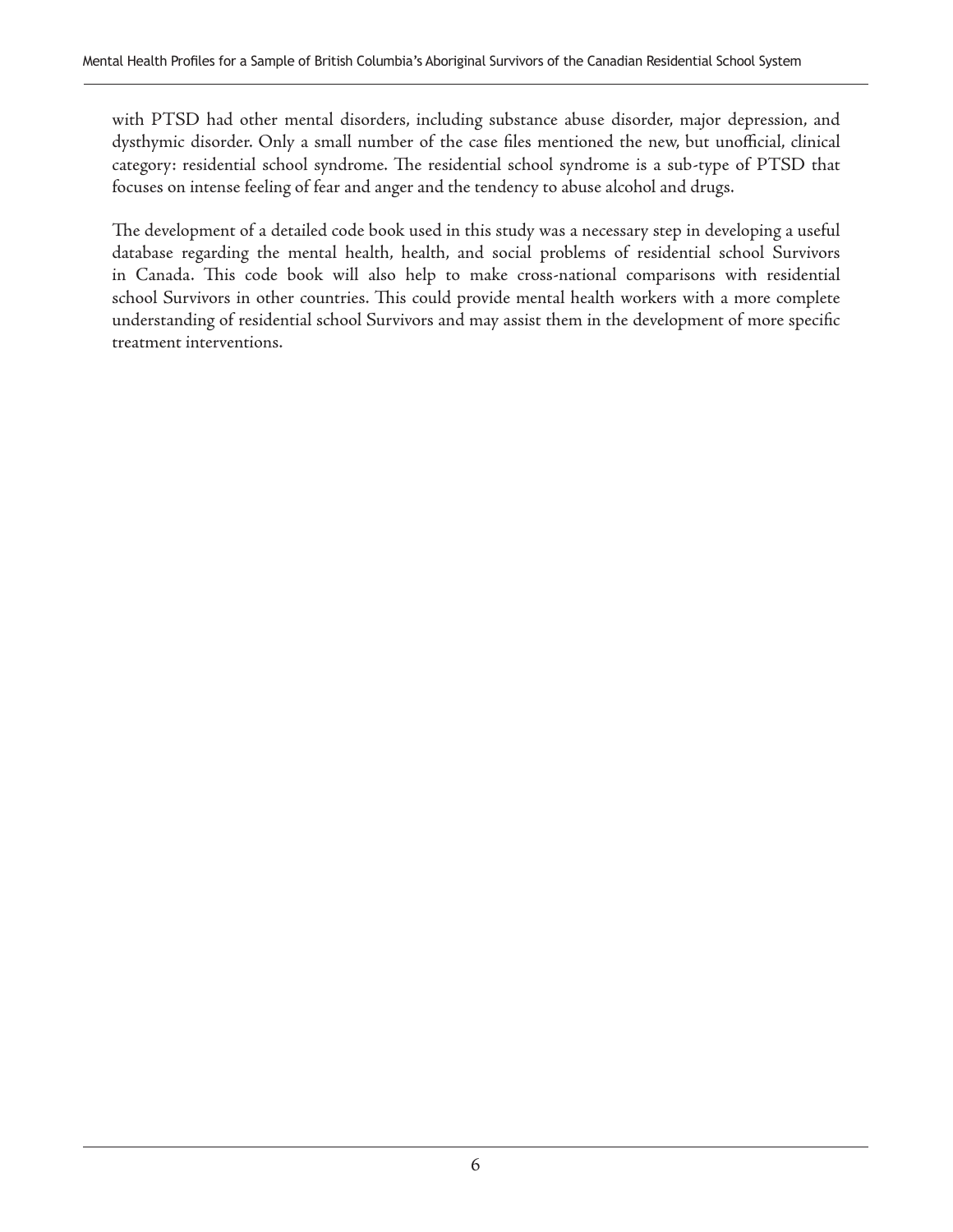with PTSD had other mental disorders, including substance abuse disorder, major depression, and dysthymic disorder. Only a small number of the case files mentioned the new, but unofficial, clinical category: residential school syndrome. The residential school syndrome is a sub-type of PTSD that focuses on intense feeling of fear and anger and the tendency to abuse alcohol and drugs.

The development of a detailed code book used in this study was a necessary step in developing a useful database regarding the mental health, health, and social problems of residential school Survivors in Canada. This code book will also help to make cross-national comparisons with residential school Survivors in other countries. This could provide mental health workers with a more complete understanding of residential school Survivors and may assist them in the development of more specific treatment interventions.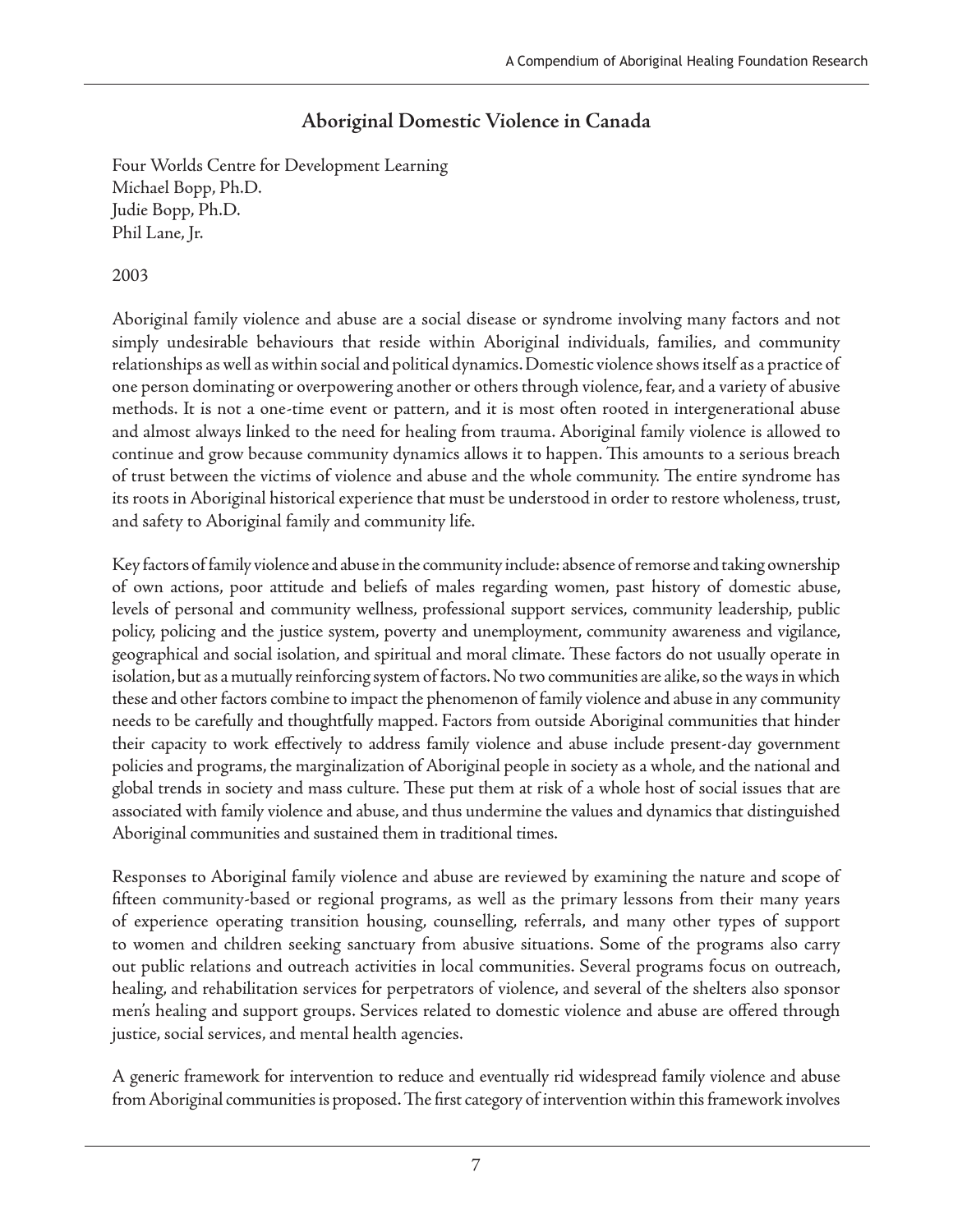## Aboriginal Domestic Violence in Canada

Four Worlds Centre for Development Learning
Michael Bopp, Ph.D.
Judie Bopp, Ph.D.
Phil Lane, Jr.

2003

Aboriginal family violence and abuse are a social disease or syndrome involving many factors and not simply undesirable behaviours that reside within Aboriginal individuals, families, and community relationships as well as within social and political dynamics. Domestic violence shows itself as a practice of one person dominating or overpowering another or others through violence, fear, and a variety of abusive methods. It is not a one-time event or pattern, and it is most often rooted in intergenerational abuse and almost always linked to the need for healing from trauma. Aboriginal family violence is allowed to continue and grow because community dynamics allows it to happen. This amounts to a serious breach of trust between the victims of violence and abuse and the whole community. The entire syndrome has its roots in Aboriginal historical experience that must be understood in order to restore wholeness, trust, and safety to Aboriginal family and community life.

Key factors of family violence and abuse in the community include: absence of remorse and taking ownership of own actions, poor attitude and beliefs of males regarding women, past history of domestic abuse, levels of personal and community wellness, professional support services, community leadership, public policy, policing and the justice system, poverty and unemployment, community awareness and vigilance, geographical and social isolation, and spiritual and moral climate. These factors do not usually operate in isolation, but as a mutually reinforcing system of factors. No two communities are alike, so the ways in which these and other factors combine to impact the phenomenon of family violence and abuse in any community needs to be carefully and thoughtfully mapped. Factors from outside Aboriginal communities that hinder their capacity to work effectively to address family violence and abuse include present-day government policies and programs, the marginalization of Aboriginal people in society as a whole, and the national and global trends in society and mass culture. These put them at risk of a whole host of social issues that are associated with family violence and abuse, and thus undermine the values and dynamics that distinguished Aboriginal communities and sustained them in traditional times.

Responses to Aboriginal family violence and abuse are reviewed by examining the nature and scope of fifteen community-based or regional programs, as well as the primary lessons from their many years of experience operating transition housing, counselling, referrals, and many other types of support to women and children seeking sanctuary from abusive situations. Some of the programs also carry out public relations and outreach activities in local communities. Several programs focus on outreach, healing, and rehabilitation services for perpetrators of violence, and several of the shelters also sponsor men's healing and support groups. Services related to domestic violence and abuse are offered through justice, social services, and mental health agencies.

A generic framework for intervention to reduce and eventually rid widespread family violence and abuse from Aboriginal communities is proposed. The first category of intervention within this framework involves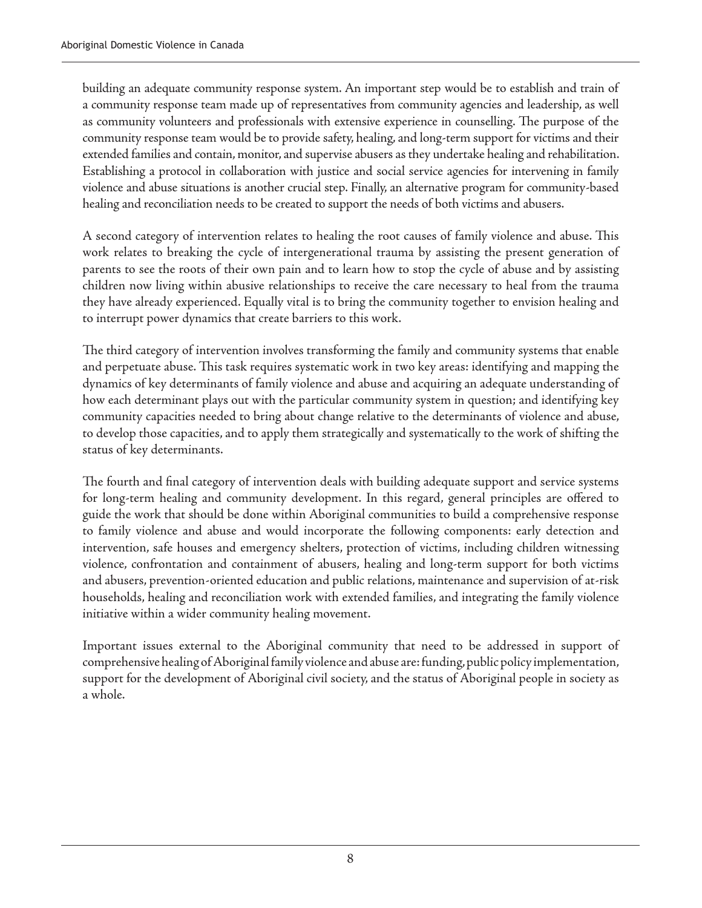building an adequate community response system. An important step would be to establish and train of a community response team made up of representatives from community agencies and leadership, as well as community volunteers and professionals with extensive experience in counselling. The purpose of the community response team would be to provide safety, healing, and long-term support for victims and their extended families and contain, monitor, and supervise abusers as they undertake healing and rehabilitation. Establishing a protocol in collaboration with justice and social service agencies for intervening in family violence and abuse situations is another crucial step. Finally, an alternative program for community-based healing and reconciliation needs to be created to support the needs of both victims and abusers.

A second category of intervention relates to healing the root causes of family violence and abuse. This work relates to breaking the cycle of intergenerational trauma by assisting the present generation of parents to see the roots of their own pain and to learn how to stop the cycle of abuse and by assisting children now living within abusive relationships to receive the care necessary to heal from the trauma they have already experienced. Equally vital is to bring the community together to envision healing and to interrupt power dynamics that create barriers to this work.

The third category of intervention involves transforming the family and community systems that enable and perpetuate abuse. This task requires systematic work in two key areas: identifying and mapping the dynamics of key determinants of family violence and abuse and acquiring an adequate understanding of how each determinant plays out with the particular community system in question; and identifying key community capacities needed to bring about change relative to the determinants of violence and abuse, to develop those capacities, and to apply them strategically and systematically to the work of shifting the status of key determinants.

The fourth and final category of intervention deals with building adequate support and service systems for long-term healing and community development. In this regard, general principles are offered to guide the work that should be done within Aboriginal communities to build a comprehensive response to family violence and abuse and would incorporate the following components: early detection and intervention, safe houses and emergency shelters, protection of victims, including children witnessing violence, confrontation and containment of abusers, healing and long-term support for both victims and abusers, prevention-oriented education and public relations, maintenance and supervision of at-risk households, healing and reconciliation work with extended families, and integrating the family violence initiative within a wider community healing movement.

Important issues external to the Aboriginal community that need to be addressed in support of comprehensive healing of Aboriginal family violence and abuse are: funding, public policy implementation, support for the development of Aboriginal civil society, and the status of Aboriginal people in society as a whole.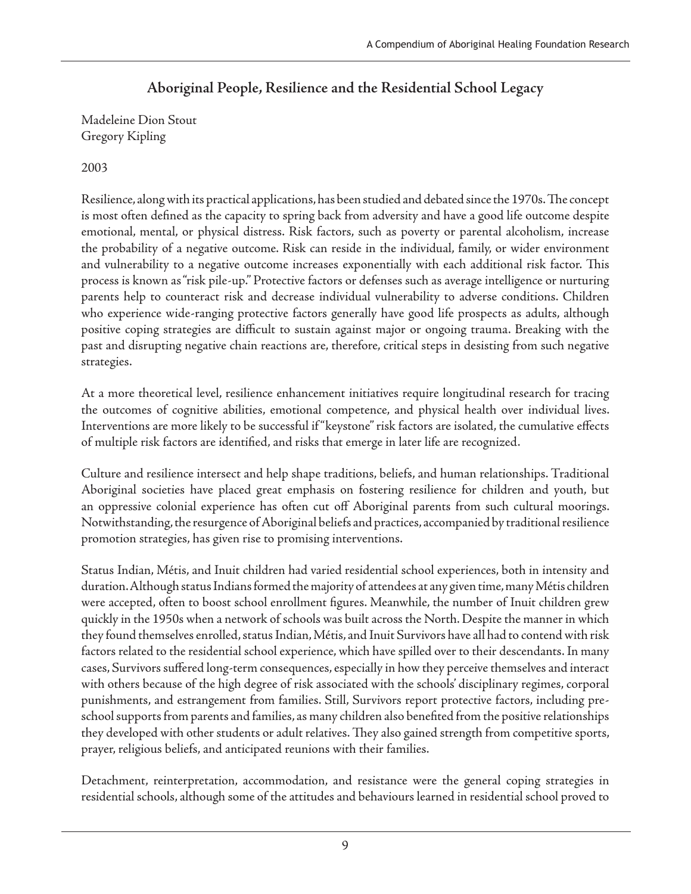## Aboriginal People, Resilience and the Residential School Legacy

Madeleine Dion Stout
Gregory Kipling

2003

Resilience, along with its practical applications, has been studied and debated since the 1970s. The concept is most often defined as the capacity to spring back from adversity and have a good life outcome despite emotional, mental, or physical distress. Risk factors, such as poverty or parental alcoholism, increase the probability of a negative outcome. Risk can reside in the individual, family, or wider environment and vulnerability to a negative outcome increases exponentially with each additional risk factor. This process is known as "risk pile-up." Protective factors or defenses such as average intelligence or nurturing parents help to counteract risk and decrease individual vulnerability to adverse conditions. Children who experience wide-ranging protective factors generally have good life prospects as adults, although positive coping strategies are difficult to sustain against major or ongoing trauma. Breaking with the past and disrupting negative chain reactions are, therefore, critical steps in desisting from such negative strategies.

At a more theoretical level, resilience enhancement initiatives require longitudinal research for tracing the outcomes of cognitive abilities, emotional competence, and physical health over individual lives. Interventions are more likely to be successful if "keystone" risk factors are isolated, the cumulative effects of multiple risk factors are identified, and risks that emerge in later life are recognized.

Culture and resilience intersect and help shape traditions, beliefs, and human relationships. Traditional Aboriginal societies have placed great emphasis on fostering resilience for children and youth, but an oppressive colonial experience has often cut off Aboriginal parents from such cultural moorings. Notwithstanding, the resurgence of Aboriginal beliefs and practices, accompanied by traditional resilience promotion strategies, has given rise to promising interventions.

Status Indian, Métis, and Inuit children had varied residential school experiences, both in intensity and duration. Although status Indians formed the majority of attendees at any given time, many Métis children were accepted, often to boost school enrollment figures. Meanwhile, the number of Inuit children grew quickly in the 1950s when a network of schools was built across the North. Despite the manner in which they found themselves enrolled, status Indian, Métis, and Inuit Survivors have all had to contend with risk factors related to the residential school experience, which have spilled over to their descendants. In many cases, Survivors suffered long-term consequences, especially in how they perceive themselves and interact with others because of the high degree of risk associated with the schools' disciplinary regimes, corporal punishments, and estrangement from families. Still, Survivors report protective factors, including pre-school supports from parents and families, as many children also benefited from the positive relationships they developed with other students or adult relatives. They also gained strength from competitive sports, prayer, religious beliefs, and anticipated reunions with their families.

Detachment, reinterpretation, accommodation, and resistance were the general coping strategies in residential schools, although some of the attitudes and behaviours learned in residential school proved to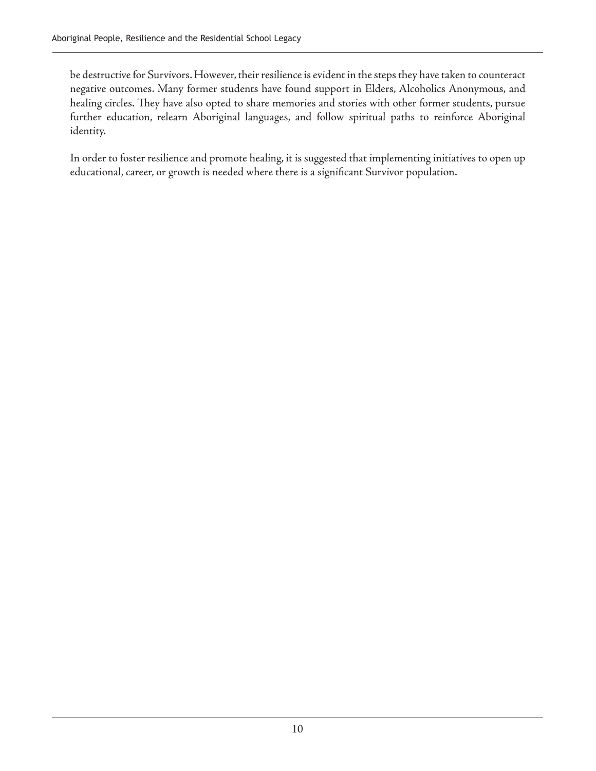be destructive for Survivors. However, their resilience is evident in the steps they have taken to counteract negative outcomes. Many former students have found support in Elders, Alcoholics Anonymous, and healing circles. They have also opted to share memories and stories with other former students, pursue further education, relearn Aboriginal languages, and follow spiritual paths to reinforce Aboriginal identity.

In order to foster resilience and promote healing, it is suggested that implementing initiatives to open up educational, career, or growth is needed where there is a significant Survivor population.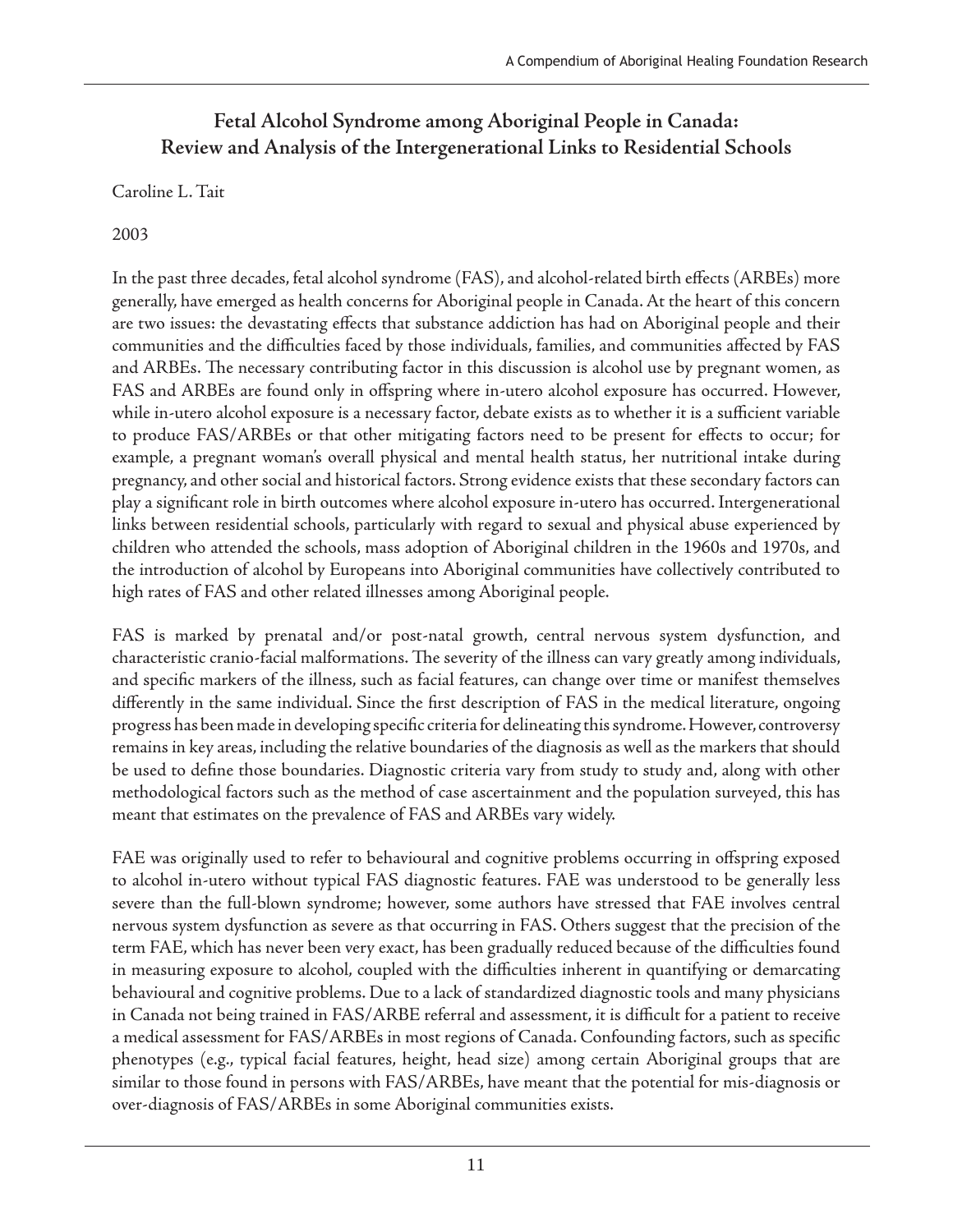## Fetal Alcohol Syndrome among Aboriginal People in Canada: Review and Analysis of the Intergenerational Links to Residential Schools

Caroline L. Tait

2003

In the past three decades, fetal alcohol syndrome (FAS), and alcohol-related birth effects (ARBEs) more generally, have emerged as health concerns for Aboriginal people in Canada. At the heart of this concern are two issues: the devastating effects that substance addiction has had on Aboriginal people and their communities and the difficulties faced by those individuals, families, and communities affected by FAS and ARBEs. The necessary contributing factor in this discussion is alcohol use by pregnant women, as FAS and ARBEs are found only in offspring where in-utero alcohol exposure has occurred. However, while in-utero alcohol exposure is a necessary factor, debate exists as to whether it is a sufficient variable to produce FAS/ARBEs or that other mitigating factors need to be present for effects to occur; for example, a pregnant woman's overall physical and mental health status, her nutritional intake during pregnancy, and other social and historical factors. Strong evidence exists that these secondary factors can play a significant role in birth outcomes where alcohol exposure in-utero has occurred. Intergenerational links between residential schools, particularly with regard to sexual and physical abuse experienced by children who attended the schools, mass adoption of Aboriginal children in the 1960s and 1970s, and the introduction of alcohol by Europeans into Aboriginal communities have collectively contributed to high rates of FAS and other related illnesses among Aboriginal people.

FAS is marked by prenatal and/or post-natal growth, central nervous system dysfunction, and characteristic cranio-facial malformations. The severity of the illness can vary greatly among individuals, and specific markers of the illness, such as facial features, can change over time or manifest themselves differently in the same individual. Since the first description of FAS in the medical literature, ongoing progress has been made in developing specific criteria for delineating this syndrome. However, controversy remains in key areas, including the relative boundaries of the diagnosis as well as the markers that should be used to define those boundaries. Diagnostic criteria vary from study to study and, along with other methodological factors such as the method of case ascertainment and the population surveyed, this has meant that estimates on the prevalence of FAS and ARBEs vary widely.

FAE was originally used to refer to behavioural and cognitive problems occurring in offspring exposed to alcohol in-utero without typical FAS diagnostic features. FAE was understood to be generally less severe than the full-blown syndrome; however, some authors have stressed that FAE involves central nervous system dysfunction as severe as that occurring in FAS. Others suggest that the precision of the term FAE, which has never been very exact, has been gradually reduced because of the difficulties found in measuring exposure to alcohol, coupled with the difficulties inherent in quantifying or demarcating behavioural and cognitive problems. Due to a lack of standardized diagnostic tools and many physicians in Canada not being trained in FAS/ARBE referral and assessment, it is difficult for a patient to receive a medical assessment for FAS/ARBEs in most regions of Canada. Confounding factors, such as specific phenotypes (e.g., typical facial features, height, head size) among certain Aboriginal groups that are similar to those found in persons with FAS/ARBEs, have meant that the potential for mis-diagnosis or over-diagnosis of FAS/ARBEs in some Aboriginal communities exists.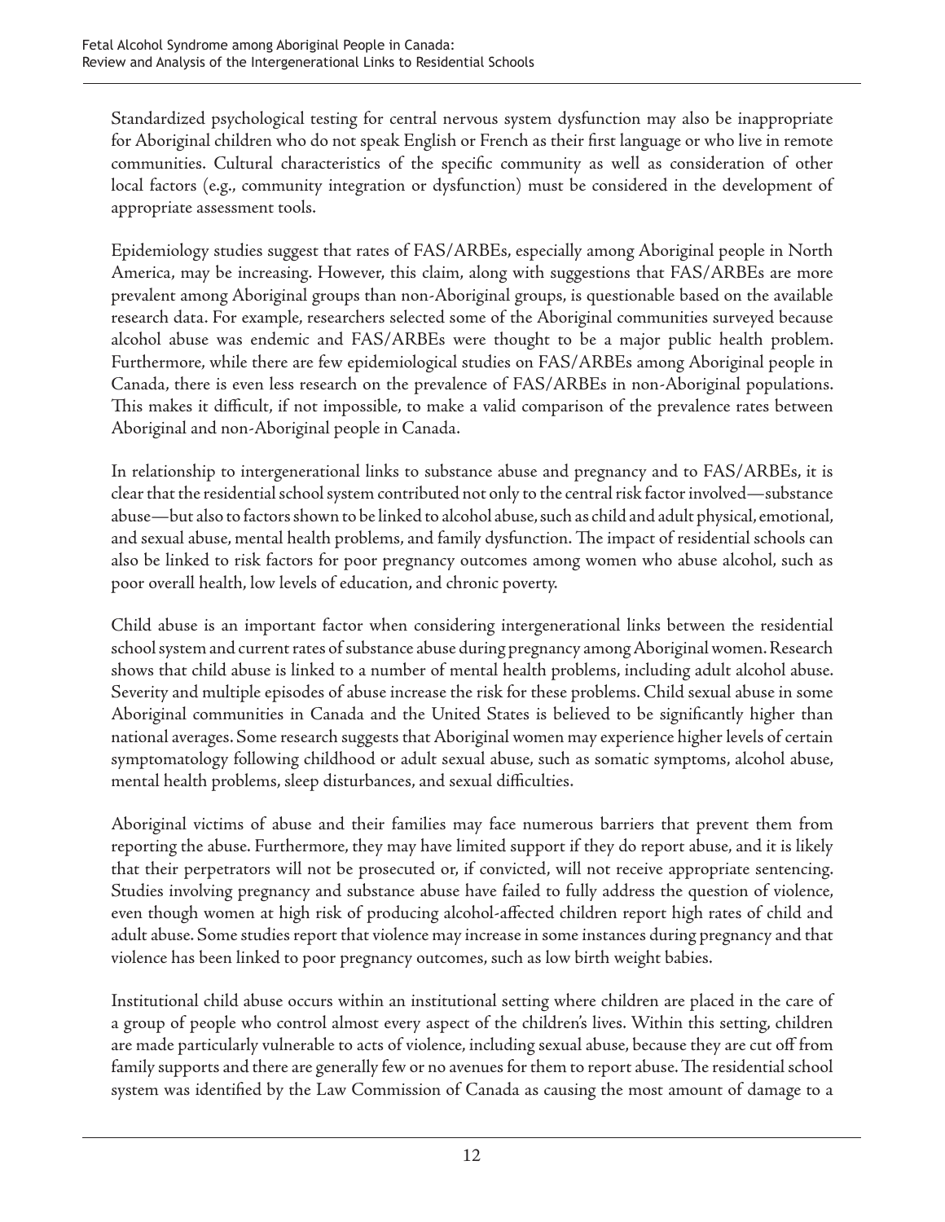Standardized psychological testing for central nervous system dysfunction may also be inappropriate for Aboriginal children who do not speak English or French as their first language or who live in remote communities. Cultural characteristics of the specific community as well as consideration of other local factors (e.g., community integration or dysfunction) must be considered in the development of appropriate assessment tools.

Epidemiology studies suggest that rates of FAS/ARBEs, especially among Aboriginal people in North America, may be increasing. However, this claim, along with suggestions that FAS/ARBEs are more prevalent among Aboriginal groups than non-Aboriginal groups, is questionable based on the available research data. For example, researchers selected some of the Aboriginal communities surveyed because alcohol abuse was endemic and FAS/ARBEs were thought to be a major public health problem. Furthermore, while there are few epidemiological studies on FAS/ARBEs among Aboriginal people in Canada, there is even less research on the prevalence of FAS/ARBEs in non-Aboriginal populations. This makes it difficult, if not impossible, to make a valid comparison of the prevalence rates between Aboriginal and non-Aboriginal people in Canada.

In relationship to intergenerational links to substance abuse and pregnancy and to FAS/ARBEs, it is clear that the residential school system contributed not only to the central risk factor involved—substance abuse—but also to factors shown to be linked to alcohol abuse, such as child and adult physical, emotional, and sexual abuse, mental health problems, and family dysfunction. The impact of residential schools can also be linked to risk factors for poor pregnancy outcomes among women who abuse alcohol, such as poor overall health, low levels of education, and chronic poverty.

Child abuse is an important factor when considering intergenerational links between the residential school system and current rates of substance abuse during pregnancy among Aboriginal women. Research shows that child abuse is linked to a number of mental health problems, including adult alcohol abuse. Severity and multiple episodes of abuse increase the risk for these problems. Child sexual abuse in some Aboriginal communities in Canada and the United States is believed to be significantly higher than national averages. Some research suggests that Aboriginal women may experience higher levels of certain symptomatology following childhood or adult sexual abuse, such as somatic symptoms, alcohol abuse, mental health problems, sleep disturbances, and sexual difficulties.

Aboriginal victims of abuse and their families may face numerous barriers that prevent them from reporting the abuse. Furthermore, they may have limited support if they do report abuse, and it is likely that their perpetrators will not be prosecuted or, if convicted, will not receive appropriate sentencing. Studies involving pregnancy and substance abuse have failed to fully address the question of violence, even though women at high risk of producing alcohol-affected children report high rates of child and adult abuse. Some studies report that violence may increase in some instances during pregnancy and that violence has been linked to poor pregnancy outcomes, such as low birth weight babies.

Institutional child abuse occurs within an institutional setting where children are placed in the care of a group of people who control almost every aspect of the children's lives. Within this setting, children are made particularly vulnerable to acts of violence, including sexual abuse, because they are cut off from family supports and there are generally few or no avenues for them to report abuse. The residential school system was identified by the Law Commission of Canada as causing the most amount of damage to a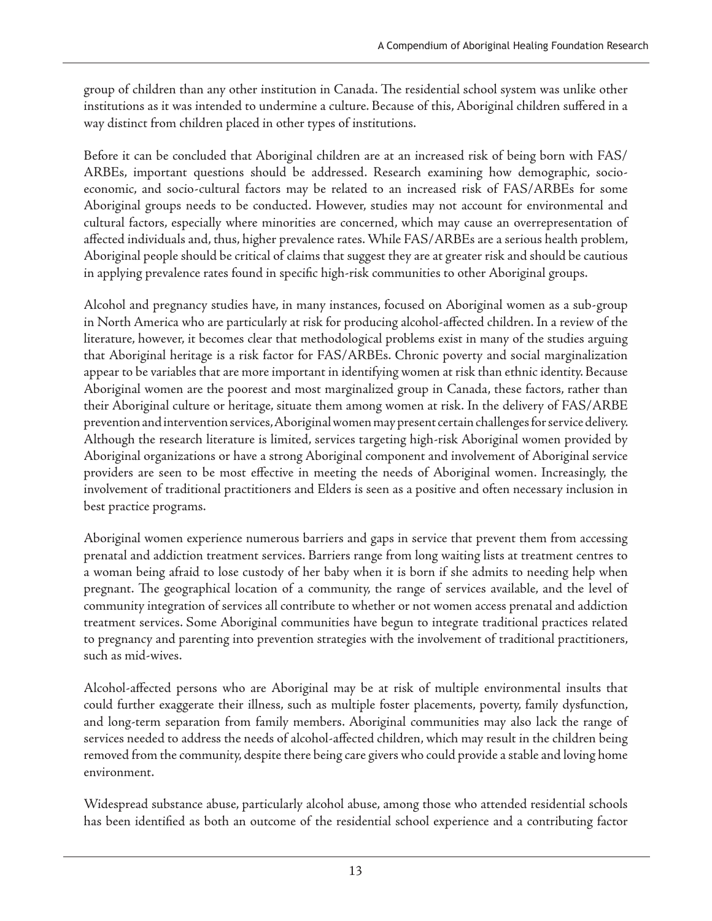group of children than any other institution in Canada. The residential school system was unlike other institutions as it was intended to undermine a culture. Because of this, Aboriginal children suffered in a way distinct from children placed in other types of institutions.

Before it can be concluded that Aboriginal children are at an increased risk of being born with FAS/ARBEs, important questions should be addressed. Research examining how demographic, socio-economic, and socio-cultural factors may be related to an increased risk of FAS/ARBEs for some Aboriginal groups needs to be conducted. However, studies may not account for environmental and cultural factors, especially where minorities are concerned, which may cause an overrepresentation of affected individuals and, thus, higher prevalence rates. While FAS/ARBEs are a serious health problem, Aboriginal people should be critical of claims that suggest they are at greater risk and should be cautious in applying prevalence rates found in specific high-risk communities to other Aboriginal groups.

Alcohol and pregnancy studies have, in many instances, focused on Aboriginal women as a sub-group in North America who are particularly at risk for producing alcohol-affected children. In a review of the literature, however, it becomes clear that methodological problems exist in many of the studies arguing that Aboriginal heritage is a risk factor for FAS/ARBEs. Chronic poverty and social marginalization appear to be variables that are more important in identifying women at risk than ethnic identity. Because Aboriginal women are the poorest and most marginalized group in Canada, these factors, rather than their Aboriginal culture or heritage, situate them among women at risk. In the delivery of FAS/ARBE prevention and intervention services, Aboriginal women may present certain challenges for service delivery. Although the research literature is limited, services targeting high-risk Aboriginal women provided by Aboriginal organizations or have a strong Aboriginal component and involvement of Aboriginal service providers are seen to be most effective in meeting the needs of Aboriginal women. Increasingly, the involvement of traditional practitioners and Elders is seen as a positive and often necessary inclusion in best practice programs.

Aboriginal women experience numerous barriers and gaps in service that prevent them from accessing prenatal and addiction treatment services. Barriers range from long waiting lists at treatment centres to a woman being afraid to lose custody of her baby when it is born if she admits to needing help when pregnant. The geographical location of a community, the range of services available, and the level of community integration of services all contribute to whether or not women access prenatal and addiction treatment services. Some Aboriginal communities have begun to integrate traditional practices related to pregnancy and parenting into prevention strategies with the involvement of traditional practitioners, such as mid-wives.

Alcohol-affected persons who are Aboriginal may be at risk of multiple environmental insults that could further exaggerate their illness, such as multiple foster placements, poverty, family dysfunction, and long-term separation from family members. Aboriginal communities may also lack the range of services needed to address the needs of alcohol-affected children, which may result in the children being removed from the community, despite there being care givers who could provide a stable and loving home environment.

Widespread substance abuse, particularly alcohol abuse, among those who attended residential schools has been identified as both an outcome of the residential school experience and a contributing factor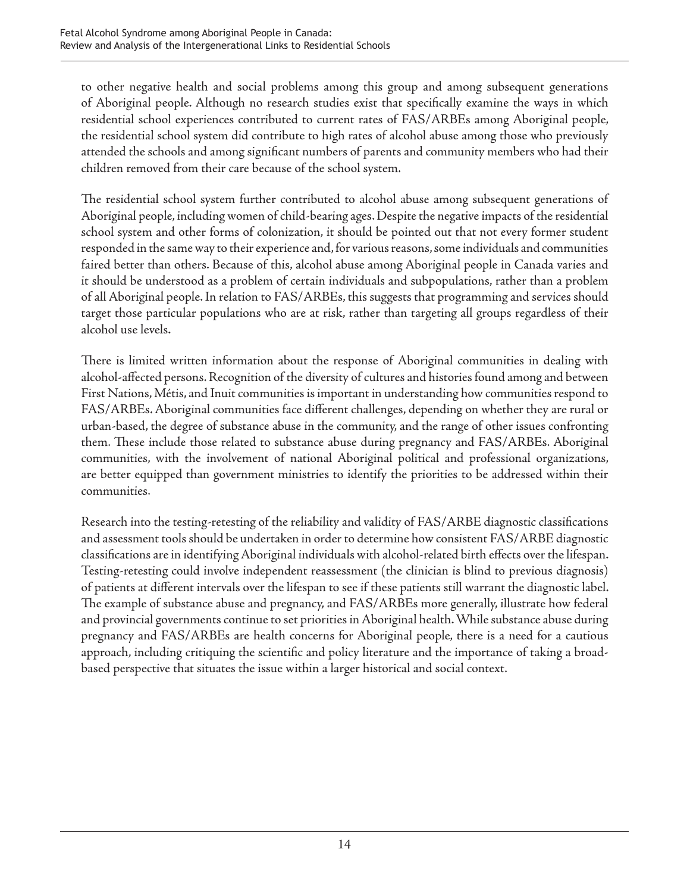to other negative health and social problems among this group and among subsequent generations of Aboriginal people. Although no research studies exist that specifically examine the ways in which residential school experiences contributed to current rates of FAS/ARBEs among Aboriginal people, the residential school system did contribute to high rates of alcohol abuse among those who previously attended the schools and among significant numbers of parents and community members who had their children removed from their care because of the school system.

The residential school system further contributed to alcohol abuse among subsequent generations of Aboriginal people, including women of child-bearing ages. Despite the negative impacts of the residential school system and other forms of colonization, it should be pointed out that not every former student responded in the same way to their experience and, for various reasons, some individuals and communities faired better than others. Because of this, alcohol abuse among Aboriginal people in Canada varies and it should be understood as a problem of certain individuals and subpopulations, rather than a problem of all Aboriginal people. In relation to FAS/ARBEs, this suggests that programming and services should target those particular populations who are at risk, rather than targeting all groups regardless of their alcohol use levels.

There is limited written information about the response of Aboriginal communities in dealing with alcohol-affected persons. Recognition of the diversity of cultures and histories found among and between First Nations, Métis, and Inuit communities is important in understanding how communities respond to FAS/ARBEs. Aboriginal communities face different challenges, depending on whether they are rural or urban-based, the degree of substance abuse in the community, and the range of other issues confronting them. These include those related to substance abuse during pregnancy and FAS/ARBEs. Aboriginal communities, with the involvement of national Aboriginal political and professional organizations, are better equipped than government ministries to identify the priorities to be addressed within their communities.

Research into the testing-retesting of the reliability and validity of FAS/ARBE diagnostic classifications and assessment tools should be undertaken in order to determine how consistent FAS/ARBE diagnostic classifications are in identifying Aboriginal individuals with alcohol-related birth effects over the lifespan. Testing-retesting could involve independent reassessment (the clinician is blind to previous diagnosis) of patients at different intervals over the lifespan to see if these patients still warrant the diagnostic label. The example of substance abuse and pregnancy, and FAS/ARBEs more generally, illustrate how federal and provincial governments continue to set priorities in Aboriginal health. While substance abuse during pregnancy and FAS/ARBEs are health concerns for Aboriginal people, there is a need for a cautious approach, including critiquing the scientific and policy literature and the importance of taking a broad-based perspective that situates the issue within a larger historical and social context.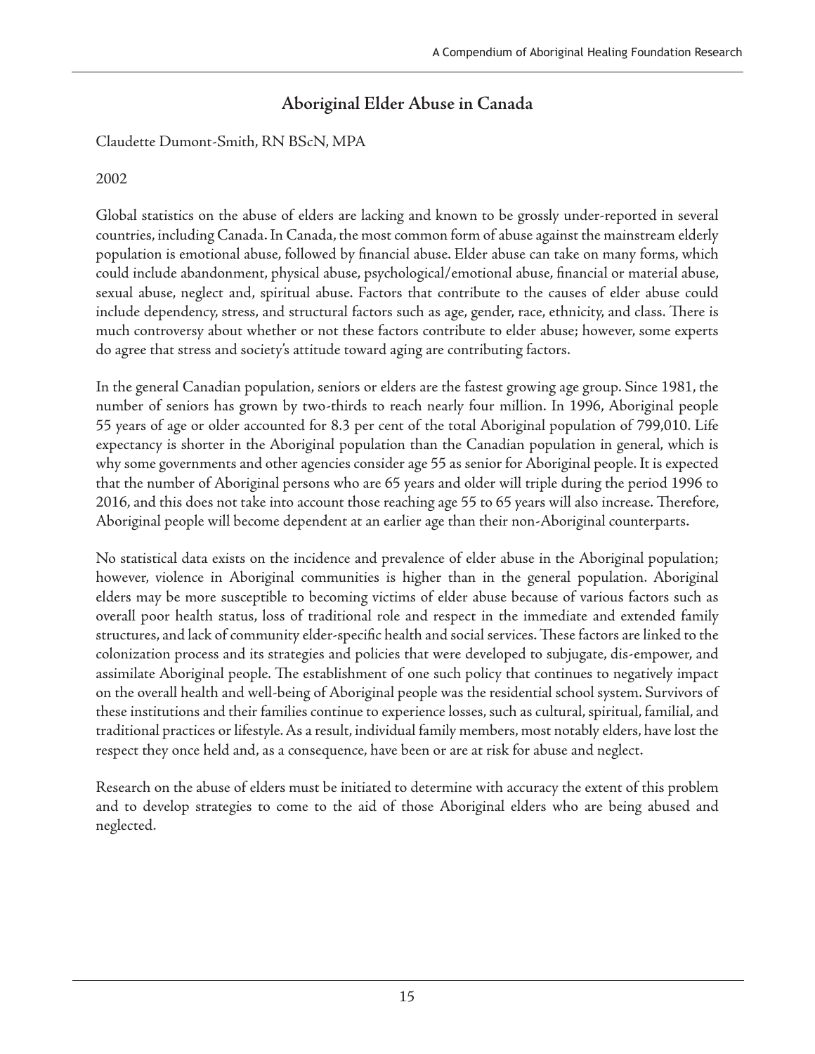## Aboriginal Elder Abuse in Canada

Claudette Dumont-Smith, RN BScN, MPA

2002

Global statistics on the abuse of elders are lacking and known to be grossly under-reported in several countries, including Canada. In Canada, the most common form of abuse against the mainstream elderly population is emotional abuse, followed by financial abuse. Elder abuse can take on many forms, which could include abandonment, physical abuse, psychological/emotional abuse, financial or material abuse, sexual abuse, neglect and, spiritual abuse. Factors that contribute to the causes of elder abuse could include dependency, stress, and structural factors such as age, gender, race, ethnicity, and class. There is much controversy about whether or not these factors contribute to elder abuse; however, some experts do agree that stress and society's attitude toward aging are contributing factors.

In the general Canadian population, seniors or elders are the fastest growing age group. Since 1981, the number of seniors has grown by two-thirds to reach nearly four million. In 1996, Aboriginal people 55 years of age or older accounted for 8.3 per cent of the total Aboriginal population of 799,010. Life expectancy is shorter in the Aboriginal population than the Canadian population in general, which is why some governments and other agencies consider age 55 as senior for Aboriginal people. It is expected that the number of Aboriginal persons who are 65 years and older will triple during the period 1996 to 2016, and this does not take into account those reaching age 55 to 65 years will also increase. Therefore, Aboriginal people will become dependent at an earlier age than their non-Aboriginal counterparts.

No statistical data exists on the incidence and prevalence of elder abuse in the Aboriginal population; however, violence in Aboriginal communities is higher than in the general population. Aboriginal elders may be more susceptible to becoming victims of elder abuse because of various factors such as overall poor health status, loss of traditional role and respect in the immediate and extended family structures, and lack of community elder-specific health and social services. These factors are linked to the colonization process and its strategies and policies that were developed to subjugate, dis-empower, and assimilate Aboriginal people. The establishment of one such policy that continues to negatively impact on the overall health and well-being of Aboriginal people was the residential school system. Survivors of these institutions and their families continue to experience losses, such as cultural, spiritual, familial, and traditional practices or lifestyle. As a result, individual family members, most notably elders, have lost the respect they once held and, as a consequence, have been or are at risk for abuse and neglect.

Research on the abuse of elders must be initiated to determine with accuracy the extent of this problem and to develop strategies to come to the aid of those Aboriginal elders who are being abused and neglected.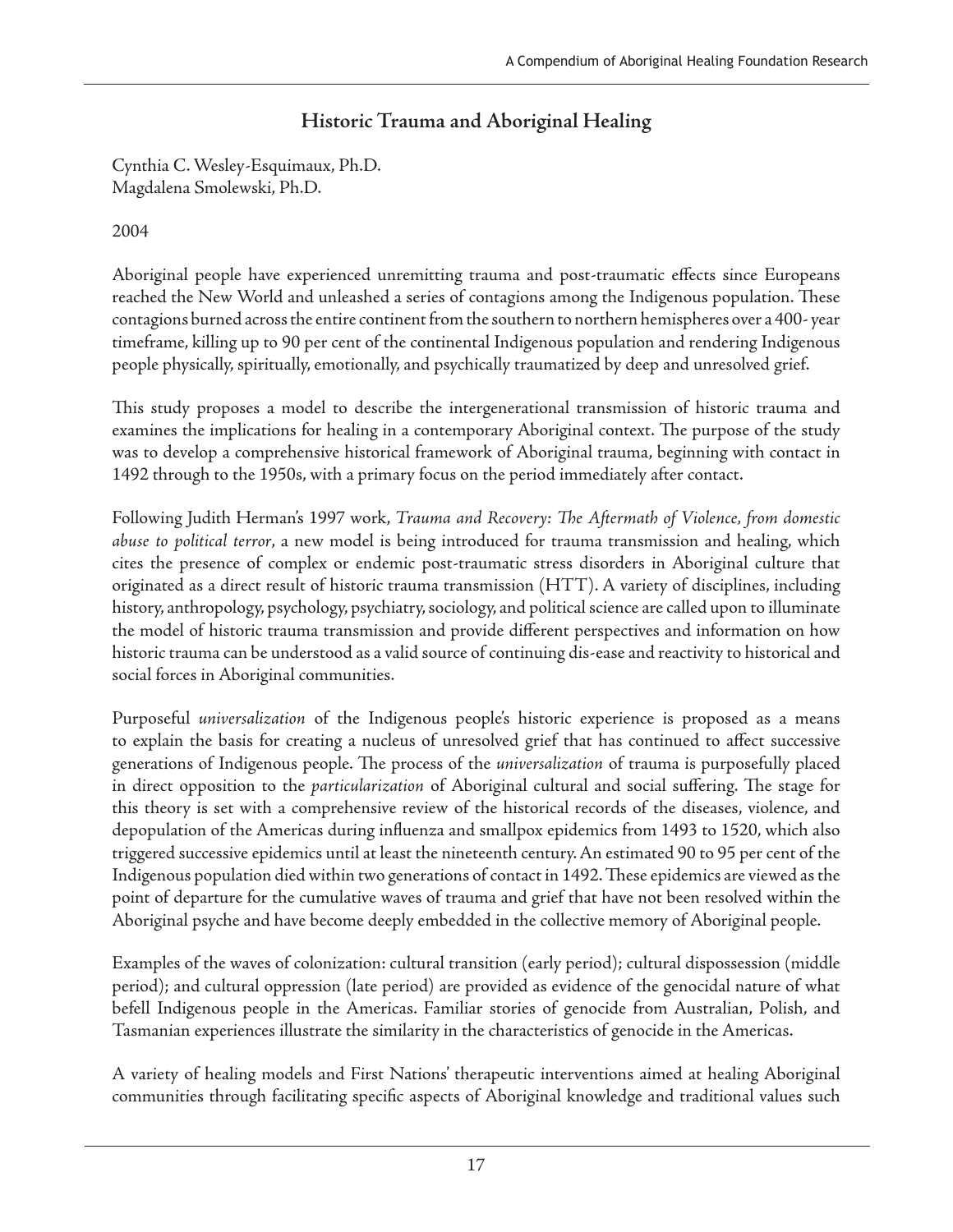## Historic Trauma and Aboriginal Healing

Cynthia C. Wesley-Esquimaux, Ph.D.
Magdalena Smolewski, Ph.D.

2004

Aboriginal people have experienced unremitting trauma and post-traumatic effects since Europeans reached the New World and unleashed a series of contagions among the Indigenous population. These contagions burned across the entire continent from the southern to northern hemispheres over a 400- year timeframe, killing up to 90 per cent of the continental Indigenous population and rendering Indigenous people physically, spiritually, emotionally, and psychically traumatized by deep and unresolved grief.

This study proposes a model to describe the intergenerational transmission of historic trauma and examines the implications for healing in a contemporary Aboriginal context. The purpose of the study was to develop a comprehensive historical framework of Aboriginal trauma, beginning with contact in 1492 through to the 1950s, with a primary focus on the period immediately after contact.

Following Judith Herman's 1997 work, *Trauma and Recovery: The Aftermath of Violence, from domestic abuse to political terror*, a new model is being introduced for trauma transmission and healing, which cites the presence of complex or endemic post-traumatic stress disorders in Aboriginal culture that originated as a direct result of historic trauma transmission (HTT). A variety of disciplines, including history, anthropology, psychology, psychiatry, sociology, and political science are called upon to illuminate the model of historic trauma transmission and provide different perspectives and information on how historic trauma can be understood as a valid source of continuing dis-ease and reactivity to historical and social forces in Aboriginal communities.

Purposeful *universalization* of the Indigenous people's historic experience is proposed as a means to explain the basis for creating a nucleus of unresolved grief that has continued to affect successive generations of Indigenous people. The process of the *universalization* of trauma is purposefully placed in direct opposition to the *particularization* of Aboriginal cultural and social suffering. The stage for this theory is set with a comprehensive review of the historical records of the diseases, violence, and depopulation of the Americas during influenza and smallpox epidemics from 1493 to 1520, which also triggered successive epidemics until at least the nineteenth century. An estimated 90 to 95 per cent of the Indigenous population died within two generations of contact in 1492. These epidemics are viewed as the point of departure for the cumulative waves of trauma and grief that have not been resolved within the Aboriginal psyche and have become deeply embedded in the collective memory of Aboriginal people.

Examples of the waves of colonization: cultural transition (early period); cultural dispossession (middle period); and cultural oppression (late period) are provided as evidence of the genocidal nature of what befell Indigenous people in the Americas. Familiar stories of genocide from Australian, Polish, and Tasmanian experiences illustrate the similarity in the characteristics of genocide in the Americas.

A variety of healing models and First Nations' therapeutic interventions aimed at healing Aboriginal communities through facilitating specific aspects of Aboriginal knowledge and traditional values such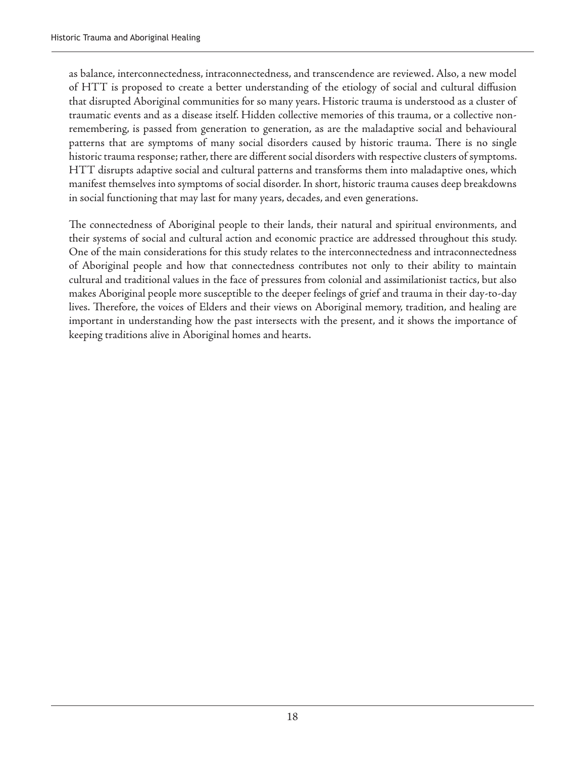as balance, interconnectedness, intraconnectedness, and transcendence are reviewed. Also, a new model of HTT is proposed to create a better understanding of the etiology of social and cultural diffusion that disrupted Aboriginal communities for so many years. Historic trauma is understood as a cluster of traumatic events and as a disease itself. Hidden collective memories of this trauma, or a collective non-remembering, is passed from generation to generation, as are the maladaptive social and behavioural patterns that are symptoms of many social disorders caused by historic trauma. There is no single historic trauma response; rather, there are different social disorders with respective clusters of symptoms. HTT disrupts adaptive social and cultural patterns and transforms them into maladaptive ones, which manifest themselves into symptoms of social disorder. In short, historic trauma causes deep breakdowns in social functioning that may last for many years, decades, and even generations.

The connectedness of Aboriginal people to their lands, their natural and spiritual environments, and their systems of social and cultural action and economic practice are addressed throughout this study. One of the main considerations for this study relates to the interconnectedness and intraconnectedness of Aboriginal people and how that connectedness contributes not only to their ability to maintain cultural and traditional values in the face of pressures from colonial and assimilationist tactics, but also makes Aboriginal people more susceptible to the deeper feelings of grief and trauma in their day-to-day lives. Therefore, the voices of Elders and their views on Aboriginal memory, tradition, and healing are important in understanding how the past intersects with the present, and it shows the importance of keeping traditions alive in Aboriginal homes and hearts.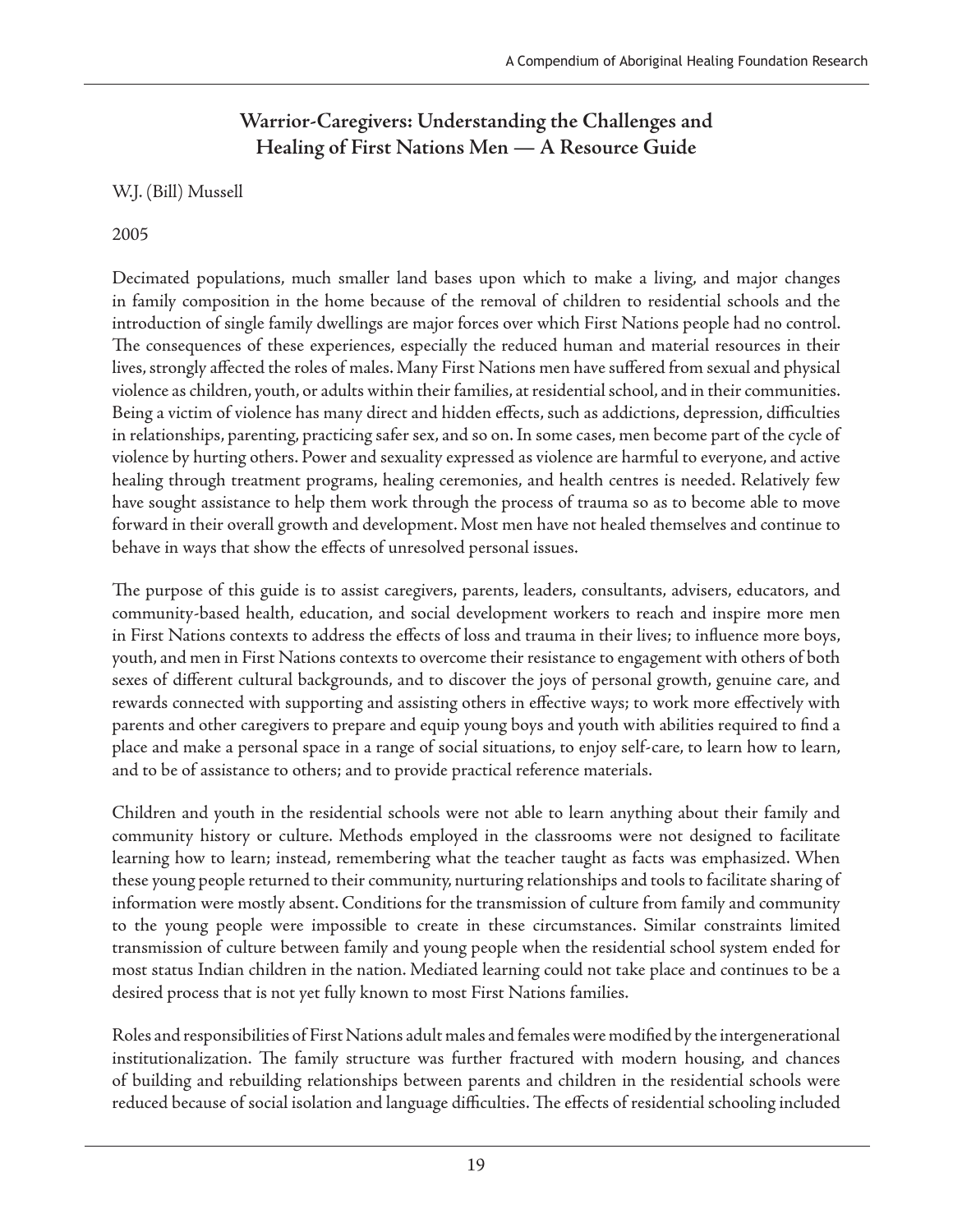## Warrior-Caregivers: Understanding the Challenges and Healing of First Nations Men — A Resource Guide

W.J. (Bill) Mussell

2005

Decimated populations, much smaller land bases upon which to make a living, and major changes in family composition in the home because of the removal of children to residential schools and the introduction of single family dwellings are major forces over which First Nations people had no control. The consequences of these experiences, especially the reduced human and material resources in their lives, strongly affected the roles of males. Many First Nations men have suffered from sexual and physical violence as children, youth, or adults within their families, at residential school, and in their communities. Being a victim of violence has many direct and hidden effects, such as addictions, depression, difficulties in relationships, parenting, practicing safer sex, and so on. In some cases, men become part of the cycle of violence by hurting others. Power and sexuality expressed as violence are harmful to everyone, and active healing through treatment programs, healing ceremonies, and health centres is needed. Relatively few have sought assistance to help them work through the process of trauma so as to become able to move forward in their overall growth and development. Most men have not healed themselves and continue to behave in ways that show the effects of unresolved personal issues.

The purpose of this guide is to assist caregivers, parents, leaders, consultants, advisers, educators, and community-based health, education, and social development workers to reach and inspire more men in First Nations contexts to address the effects of loss and trauma in their lives; to influence more boys, youth, and men in First Nations contexts to overcome their resistance to engagement with others of both sexes of different cultural backgrounds, and to discover the joys of personal growth, genuine care, and rewards connected with supporting and assisting others in effective ways; to work more effectively with parents and other caregivers to prepare and equip young boys and youth with abilities required to find a place and make a personal space in a range of social situations, to enjoy self-care, to learn how to learn, and to be of assistance to others; and to provide practical reference materials.

Children and youth in the residential schools were not able to learn anything about their family and community history or culture. Methods employed in the classrooms were not designed to facilitate learning how to learn; instead, remembering what the teacher taught as facts was emphasized. When these young people returned to their community, nurturing relationships and tools to facilitate sharing of information were mostly absent. Conditions for the transmission of culture from family and community to the young people were impossible to create in these circumstances. Similar constraints limited transmission of culture between family and young people when the residential school system ended for most status Indian children in the nation. Mediated learning could not take place and continues to be a desired process that is not yet fully known to most First Nations families.

Roles and responsibilities of First Nations adult males and females were modified by the intergenerational institutionalization. The family structure was further fractured with modern housing, and chances of building and rebuilding relationships between parents and children in the residential schools were reduced because of social isolation and language difficulties. The effects of residential schooling included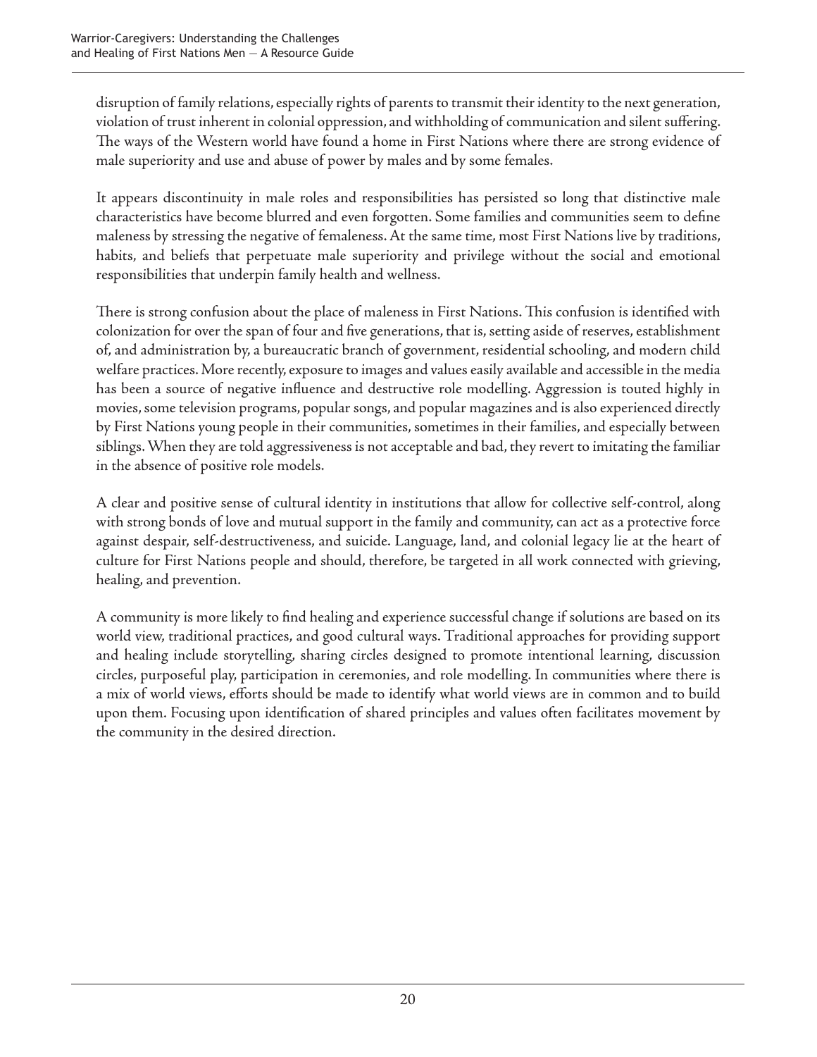disruption of family relations, especially rights of parents to transmit their identity to the next generation, violation of trust inherent in colonial oppression, and withholding of communication and silent suffering. The ways of the Western world have found a home in First Nations where there are strong evidence of male superiority and use and abuse of power by males and by some females.

It appears discontinuity in male roles and responsibilities has persisted so long that distinctive male characteristics have become blurred and even forgotten. Some families and communities seem to define maleness by stressing the negative of femaleness. At the same time, most First Nations live by traditions, habits, and beliefs that perpetuate male superiority and privilege without the social and emotional responsibilities that underpin family health and wellness.

There is strong confusion about the place of maleness in First Nations. This confusion is identified with colonization for over the span of four and five generations, that is, setting aside of reserves, establishment of, and administration by, a bureaucratic branch of government, residential schooling, and modern child welfare practices. More recently, exposure to images and values easily available and accessible in the media has been a source of negative influence and destructive role modelling. Aggression is touted highly in movies, some television programs, popular songs, and popular magazines and is also experienced directly by First Nations young people in their communities, sometimes in their families, and especially between siblings. When they are told aggressiveness is not acceptable and bad, they revert to imitating the familiar in the absence of positive role models.

A clear and positive sense of cultural identity in institutions that allow for collective self-control, along with strong bonds of love and mutual support in the family and community, can act as a protective force against despair, self-destructiveness, and suicide. Language, land, and colonial legacy lie at the heart of culture for First Nations people and should, therefore, be targeted in all work connected with grieving, healing, and prevention.

A community is more likely to find healing and experience successful change if solutions are based on its world view, traditional practices, and good cultural ways. Traditional approaches for providing support and healing include storytelling, sharing circles designed to promote intentional learning, discussion circles, purposeful play, participation in ceremonies, and role modelling. In communities where there is a mix of world views, efforts should be made to identify what world views are in common and to build upon them. Focusing upon identification of shared principles and values often facilitates movement by the community in the desired direction.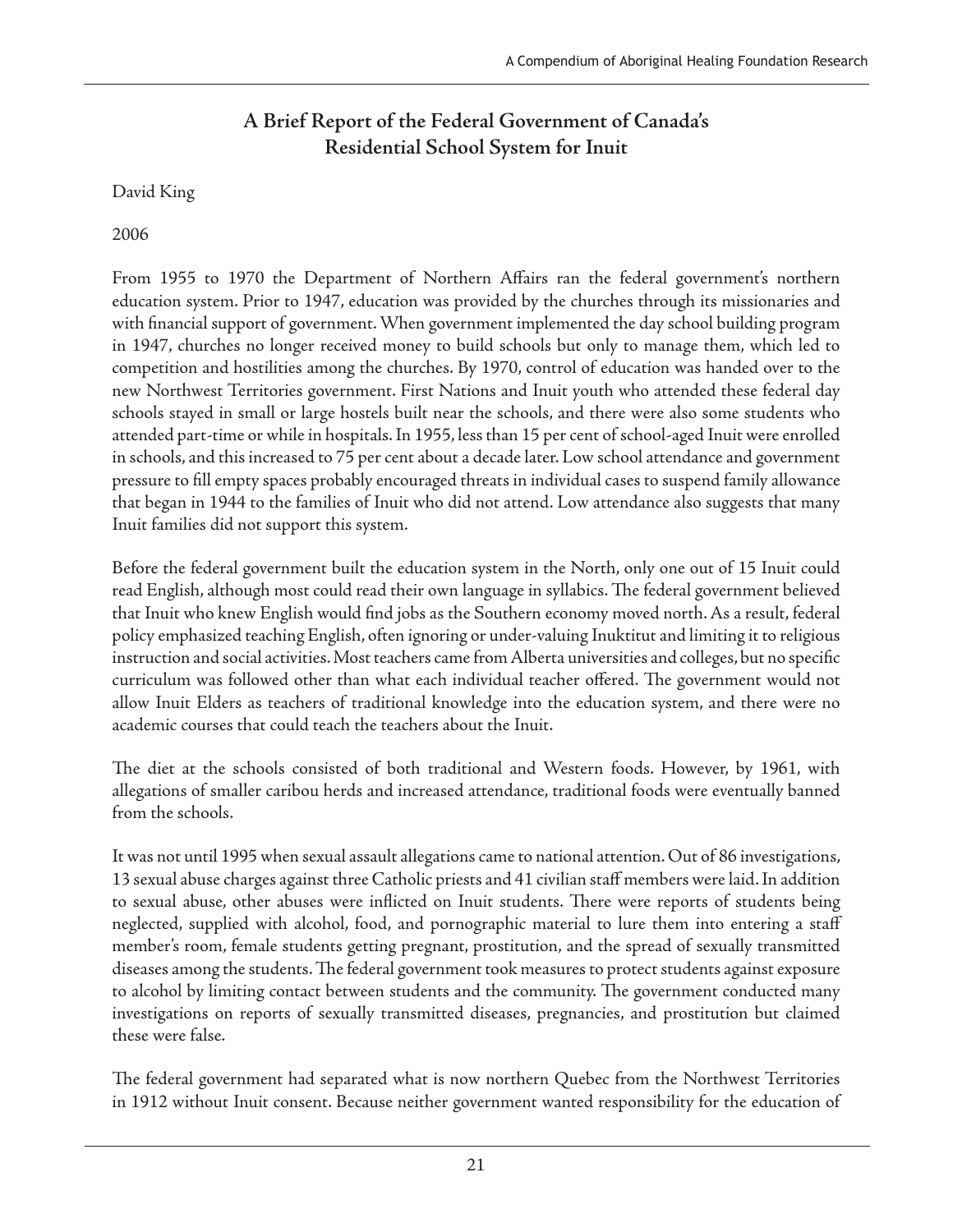## A Brief Report of the Federal Government of Canada's Residential School System for Inuit

David King

2006

From 1955 to 1970 the Department of Northern Affairs ran the federal government's northern education system. Prior to 1947, education was provided by the churches through its missionaries and with financial support of government. When government implemented the day school building program in 1947, churches no longer received money to build schools but only to manage them, which led to competition and hostilities among the churches. By 1970, control of education was handed over to the new Northwest Territories government. First Nations and Inuit youth who attended these federal day schools stayed in small or large hostels built near the schools, and there were also some students who attended part-time or while in hospitals. In 1955, less than 15 per cent of school-aged Inuit were enrolled in schools, and this increased to 75 per cent about a decade later. Low school attendance and government pressure to fill empty spaces probably encouraged threats in individual cases to suspend family allowance that began in 1944 to the families of Inuit who did not attend. Low attendance also suggests that many Inuit families did not support this system.

Before the federal government built the education system in the North, only one out of 15 Inuit could read English, although most could read their own language in syllabics. The federal government believed that Inuit who knew English would find jobs as the Southern economy moved north. As a result, federal policy emphasized teaching English, often ignoring or under-valuing Inuktitut and limiting it to religious instruction and social activities. Most teachers came from Alberta universities and colleges, but no specific curriculum was followed other than what each individual teacher offered. The government would not allow Inuit Elders as teachers of traditional knowledge into the education system, and there were no academic courses that could teach the teachers about the Inuit.

The diet at the schools consisted of both traditional and Western foods. However, by 1961, with allegations of smaller caribou herds and increased attendance, traditional foods were eventually banned from the schools.

It was not until 1995 when sexual assault allegations came to national attention. Out of 86 investigations, 13 sexual abuse charges against three Catholic priests and 41 civilian staff members were laid. In addition to sexual abuse, other abuses were inflicted on Inuit students. There were reports of students being neglected, supplied with alcohol, food, and pornographic material to lure them into entering a staff member's room, female students getting pregnant, prostitution, and the spread of sexually transmitted diseases among the students. The federal government took measures to protect students against exposure to alcohol by limiting contact between students and the community. The government conducted many investigations on reports of sexually transmitted diseases, pregnancies, and prostitution but claimed these were false.

The federal government had separated what is now northern Quebec from the Northwest Territories in 1912 without Inuit consent. Because neither government wanted responsibility for the education of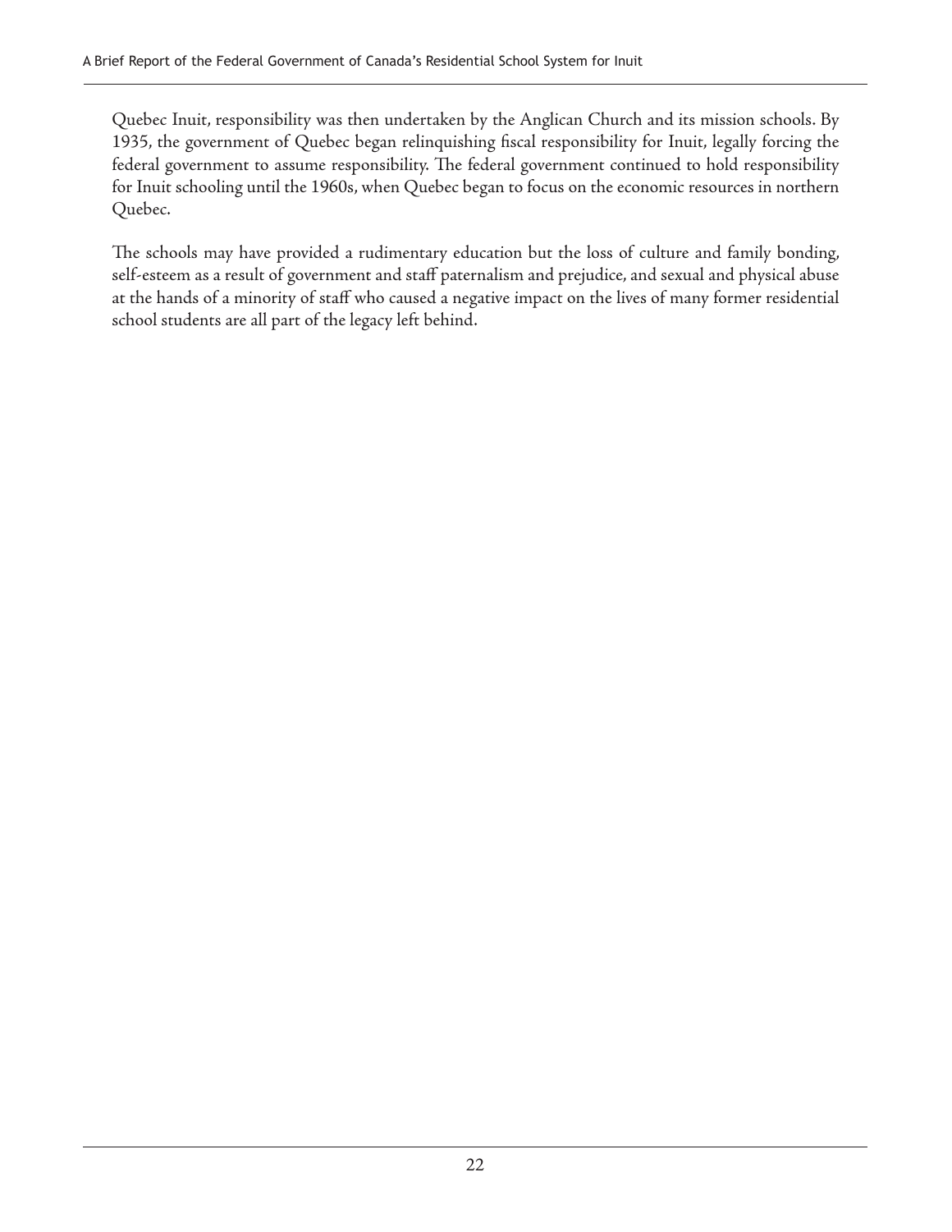Quebec Inuit, responsibility was then undertaken by the Anglican Church and its mission schools. By 1935, the government of Quebec began relinquishing fiscal responsibility for Inuit, legally forcing the federal government to assume responsibility. The federal government continued to hold responsibility for Inuit schooling until the 1960s, when Quebec began to focus on the economic resources in northern Quebec.

The schools may have provided a rudimentary education but the loss of culture and family bonding, self-esteem as a result of government and staff paternalism and prejudice, and sexual and physical abuse at the hands of a minority of staff who caused a negative impact on the lives of many former residential school students are all part of the legacy left behind.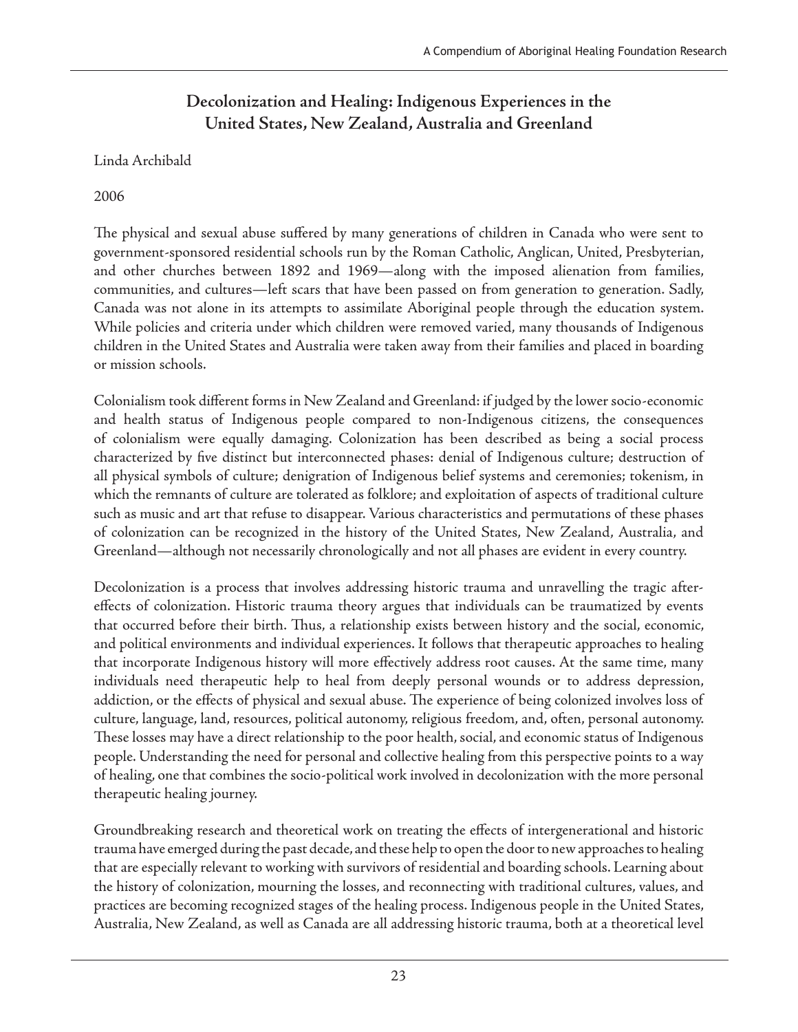## Decolonization and Healing: Indigenous Experiences in the United States, New Zealand, Australia and Greenland

Linda Archibald

2006

The physical and sexual abuse suffered by many generations of children in Canada who were sent to government-sponsored residential schools run by the Roman Catholic, Anglican, United, Presbyterian, and other churches between 1892 and 1969—along with the imposed alienation from families, communities, and cultures—left scars that have been passed on from generation to generation. Sadly, Canada was not alone in its attempts to assimilate Aboriginal people through the education system. While policies and criteria under which children were removed varied, many thousands of Indigenous children in the United States and Australia were taken away from their families and placed in boarding or mission schools.

Colonialism took different forms in New Zealand and Greenland: if judged by the lower socio-economic and health status of Indigenous people compared to non-Indigenous citizens, the consequences of colonialism were equally damaging. Colonization has been described as being a social process characterized by five distinct but interconnected phases: denial of Indigenous culture; destruction of all physical symbols of culture; denigration of Indigenous belief systems and ceremonies; tokenism, in which the remnants of culture are tolerated as folklore; and exploitation of aspects of traditional culture such as music and art that refuse to disappear. Various characteristics and permutations of these phases of colonization can be recognized in the history of the United States, New Zealand, Australia, and Greenland—although not necessarily chronologically and not all phases are evident in every country.

Decolonization is a process that involves addressing historic trauma and unravelling the tragic after-effects of colonization. Historic trauma theory argues that individuals can be traumatized by events that occurred before their birth. Thus, a relationship exists between history and the social, economic, and political environments and individual experiences. It follows that therapeutic approaches to healing that incorporate Indigenous history will more effectively address root causes. At the same time, many individuals need therapeutic help to heal from deeply personal wounds or to address depression, addiction, or the effects of physical and sexual abuse. The experience of being colonized involves loss of culture, language, land, resources, political autonomy, religious freedom, and, often, personal autonomy. These losses may have a direct relationship to the poor health, social, and economic status of Indigenous people. Understanding the need for personal and collective healing from this perspective points to a way of healing, one that combines the socio-political work involved in decolonization with the more personal therapeutic healing journey.

Groundbreaking research and theoretical work on treating the effects of intergenerational and historic trauma have emerged during the past decade, and these help to open the door to new approaches to healing that are especially relevant to working with survivors of residential and boarding schools. Learning about the history of colonization, mourning the losses, and reconnecting with traditional cultures, values, and practices are becoming recognized stages of the healing process. Indigenous people in the United States, Australia, New Zealand, as well as Canada are all addressing historic trauma, both at a theoretical level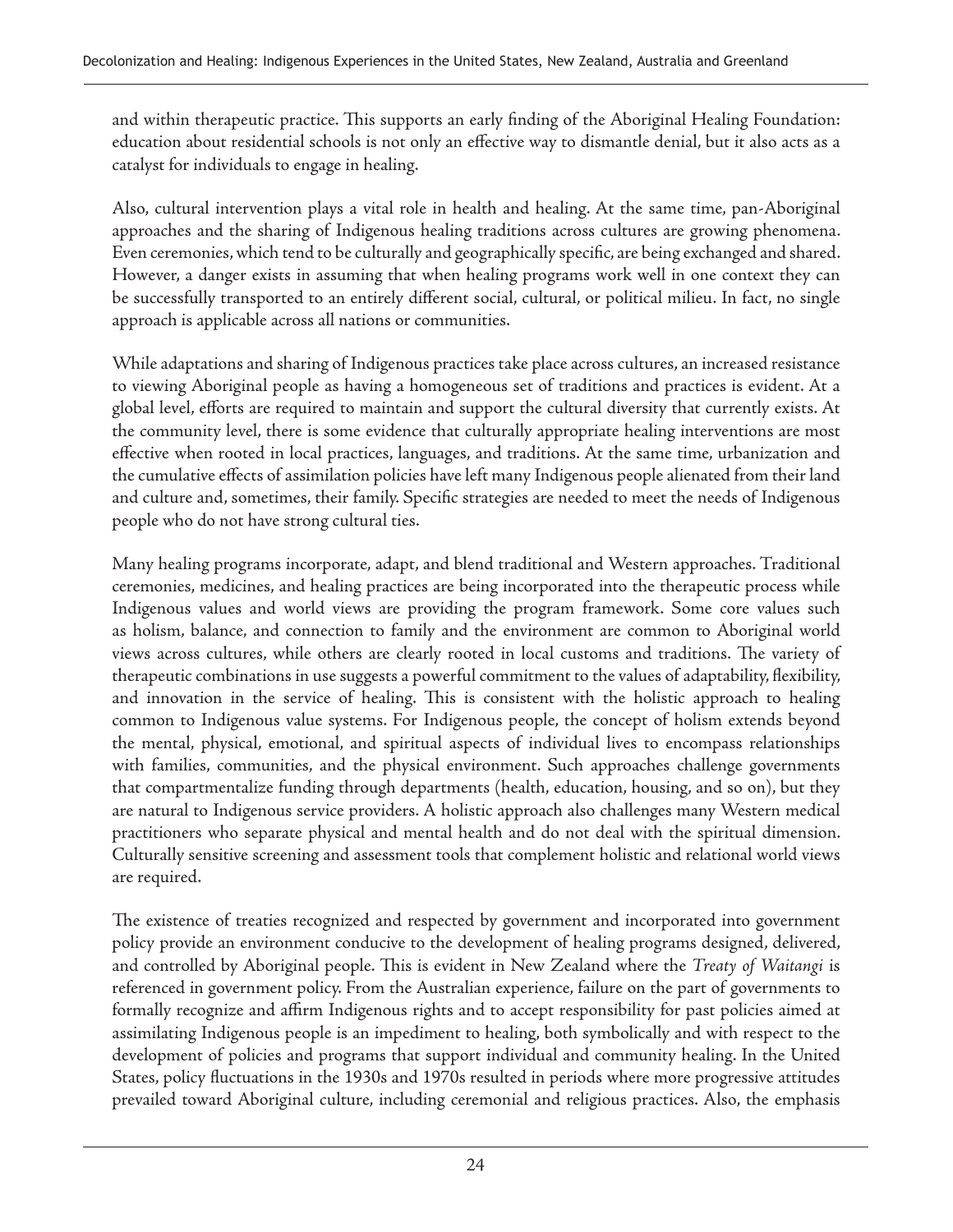and within therapeutic practice. This supports an early finding of the Aboriginal Healing Foundation: education about residential schools is not only an effective way to dismantle denial, but it also acts as a catalyst for individuals to engage in healing.

Also, cultural intervention plays a vital role in health and healing. At the same time, pan-Aboriginal approaches and the sharing of Indigenous healing traditions across cultures are growing phenomena. Even ceremonies, which tend to be culturally and geographically specific, are being exchanged and shared. However, a danger exists in assuming that when healing programs work well in one context they can be successfully transported to an entirely different social, cultural, or political milieu. In fact, no single approach is applicable across all nations or communities.

While adaptations and sharing of Indigenous practices take place across cultures, an increased resistance to viewing Aboriginal people as having a homogeneous set of traditions and practices is evident. At a global level, efforts are required to maintain and support the cultural diversity that currently exists. At the community level, there is some evidence that culturally appropriate healing interventions are most effective when rooted in local practices, languages, and traditions. At the same time, urbanization and the cumulative effects of assimilation policies have left many Indigenous people alienated from their land and culture and, sometimes, their family. Specific strategies are needed to meet the needs of Indigenous people who do not have strong cultural ties.

Many healing programs incorporate, adapt, and blend traditional and Western approaches. Traditional ceremonies, medicines, and healing practices are being incorporated into the therapeutic process while Indigenous values and world views are providing the program framework. Some core values such as holism, balance, and connection to family and the environment are common to Aboriginal world views across cultures, while others are clearly rooted in local customs and traditions. The variety of therapeutic combinations in use suggests a powerful commitment to the values of adaptability, flexibility, and innovation in the service of healing. This is consistent with the holistic approach to healing common to Indigenous value systems. For Indigenous people, the concept of holism extends beyond the mental, physical, emotional, and spiritual aspects of individual lives to encompass relationships with families, communities, and the physical environment. Such approaches challenge governments that compartmentalize funding through departments (health, education, housing, and so on), but they are natural to Indigenous service providers. A holistic approach also challenges many Western medical practitioners who separate physical and mental health and do not deal with the spiritual dimension. Culturally sensitive screening and assessment tools that complement holistic and relational world views are required.

The existence of treaties recognized and respected by government and incorporated into government policy provide an environment conducive to the development of healing programs designed, delivered, and controlled by Aboriginal people. This is evident in New Zealand where the *Treaty of Waitangi* is referenced in government policy. From the Australian experience, failure on the part of governments to formally recognize and affirm Indigenous rights and to accept responsibility for past policies aimed at assimilating Indigenous people is an impediment to healing, both symbolically and with respect to the development of policies and programs that support individual and community healing. In the United States, policy fluctuations in the 1930s and 1970s resulted in periods where more progressive attitudes prevailed toward Aboriginal culture, including ceremonial and religious practices. Also, the emphasis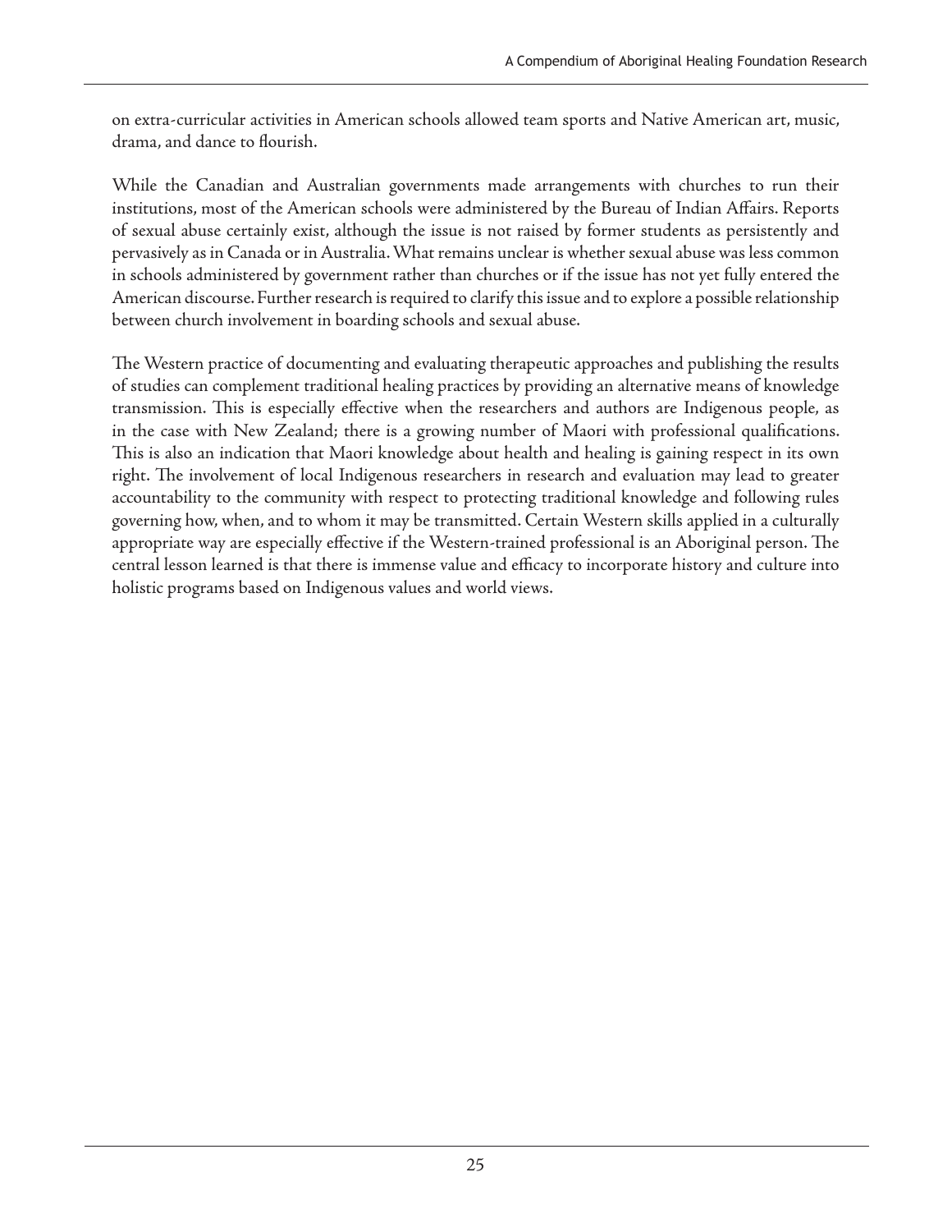on extra-curricular activities in American schools allowed team sports and Native American art, music, drama, and dance to flourish.

While the Canadian and Australian governments made arrangements with churches to run their institutions, most of the American schools were administered by the Bureau of Indian Affairs. Reports of sexual abuse certainly exist, although the issue is not raised by former students as persistently and pervasively as in Canada or in Australia. What remains unclear is whether sexual abuse was less common in schools administered by government rather than churches or if the issue has not yet fully entered the American discourse. Further research is required to clarify this issue and to explore a possible relationship between church involvement in boarding schools and sexual abuse.

The Western practice of documenting and evaluating therapeutic approaches and publishing the results of studies can complement traditional healing practices by providing an alternative means of knowledge transmission. This is especially effective when the researchers and authors are Indigenous people, as in the case with New Zealand; there is a growing number of Maori with professional qualifications. This is also an indication that Maori knowledge about health and healing is gaining respect in its own right. The involvement of local Indigenous researchers in research and evaluation may lead to greater accountability to the community with respect to protecting traditional knowledge and following rules governing how, when, and to whom it may be transmitted. Certain Western skills applied in a culturally appropriate way are especially effective if the Western-trained professional is an Aboriginal person. The central lesson learned is that there is immense value and efficacy to incorporate history and culture into holistic programs based on Indigenous values and world views.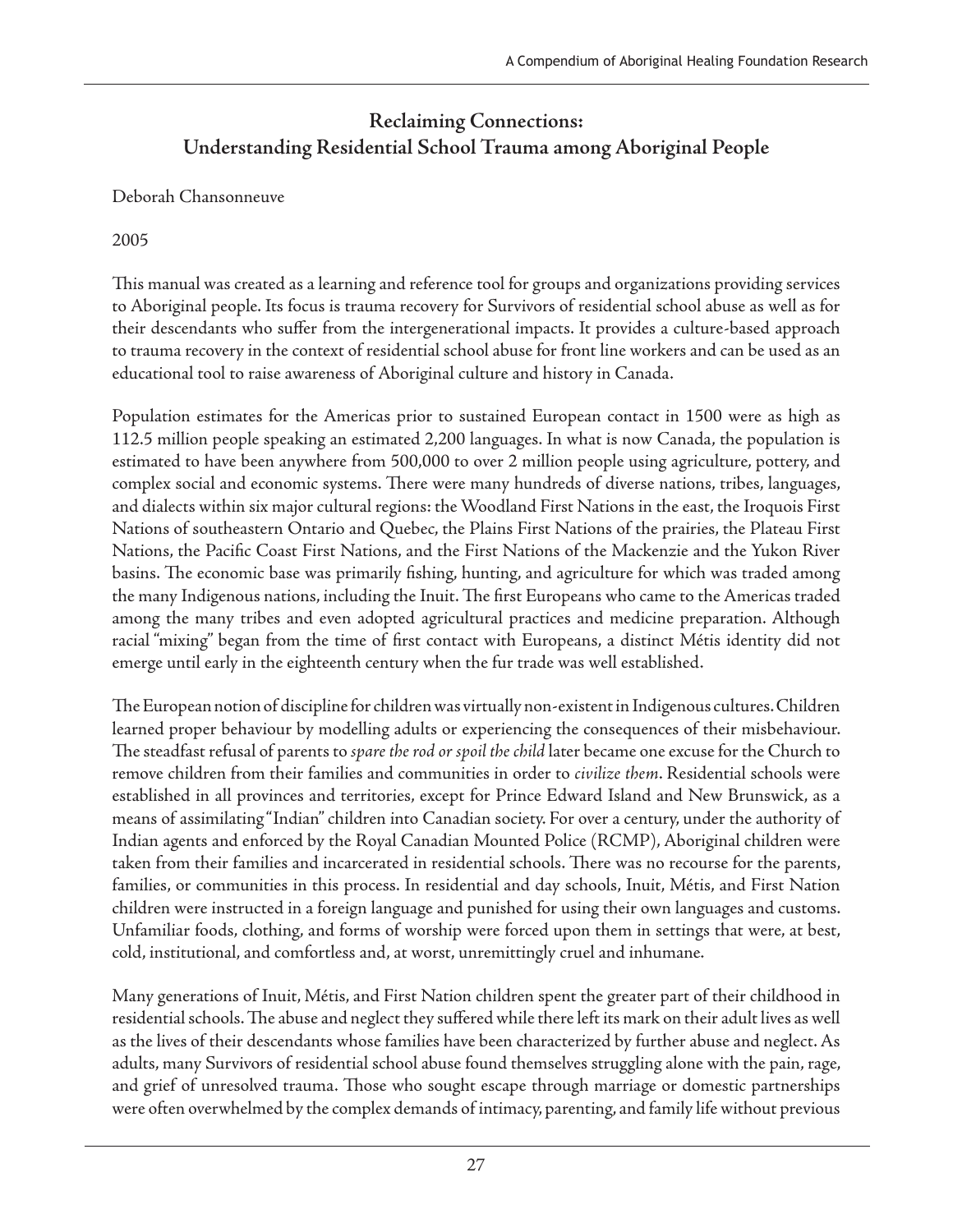## Reclaiming Connections: Understanding Residential School Trauma among Aboriginal People

Deborah Chansonneuve

2005

This manual was created as a learning and reference tool for groups and organizations providing services to Aboriginal people. Its focus is trauma recovery for Survivors of residential school abuse as well as for their descendants who suffer from the intergenerational impacts. It provides a culture-based approach to trauma recovery in the context of residential school abuse for front line workers and can be used as an educational tool to raise awareness of Aboriginal culture and history in Canada.

Population estimates for the Americas prior to sustained European contact in 1500 were as high as 112.5 million people speaking an estimated 2,200 languages. In what is now Canada, the population is estimated to have been anywhere from 500,000 to over 2 million people using agriculture, pottery, and complex social and economic systems. There were many hundreds of diverse nations, tribes, languages, and dialects within six major cultural regions: the Woodland First Nations in the east, the Iroquois First Nations of southeastern Ontario and Quebec, the Plains First Nations of the prairies, the Plateau First Nations, the Pacific Coast First Nations, and the First Nations of the Mackenzie and the Yukon River basins. The economic base was primarily fishing, hunting, and agriculture for which was traded among the many Indigenous nations, including the Inuit. The first Europeans who came to the Americas traded among the many tribes and even adopted agricultural practices and medicine preparation. Although racial "mixing" began from the time of first contact with Europeans, a distinct Métis identity did not emerge until early in the eighteenth century when the fur trade was well established.

The European notion of discipline for children was virtually non-existent in Indigenous cultures. Children learned proper behaviour by modelling adults or experiencing the consequences of their misbehaviour. The steadfast refusal of parents to *spare the rod or spoil the child* later became one excuse for the Church to remove children from their families and communities in order to *civilize them*. Residential schools were established in all provinces and territories, except for Prince Edward Island and New Brunswick, as a means of assimilating "Indian" children into Canadian society. For over a century, under the authority of Indian agents and enforced by the Royal Canadian Mounted Police (RCMP), Aboriginal children were taken from their families and incarcerated in residential schools. There was no recourse for the parents, families, or communities in this process. In residential and day schools, Inuit, Métis, and First Nation children were instructed in a foreign language and punished for using their own languages and customs. Unfamiliar foods, clothing, and forms of worship were forced upon them in settings that were, at best, cold, institutional, and comfortless and, at worst, unremittingly cruel and inhumane.

Many generations of Inuit, Métis, and First Nation children spent the greater part of their childhood in residential schools. The abuse and neglect they suffered while there left its mark on their adult lives as well as the lives of their descendants whose families have been characterized by further abuse and neglect. As adults, many Survivors of residential school abuse found themselves struggling alone with the pain, rage, and grief of unresolved trauma. Those who sought escape through marriage or domestic partnerships were often overwhelmed by the complex demands of intimacy, parenting, and family life without previous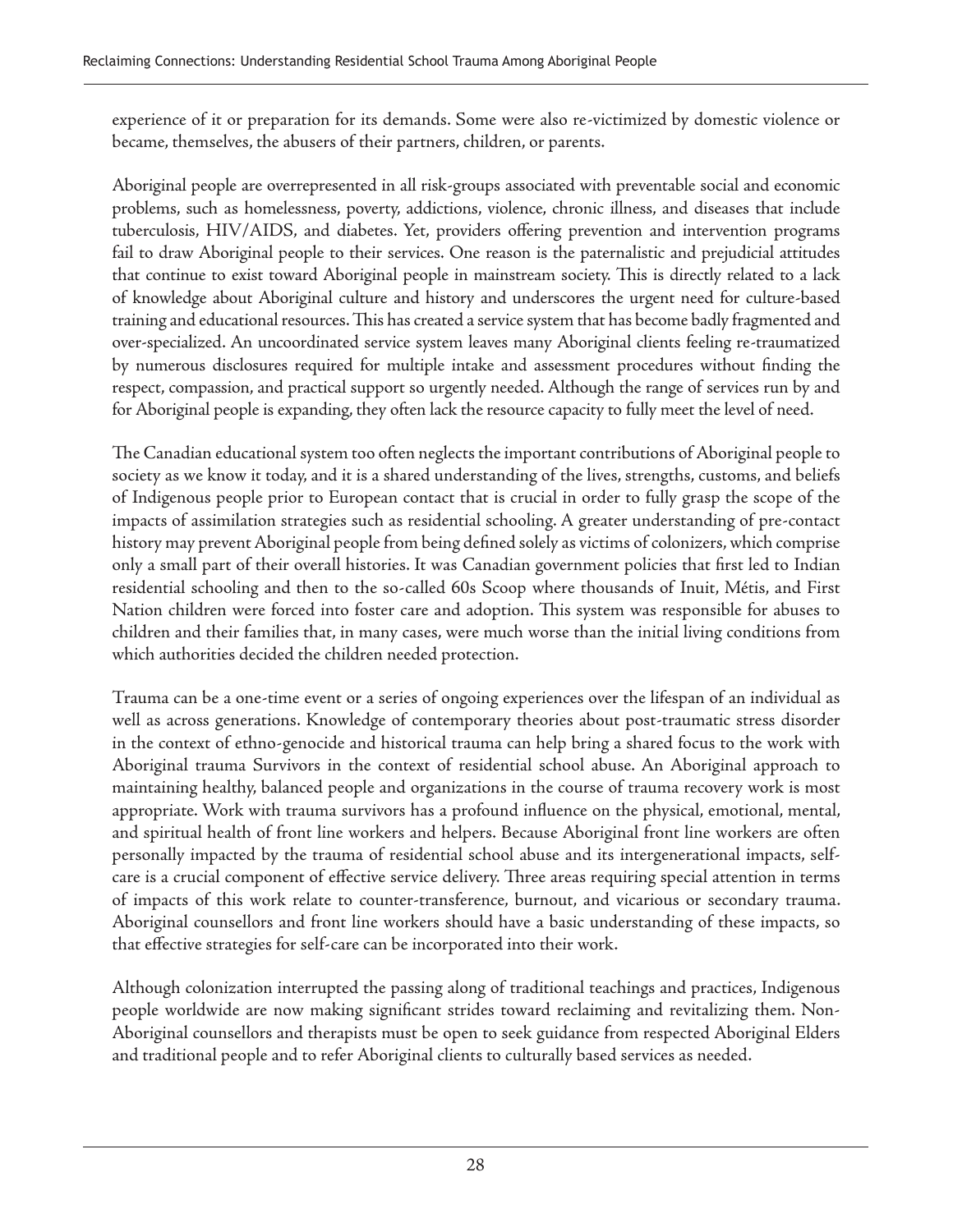experience of it or preparation for its demands. Some were also re-victimized by domestic violence or became, themselves, the abusers of their partners, children, or parents.

Aboriginal people are overrepresented in all risk-groups associated with preventable social and economic problems, such as homelessness, poverty, addictions, violence, chronic illness, and diseases that include tuberculosis, HIV/AIDS, and diabetes. Yet, providers offering prevention and intervention programs fail to draw Aboriginal people to their services. One reason is the paternalistic and prejudicial attitudes that continue to exist toward Aboriginal people in mainstream society. This is directly related to a lack of knowledge about Aboriginal culture and history and underscores the urgent need for culture-based training and educational resources. This has created a service system that has become badly fragmented and over-specialized. An uncoordinated service system leaves many Aboriginal clients feeling re-traumatized by numerous disclosures required for multiple intake and assessment procedures without finding the respect, compassion, and practical support so urgently needed. Although the range of services run by and for Aboriginal people is expanding, they often lack the resource capacity to fully meet the level of need.

The Canadian educational system too often neglects the important contributions of Aboriginal people to society as we know it today, and it is a shared understanding of the lives, strengths, customs, and beliefs of Indigenous people prior to European contact that is crucial in order to fully grasp the scope of the impacts of assimilation strategies such as residential schooling. A greater understanding of pre-contact history may prevent Aboriginal people from being defined solely as victims of colonizers, which comprise only a small part of their overall histories. It was Canadian government policies that first led to Indian residential schooling and then to the so-called 60s Scoop where thousands of Inuit, Métis, and First Nation children were forced into foster care and adoption. This system was responsible for abuses to children and their families that, in many cases, were much worse than the initial living conditions from which authorities decided the children needed protection.

Trauma can be a one-time event or a series of ongoing experiences over the lifespan of an individual as well as across generations. Knowledge of contemporary theories about post-traumatic stress disorder in the context of ethno-genocide and historical trauma can help bring a shared focus to the work with Aboriginal trauma Survivors in the context of residential school abuse. An Aboriginal approach to maintaining healthy, balanced people and organizations in the course of trauma recovery work is most appropriate. Work with trauma survivors has a profound influence on the physical, emotional, mental, and spiritual health of front line workers and helpers. Because Aboriginal front line workers are often personally impacted by the trauma of residential school abuse and its intergenerational impacts, self-care is a crucial component of effective service delivery. Three areas requiring special attention in terms of impacts of this work relate to counter-transference, burnout, and vicarious or secondary trauma. Aboriginal counsellors and front line workers should have a basic understanding of these impacts, so that effective strategies for self-care can be incorporated into their work.

Although colonization interrupted the passing along of traditional teachings and practices, Indigenous people worldwide are now making significant strides toward reclaiming and revitalizing them. Non-Aboriginal counsellors and therapists must be open to seek guidance from respected Aboriginal Elders and traditional people and to refer Aboriginal clients to culturally based services as needed.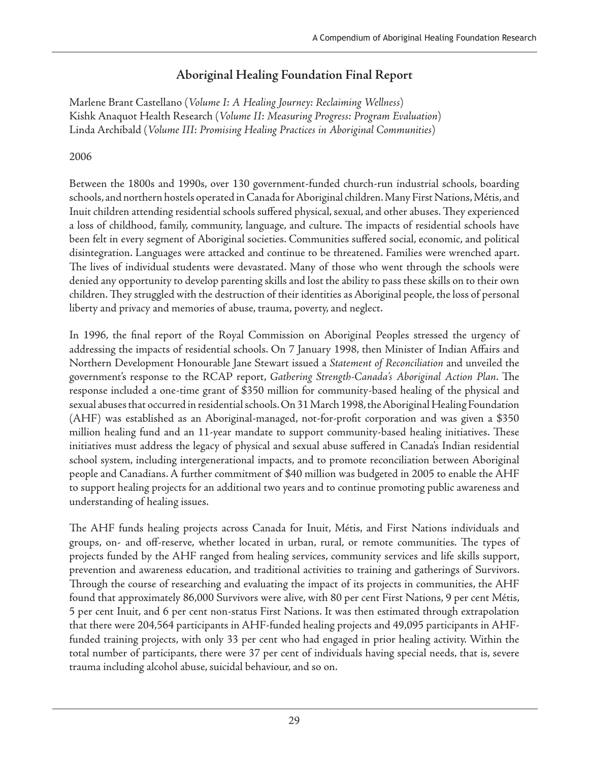## Aboriginal Healing Foundation Final Report

Marlene Brant Castellano (*Volume I: A Healing Journey: Reclaiming Wellness*)
Kishk Anaquot Health Research (*Volume II: Measuring Progress: Program Evaluation*)
Linda Archibald (*Volume III: Promising Healing Practices in Aboriginal Communities*)

2006

Between the 1800s and 1990s, over 130 government-funded church-run industrial schools, boarding schools, and northern hostels operated in Canada for Aboriginal children. Many First Nations, Métis, and Inuit children attending residential schools suffered physical, sexual, and other abuses. They experienced a loss of childhood, family, community, language, and culture. The impacts of residential schools have been felt in every segment of Aboriginal societies. Communities suffered social, economic, and political disintegration. Languages were attacked and continue to be threatened. Families were wrenched apart. The lives of individual students were devastated. Many of those who went through the schools were denied any opportunity to develop parenting skills and lost the ability to pass these skills on to their own children. They struggled with the destruction of their identities as Aboriginal people, the loss of personal liberty and privacy and memories of abuse, trauma, poverty, and neglect.

In 1996, the final report of the Royal Commission on Aboriginal Peoples stressed the urgency of addressing the impacts of residential schools. On 7 January 1998, then Minister of Indian Affairs and Northern Development Honourable Jane Stewart issued a *Statement of Reconciliation* and unveiled the government's response to the RCAP report, *Gathering Strength-Canada's Aboriginal Action Plan*. The response included a one-time grant of $350 million for community-based healing of the physical and sexual abuses that occurred in residential schools. On 31 March 1998, the Aboriginal Healing Foundation (AHF) was established as an Aboriginal-managed, not-for-profit corporation and was given a $350 million healing fund and an 11-year mandate to support community-based healing initiatives. These initiatives must address the legacy of physical and sexual abuse suffered in Canada's Indian residential school system, including intergenerational impacts, and to promote reconciliation between Aboriginal people and Canadians. A further commitment of $40 million was budgeted in 2005 to enable the AHF to support healing projects for an additional two years and to continue promoting public awareness and understanding of healing issues.

The AHF funds healing projects across Canada for Inuit, Métis, and First Nations individuals and groups, on- and off-reserve, whether located in urban, rural, or remote communities. The types of projects funded by the AHF ranged from healing services, community services and life skills support, prevention and awareness education, and traditional activities to training and gatherings of Survivors. Through the course of researching and evaluating the impact of its projects in communities, the AHF found that approximately 86,000 Survivors were alive, with 80 per cent First Nations, 9 per cent Métis, 5 per cent Inuit, and 6 per cent non-status First Nations. It was then estimated through extrapolation that there were 204,564 participants in AHF-funded healing projects and 49,095 participants in AHF-funded training projects, with only 33 per cent who had engaged in prior healing activity. Within the total number of participants, there were 37 per cent of individuals having special needs, that is, severe trauma including alcohol abuse, suicidal behaviour, and so on.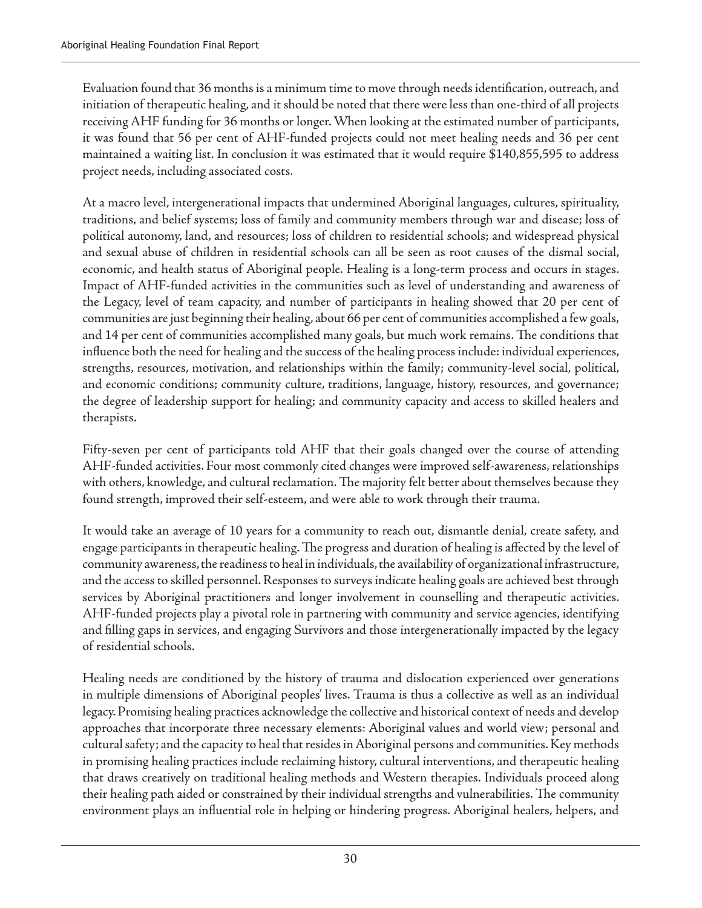Evaluation found that 36 months is a minimum time to move through needs identification, outreach, and initiation of therapeutic healing, and it should be noted that there were less than one-third of all projects receiving AHF funding for 36 months or longer. When looking at the estimated number of participants, it was found that 56 per cent of AHF-funded projects could not meet healing needs and 36 per cent maintained a waiting list. In conclusion it was estimated that it would require $140,855,595 to address project needs, including associated costs.

At a macro level, intergenerational impacts that undermined Aboriginal languages, cultures, spirituality, traditions, and belief systems; loss of family and community members through war and disease; loss of political autonomy, land, and resources; loss of children to residential schools; and widespread physical and sexual abuse of children in residential schools can all be seen as root causes of the dismal social, economic, and health status of Aboriginal people. Healing is a long-term process and occurs in stages. Impact of AHF-funded activities in the communities such as level of understanding and awareness of the Legacy, level of team capacity, and number of participants in healing showed that 20 per cent of communities are just beginning their healing, about 66 per cent of communities accomplished a few goals, and 14 per cent of communities accomplished many goals, but much work remains. The conditions that influence both the need for healing and the success of the healing process include: individual experiences, strengths, resources, motivation, and relationships within the family; community-level social, political, and economic conditions; community culture, traditions, language, history, resources, and governance; the degree of leadership support for healing; and community capacity and access to skilled healers and therapists.

Fifty-seven per cent of participants told AHF that their goals changed over the course of attending AHF-funded activities. Four most commonly cited changes were improved self-awareness, relationships with others, knowledge, and cultural reclamation. The majority felt better about themselves because they found strength, improved their self-esteem, and were able to work through their trauma.

It would take an average of 10 years for a community to reach out, dismantle denial, create safety, and engage participants in therapeutic healing. The progress and duration of healing is affected by the level of community awareness, the readiness to heal in individuals, the availability of organizational infrastructure, and the access to skilled personnel. Responses to surveys indicate healing goals are achieved best through services by Aboriginal practitioners and longer involvement in counselling and therapeutic activities. AHF-funded projects play a pivotal role in partnering with community and service agencies, identifying and filling gaps in services, and engaging Survivors and those intergenerationally impacted by the legacy of residential schools.

Healing needs are conditioned by the history of trauma and dislocation experienced over generations in multiple dimensions of Aboriginal peoples' lives. Trauma is thus a collective as well as an individual legacy. Promising healing practices acknowledge the collective and historical context of needs and develop approaches that incorporate three necessary elements: Aboriginal values and world view; personal and cultural safety; and the capacity to heal that resides in Aboriginal persons and communities. Key methods in promising healing practices include reclaiming history, cultural interventions, and therapeutic healing that draws creatively on traditional healing methods and Western therapies. Individuals proceed along their healing path aided or constrained by their individual strengths and vulnerabilities. The community environment plays an influential role in helping or hindering progress. Aboriginal healers, helpers, and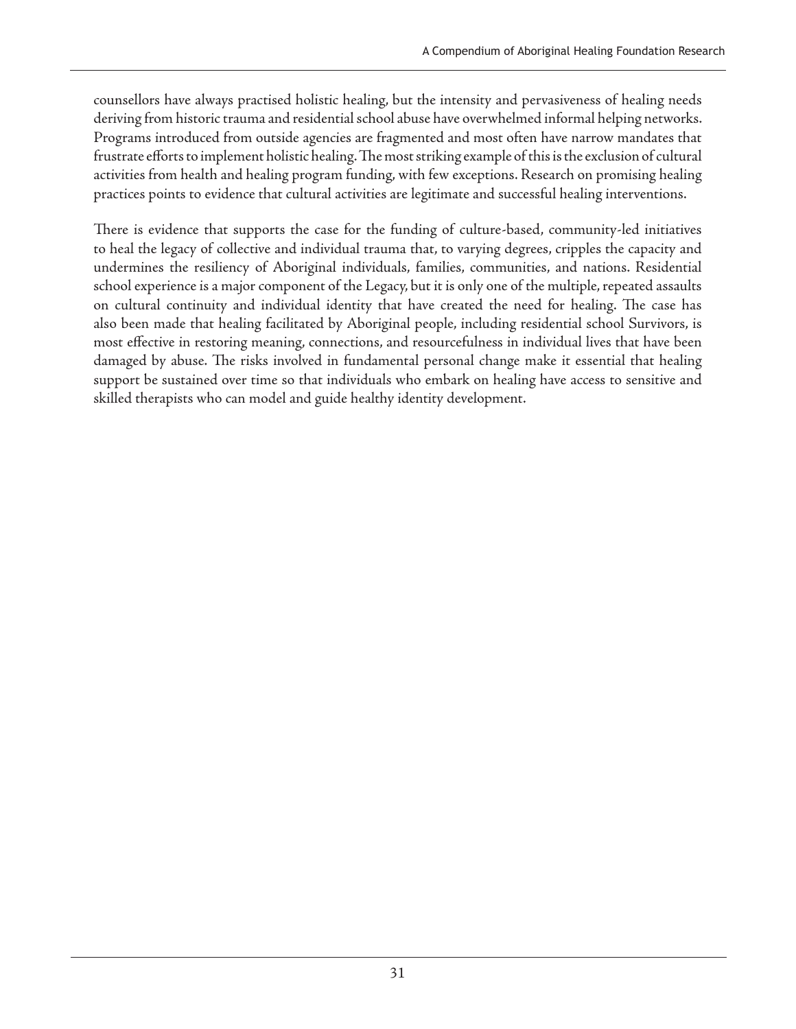counsellors have always practised holistic healing, but the intensity and pervasiveness of healing needs deriving from historic trauma and residential school abuse have overwhelmed informal helping networks. Programs introduced from outside agencies are fragmented and most often have narrow mandates that frustrate efforts to implement holistic healing. The most striking example of this is the exclusion of cultural activities from health and healing program funding, with few exceptions. Research on promising healing practices points to evidence that cultural activities are legitimate and successful healing interventions.

There is evidence that supports the case for the funding of culture-based, community-led initiatives to heal the legacy of collective and individual trauma that, to varying degrees, cripples the capacity and undermines the resiliency of Aboriginal individuals, families, communities, and nations. Residential school experience is a major component of the Legacy, but it is only one of the multiple, repeated assaults on cultural continuity and individual identity that have created the need for healing. The case has also been made that healing facilitated by Aboriginal people, including residential school Survivors, is most effective in restoring meaning, connections, and resourcefulness in individual lives that have been damaged by abuse. The risks involved in fundamental personal change make it essential that healing support be sustained over time so that individuals who embark on healing have access to sensitive and skilled therapists who can model and guide healthy identity development.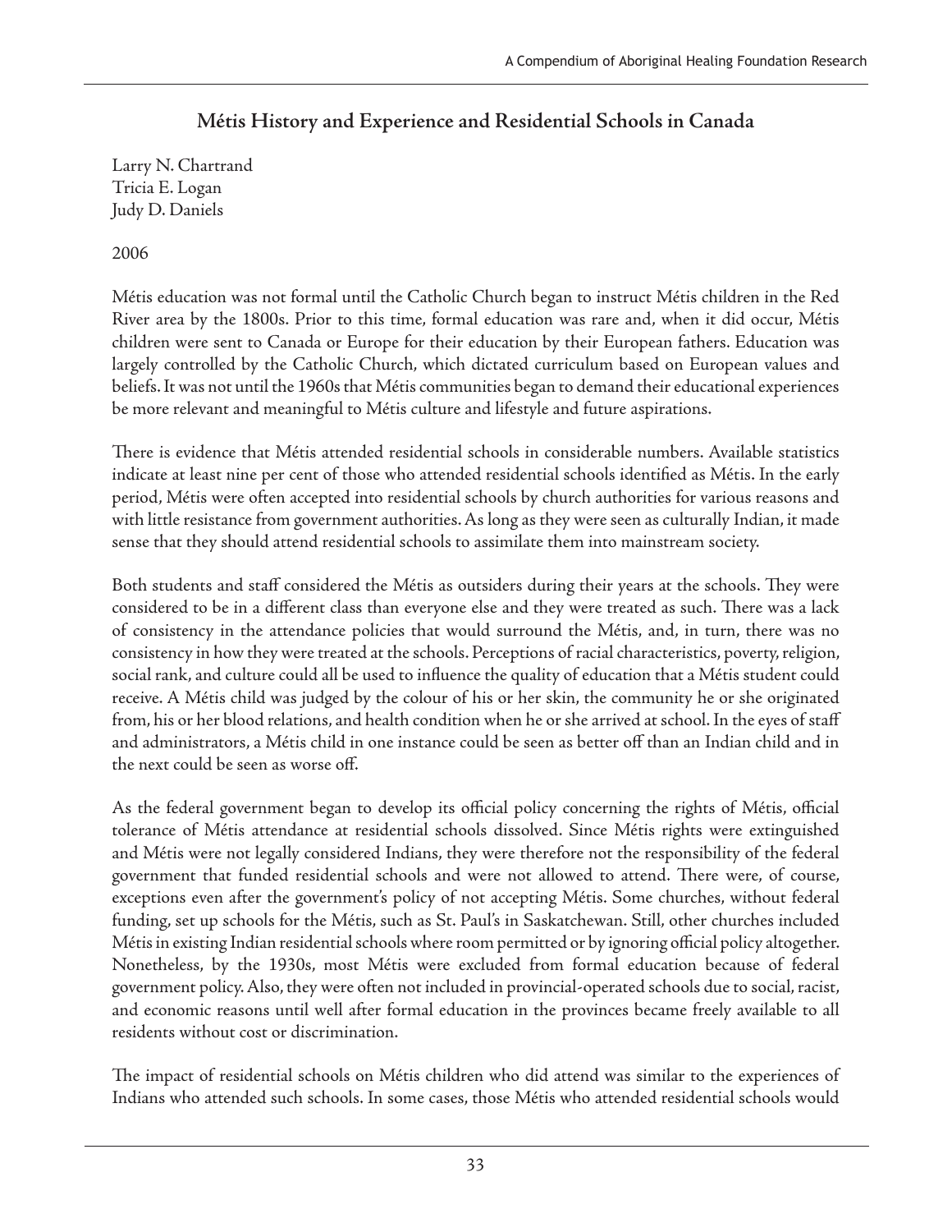## Métis History and Experience and Residential Schools in Canada

Larry N. Chartrand
Tricia E. Logan
Judy D. Daniels

2006

Métis education was not formal until the Catholic Church began to instruct Métis children in the Red River area by the 1800s. Prior to this time, formal education was rare and, when it did occur, Métis children were sent to Canada or Europe for their education by their European fathers. Education was largely controlled by the Catholic Church, which dictated curriculum based on European values and beliefs. It was not until the 1960s that Métis communities began to demand their educational experiences be more relevant and meaningful to Métis culture and lifestyle and future aspirations.

There is evidence that Métis attended residential schools in considerable numbers. Available statistics indicate at least nine per cent of those who attended residential schools identified as Métis. In the early period, Métis were often accepted into residential schools by church authorities for various reasons and with little resistance from government authorities. As long as they were seen as culturally Indian, it made sense that they should attend residential schools to assimilate them into mainstream society.

Both students and staff considered the Métis as outsiders during their years at the schools. They were considered to be in a different class than everyone else and they were treated as such. There was a lack of consistency in the attendance policies that would surround the Métis, and, in turn, there was no consistency in how they were treated at the schools. Perceptions of racial characteristics, poverty, religion, social rank, and culture could all be used to influence the quality of education that a Métis student could receive. A Métis child was judged by the colour of his or her skin, the community he or she originated from, his or her blood relations, and health condition when he or she arrived at school. In the eyes of staff and administrators, a Métis child in one instance could be seen as better off than an Indian child and in the next could be seen as worse off.

As the federal government began to develop its official policy concerning the rights of Métis, official tolerance of Métis attendance at residential schools dissolved. Since Métis rights were extinguished and Métis were not legally considered Indians, they were therefore not the responsibility of the federal government that funded residential schools and were not allowed to attend. There were, of course, exceptions even after the government's policy of not accepting Métis. Some churches, without federal funding, set up schools for the Métis, such as St. Paul's in Saskatchewan. Still, other churches included Métis in existing Indian residential schools where room permitted or by ignoring official policy altogether. Nonetheless, by the 1930s, most Métis were excluded from formal education because of federal government policy. Also, they were often not included in provincial-operated schools due to social, racist, and economic reasons until well after formal education in the provinces became freely available to all residents without cost or discrimination.

The impact of residential schools on Métis children who did attend was similar to the experiences of Indians who attended such schools. In some cases, those Métis who attended residential schools would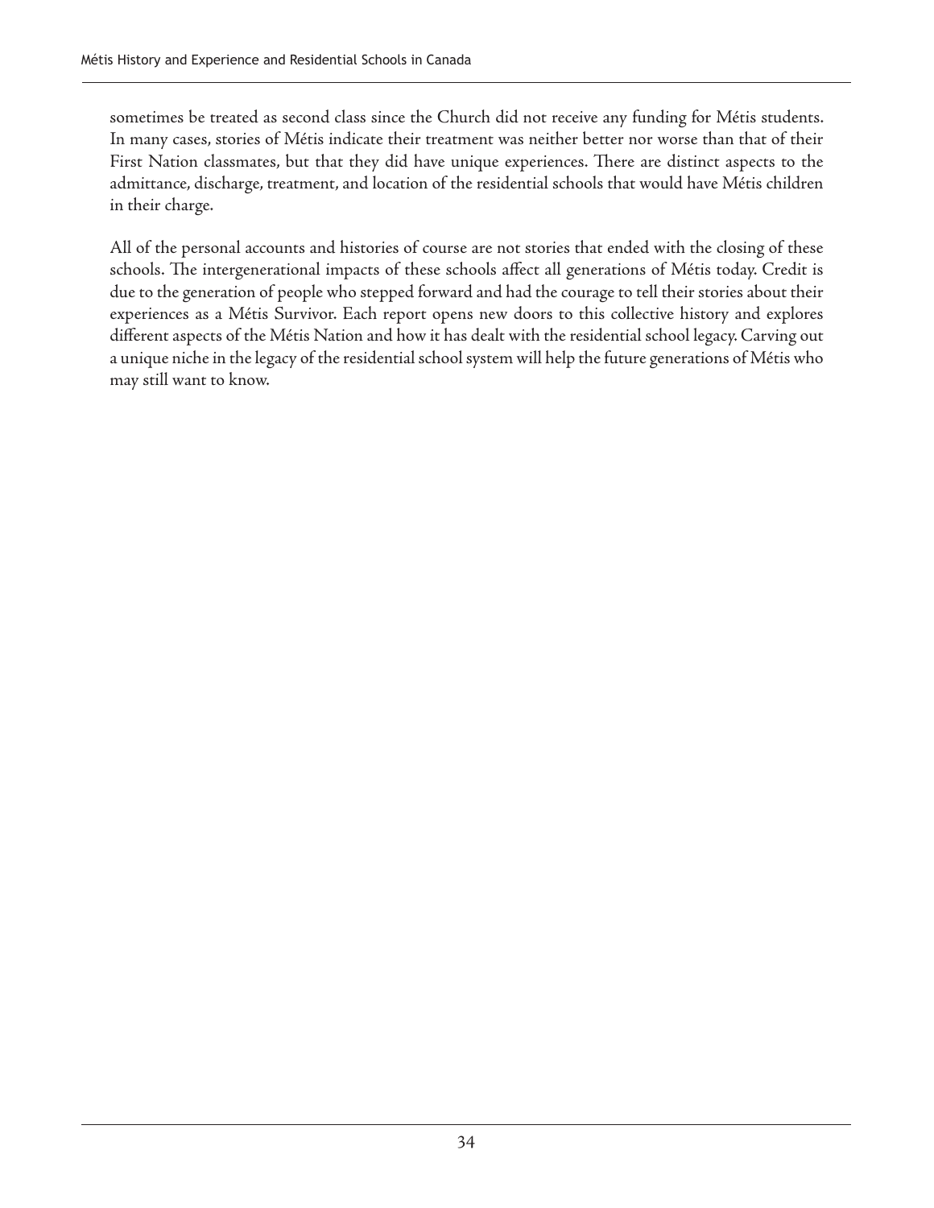sometimes be treated as second class since the Church did not receive any funding for Métis students. In many cases, stories of Métis indicate their treatment was neither better nor worse than that of their First Nation classmates, but that they did have unique experiences. There are distinct aspects to the admittance, discharge, treatment, and location of the residential schools that would have Métis children in their charge.

All of the personal accounts and histories of course are not stories that ended with the closing of these schools. The intergenerational impacts of these schools affect all generations of Métis today. Credit is due to the generation of people who stepped forward and had the courage to tell their stories about their experiences as a Métis Survivor. Each report opens new doors to this collective history and explores different aspects of the Métis Nation and how it has dealt with the residential school legacy. Carving out a unique niche in the legacy of the residential school system will help the future generations of Métis who may still want to know.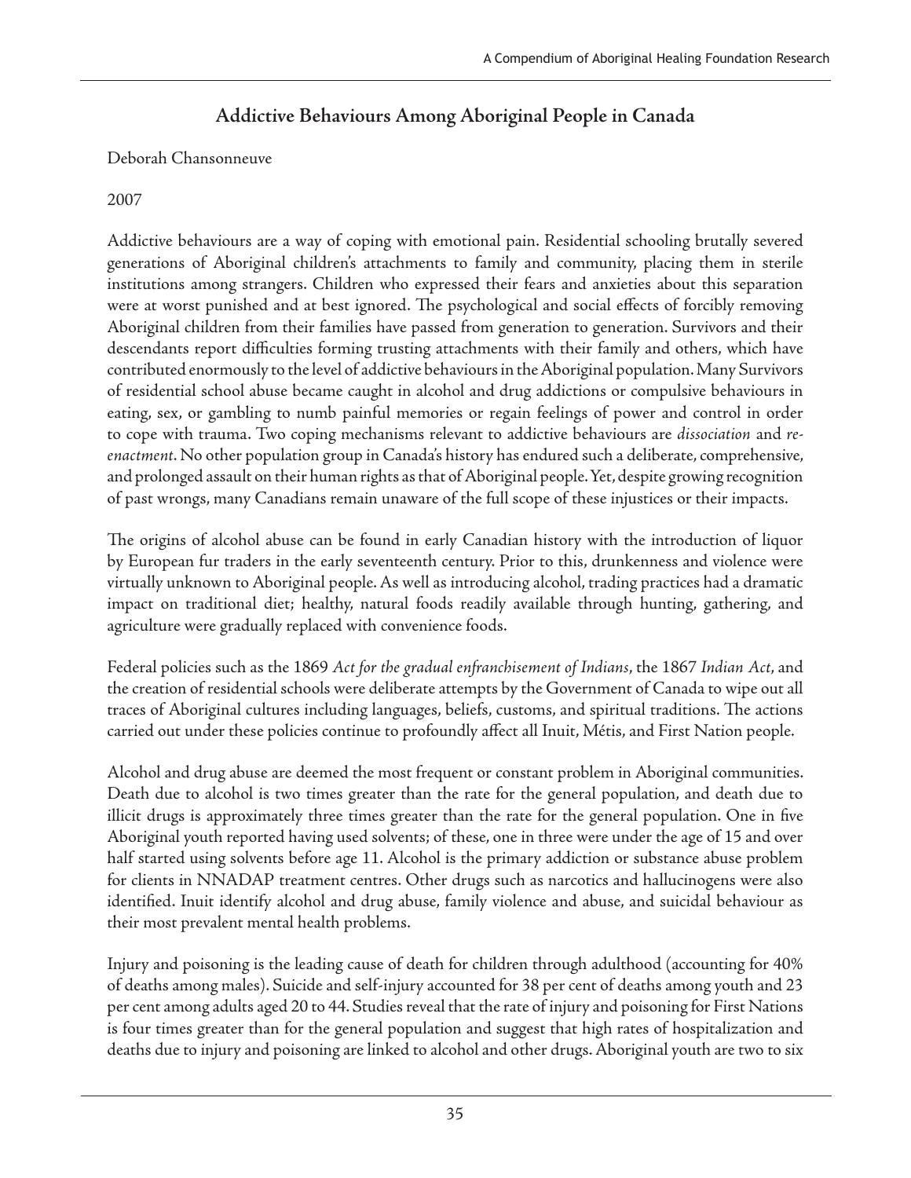## Addictive Behaviours Among Aboriginal People in Canada

Deborah Chansonneuve

2007

Addictive behaviours are a way of coping with emotional pain. Residential schooling brutally severed generations of Aboriginal children's attachments to family and community, placing them in sterile institutions among strangers. Children who expressed their fears and anxieties about this separation were at worst punished and at best ignored. The psychological and social effects of forcibly removing Aboriginal children from their families have passed from generation to generation. Survivors and their descendants report difficulties forming trusting attachments with their family and others, which have contributed enormously to the level of addictive behaviours in the Aboriginal population. Many Survivors of residential school abuse became caught in alcohol and drug addictions or compulsive behaviours in eating, sex, or gambling to numb painful memories or regain feelings of power and control in order to cope with trauma. Two coping mechanisms relevant to addictive behaviours are *dissociation* and *re-enactment*. No other population group in Canada's history has endured such a deliberate, comprehensive, and prolonged assault on their human rights as that of Aboriginal people. Yet, despite growing recognition of past wrongs, many Canadians remain unaware of the full scope of these injustices or their impacts.

The origins of alcohol abuse can be found in early Canadian history with the introduction of liquor by European fur traders in the early seventeenth century. Prior to this, drunkenness and violence were virtually unknown to Aboriginal people. As well as introducing alcohol, trading practices had a dramatic impact on traditional diet; healthy, natural foods readily available through hunting, gathering, and agriculture were gradually replaced with convenience foods.

Federal policies such as the 1869 *Act for the gradual enfranchisement of Indians*, the 1867 *Indian Act*, and the creation of residential schools were deliberate attempts by the Government of Canada to wipe out all traces of Aboriginal cultures including languages, beliefs, customs, and spiritual traditions. The actions carried out under these policies continue to profoundly affect all Inuit, Métis, and First Nation people.

Alcohol and drug abuse are deemed the most frequent or constant problem in Aboriginal communities. Death due to alcohol is two times greater than the rate for the general population, and death due to illicit drugs is approximately three times greater than the rate for the general population. One in five Aboriginal youth reported having used solvents; of these, one in three were under the age of 15 and over half started using solvents before age 11. Alcohol is the primary addiction or substance abuse problem for clients in NNADAP treatment centres. Other drugs such as narcotics and hallucinogens were also identified. Inuit identify alcohol and drug abuse, family violence and abuse, and suicidal behaviour as their most prevalent mental health problems.

Injury and poisoning is the leading cause of death for children through adulthood (accounting for 40% of deaths among males). Suicide and self-injury accounted for 38 per cent of deaths among youth and 23 per cent among adults aged 20 to 44. Studies reveal that the rate of injury and poisoning for First Nations is four times greater than for the general population and suggest that high rates of hospitalization and deaths due to injury and poisoning are linked to alcohol and other drugs. Aboriginal youth are two to six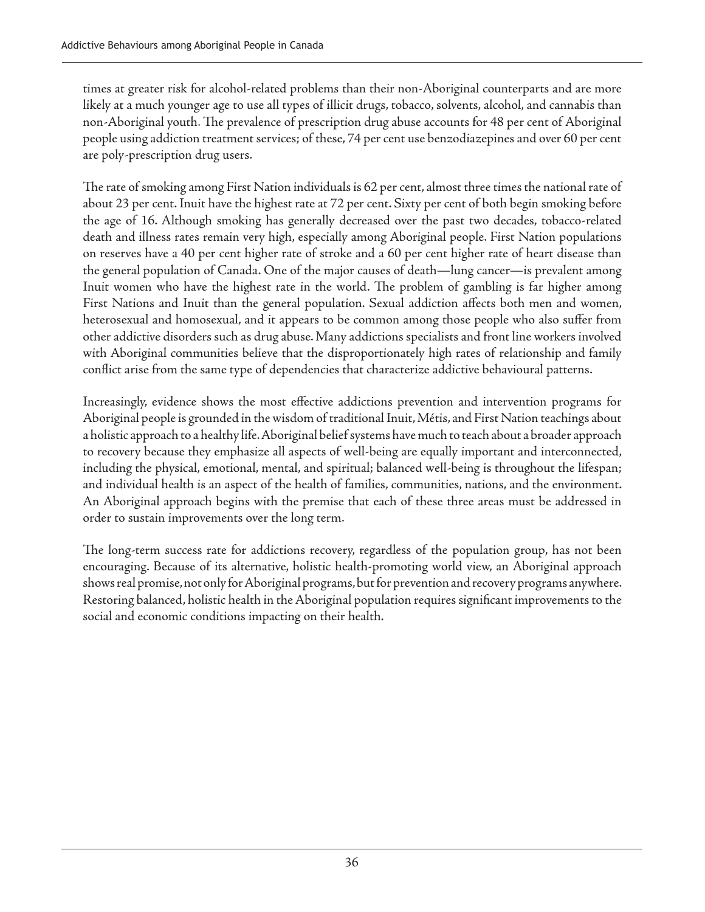times at greater risk for alcohol-related problems than their non-Aboriginal counterparts and are more likely at a much younger age to use all types of illicit drugs, tobacco, solvents, alcohol, and cannabis than non-Aboriginal youth. The prevalence of prescription drug abuse accounts for 48 per cent of Aboriginal people using addiction treatment services; of these, 74 per cent use benzodiazepines and over 60 per cent are poly-prescription drug users.

The rate of smoking among First Nation individuals is 62 per cent, almost three times the national rate of about 23 per cent. Inuit have the highest rate at 72 per cent. Sixty per cent of both begin smoking before the age of 16. Although smoking has generally decreased over the past two decades, tobacco-related death and illness rates remain very high, especially among Aboriginal people. First Nation populations on reserves have a 40 per cent higher rate of stroke and a 60 per cent higher rate of heart disease than the general population of Canada. One of the major causes of death—lung cancer—is prevalent among Inuit women who have the highest rate in the world. The problem of gambling is far higher among First Nations and Inuit than the general population. Sexual addiction affects both men and women, heterosexual and homosexual, and it appears to be common among those people who also suffer from other addictive disorders such as drug abuse. Many addictions specialists and front line workers involved with Aboriginal communities believe that the disproportionately high rates of relationship and family conflict arise from the same type of dependencies that characterize addictive behavioural patterns.

Increasingly, evidence shows the most effective addictions prevention and intervention programs for Aboriginal people is grounded in the wisdom of traditional Inuit, Métis, and First Nation teachings about a holistic approach to a healthy life. Aboriginal belief systems have much to teach about a broader approach to recovery because they emphasize all aspects of well-being are equally important and interconnected, including the physical, emotional, mental, and spiritual; balanced well-being is throughout the lifespan; and individual health is an aspect of the health of families, communities, nations, and the environment. An Aboriginal approach begins with the premise that each of these three areas must be addressed in order to sustain improvements over the long term.

The long-term success rate for addictions recovery, regardless of the population group, has not been encouraging. Because of its alternative, holistic health-promoting world view, an Aboriginal approach shows real promise, not only for Aboriginal programs, but for prevention and recovery programs anywhere. Restoring balanced, holistic health in the Aboriginal population requires significant improvements to the social and economic conditions impacting on their health.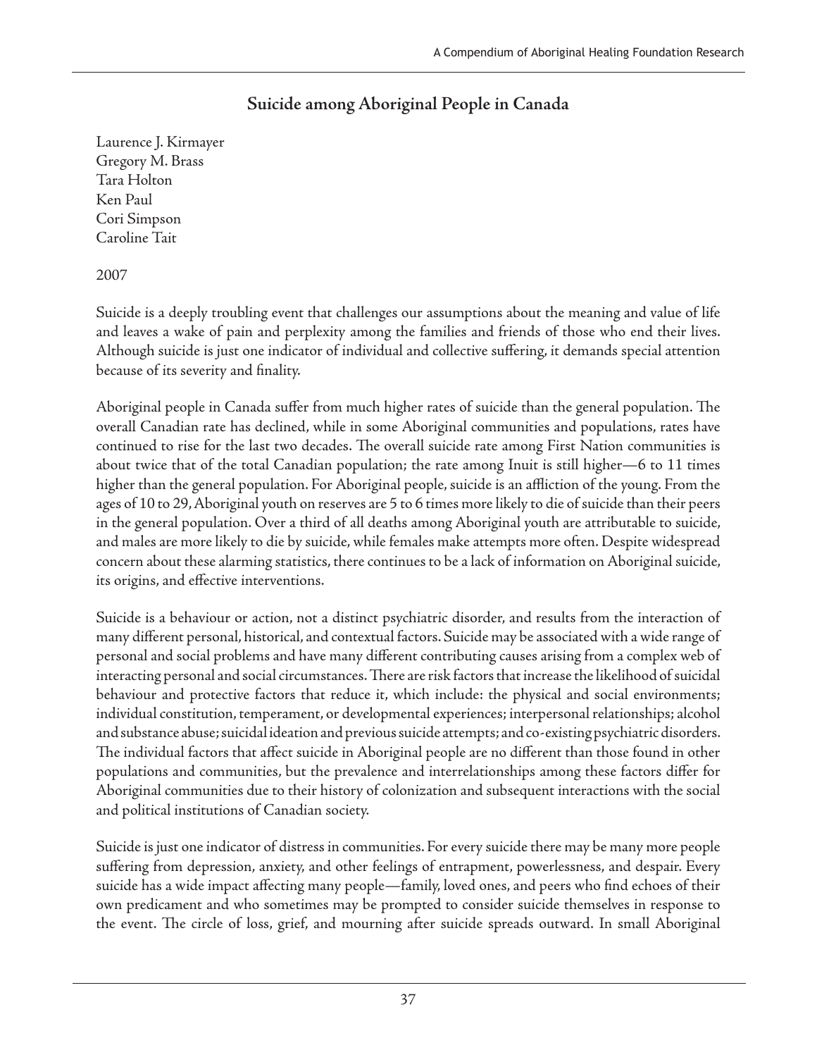## Suicide among Aboriginal People in Canada

Laurence J. Kirmayer
Gregory M. Brass
Tara Holton
Ken Paul
Cori Simpson
Caroline Tait

2007

Suicide is a deeply troubling event that challenges our assumptions about the meaning and value of life and leaves a wake of pain and perplexity among the families and friends of those who end their lives. Although suicide is just one indicator of individual and collective suffering, it demands special attention because of its severity and finality.

Aboriginal people in Canada suffer from much higher rates of suicide than the general population. The overall Canadian rate has declined, while in some Aboriginal communities and populations, rates have continued to rise for the last two decades. The overall suicide rate among First Nation communities is about twice that of the total Canadian population; the rate among Inuit is still higher—6 to 11 times higher than the general population. For Aboriginal people, suicide is an affliction of the young. From the ages of 10 to 29, Aboriginal youth on reserves are 5 to 6 times more likely to die of suicide than their peers in the general population. Over a third of all deaths among Aboriginal youth are attributable to suicide, and males are more likely to die by suicide, while females make attempts more often. Despite widespread concern about these alarming statistics, there continues to be a lack of information on Aboriginal suicide, its origins, and effective interventions.

Suicide is a behaviour or action, not a distinct psychiatric disorder, and results from the interaction of many different personal, historical, and contextual factors. Suicide may be associated with a wide range of personal and social problems and have many different contributing causes arising from a complex web of interacting personal and social circumstances. There are risk factors that increase the likelihood of suicidal behaviour and protective factors that reduce it, which include: the physical and social environments; individual constitution, temperament, or developmental experiences; interpersonal relationships; alcohol and substance abuse; suicidal ideation and previous suicide attempts; and co-existing psychiatric disorders. The individual factors that affect suicide in Aboriginal people are no different than those found in other populations and communities, but the prevalence and interrelationships among these factors differ for Aboriginal communities due to their history of colonization and subsequent interactions with the social and political institutions of Canadian society.

Suicide is just one indicator of distress in communities. For every suicide there may be many more people suffering from depression, anxiety, and other feelings of entrapment, powerlessness, and despair. Every suicide has a wide impact affecting many people—family, loved ones, and peers who find echoes of their own predicament and who sometimes may be prompted to consider suicide themselves in response to the event. The circle of loss, grief, and mourning after suicide spreads outward. In small Aboriginal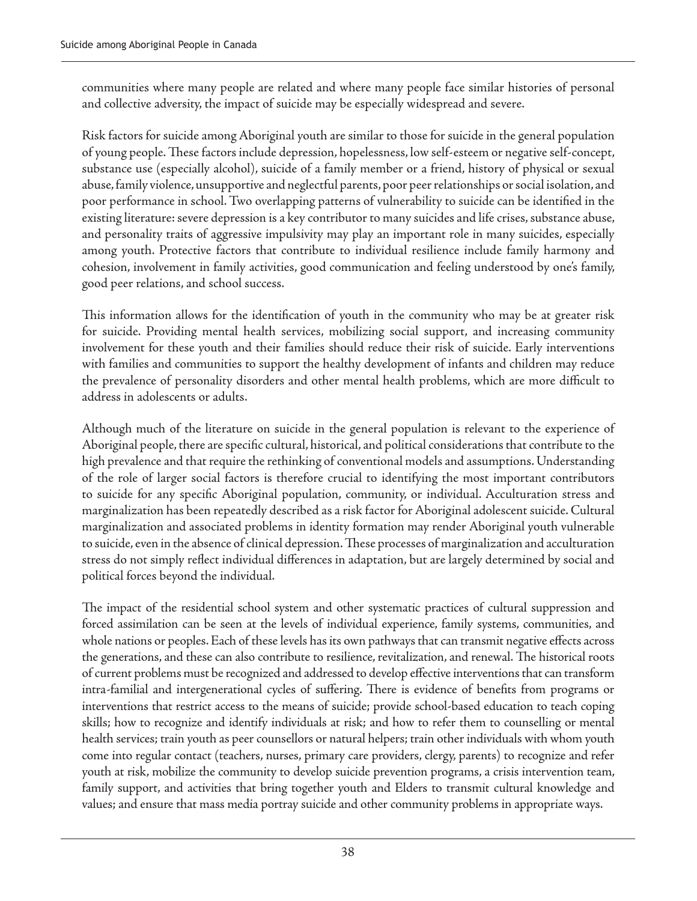communities where many people are related and where many people face similar histories of personal and collective adversity, the impact of suicide may be especially widespread and severe.

Risk factors for suicide among Aboriginal youth are similar to those for suicide in the general population of young people. These factors include depression, hopelessness, low self-esteem or negative self-concept, substance use (especially alcohol), suicide of a family member or a friend, history of physical or sexual abuse, family violence, unsupportive and neglectful parents, poor peer relationships or social isolation, and poor performance in school. Two overlapping patterns of vulnerability to suicide can be identified in the existing literature: severe depression is a key contributor to many suicides and life crises, substance abuse, and personality traits of aggressive impulsivity may play an important role in many suicides, especially among youth. Protective factors that contribute to individual resilience include family harmony and cohesion, involvement in family activities, good communication and feeling understood by one's family, good peer relations, and school success.

This information allows for the identification of youth in the community who may be at greater risk for suicide. Providing mental health services, mobilizing social support, and increasing community involvement for these youth and their families should reduce their risk of suicide. Early interventions with families and communities to support the healthy development of infants and children may reduce the prevalence of personality disorders and other mental health problems, which are more difficult to address in adolescents or adults.

Although much of the literature on suicide in the general population is relevant to the experience of Aboriginal people, there are specific cultural, historical, and political considerations that contribute to the high prevalence and that require the rethinking of conventional models and assumptions. Understanding of the role of larger social factors is therefore crucial to identifying the most important contributors to suicide for any specific Aboriginal population, community, or individual. Acculturation stress and marginalization has been repeatedly described as a risk factor for Aboriginal adolescent suicide. Cultural marginalization and associated problems in identity formation may render Aboriginal youth vulnerable to suicide, even in the absence of clinical depression. These processes of marginalization and acculturation stress do not simply reflect individual differences in adaptation, but are largely determined by social and political forces beyond the individual.

The impact of the residential school system and other systematic practices of cultural suppression and forced assimilation can be seen at the levels of individual experience, family systems, communities, and whole nations or peoples. Each of these levels has its own pathways that can transmit negative effects across the generations, and these can also contribute to resilience, revitalization, and renewal. The historical roots of current problems must be recognized and addressed to develop effective interventions that can transform intra-familial and intergenerational cycles of suffering. There is evidence of benefits from programs or interventions that restrict access to the means of suicide; provide school-based education to teach coping skills; how to recognize and identify individuals at risk; and how to refer them to counselling or mental health services; train youth as peer counsellors or natural helpers; train other individuals with whom youth come into regular contact (teachers, nurses, primary care providers, clergy, parents) to recognize and refer youth at risk, mobilize the community to develop suicide prevention programs, a crisis intervention team, family support, and activities that bring together youth and Elders to transmit cultural knowledge and values; and ensure that mass media portray suicide and other community problems in appropriate ways.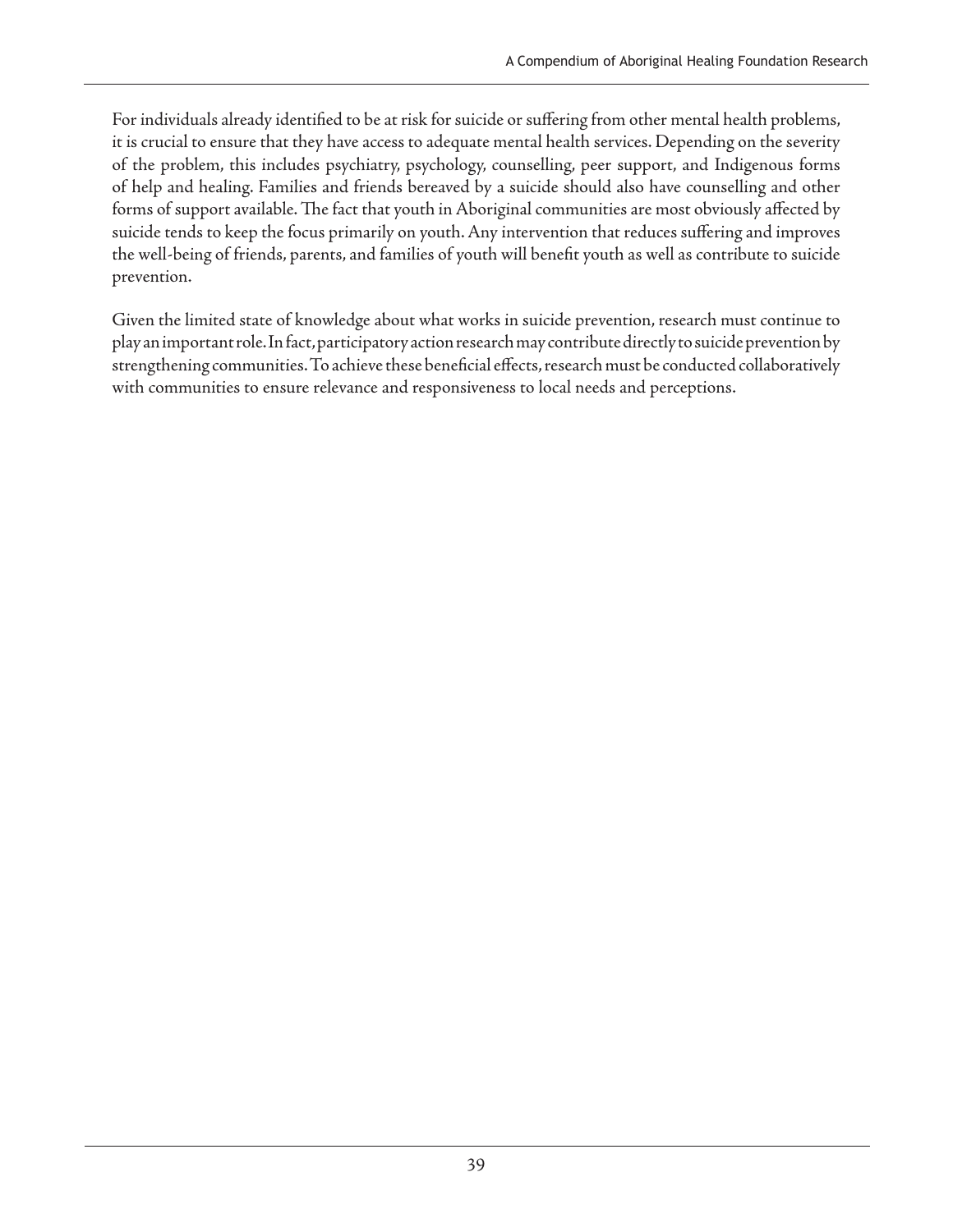For individuals already identified to be at risk for suicide or suffering from other mental health problems, it is crucial to ensure that they have access to adequate mental health services. Depending on the severity of the problem, this includes psychiatry, psychology, counselling, peer support, and Indigenous forms of help and healing. Families and friends bereaved by a suicide should also have counselling and other forms of support available. The fact that youth in Aboriginal communities are most obviously affected by suicide tends to keep the focus primarily on youth. Any intervention that reduces suffering and improves the well-being of friends, parents, and families of youth will benefit youth as well as contribute to suicide prevention.

Given the limited state of knowledge about what works in suicide prevention, research must continue to play an important role. In fact, participatory action research may contribute directly to suicide prevention by strengthening communities. To achieve these beneficial effects, research must be conducted collaboratively with communities to ensure relevance and responsiveness to local needs and perceptions.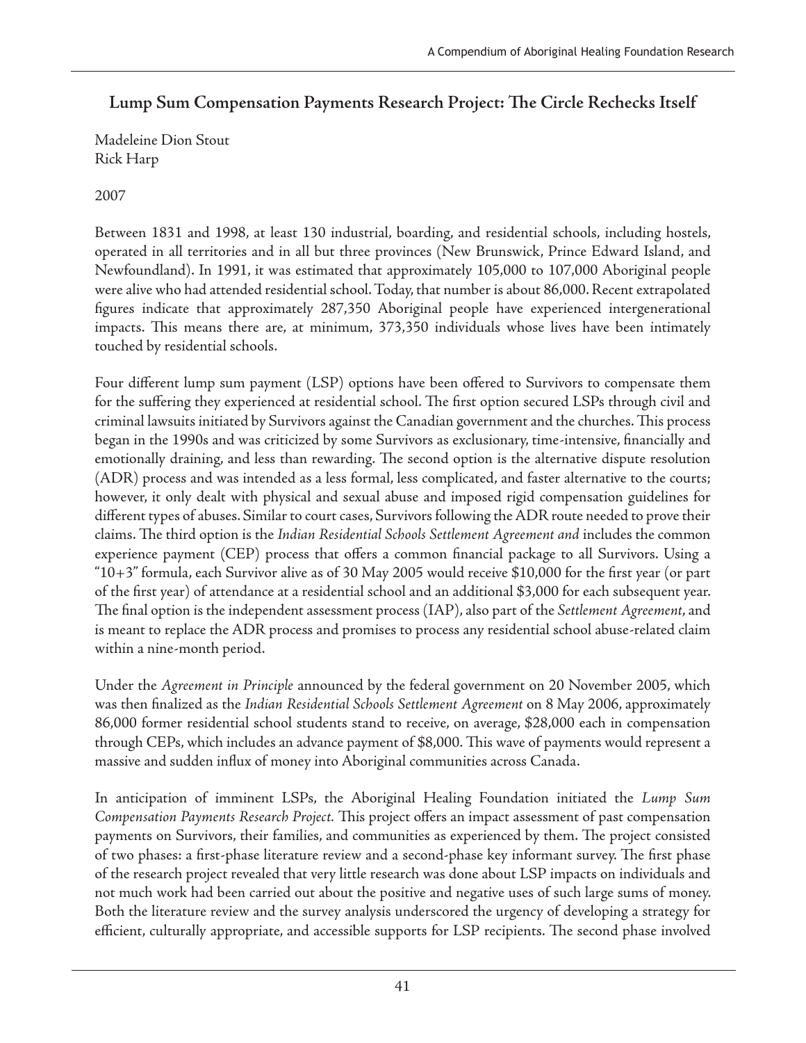## Lump Sum Compensation Payments Research Project: The Circle Rechecks Itself

Madeleine Dion Stout
Rick Harp

2007

Between 1831 and 1998, at least 130 industrial, boarding, and residential schools, including hostels, operated in all territories and in all but three provinces (New Brunswick, Prince Edward Island, and Newfoundland). In 1991, it was estimated that approximately 105,000 to 107,000 Aboriginal people were alive who had attended residential school. Today, that number is about 86,000. Recent extrapolated figures indicate that approximately 287,350 Aboriginal people have experienced intergenerational impacts. This means there are, at minimum, 373,350 individuals whose lives have been intimately touched by residential schools.

Four different lump sum payment (LSP) options have been offered to Survivors to compensate them for the suffering they experienced at residential school. The first option secured LSPs through civil and criminal lawsuits initiated by Survivors against the Canadian government and the churches. This process began in the 1990s and was criticized by some Survivors as exclusionary, time-intensive, financially and emotionally draining, and less than rewarding. The second option is the alternative dispute resolution (ADR) process and was intended as a less formal, less complicated, and faster alternative to the courts; however, it only dealt with physical and sexual abuse and imposed rigid compensation guidelines for different types of abuses. Similar to court cases, Survivors following the ADR route needed to prove their claims. The third option is the *Indian Residential Schools Settlement Agreement and* includes the common experience payment (CEP) process that offers a common financial package to all Survivors. Using a "10+3" formula, each Survivor alive as of 30 May 2005 would receive $10,000 for the first year (or part of the first year) of attendance at a residential school and an additional $3,000 for each subsequent year. The final option is the independent assessment process (IAP), also part of the *Settlement Agreement*, and is meant to replace the ADR process and promises to process any residential school abuse-related claim within a nine-month period.

Under the *Agreement in Principle* announced by the federal government on 20 November 2005, which was then finalized as the *Indian Residential Schools Settlement Agreement* on 8 May 2006, approximately 86,000 former residential school students stand to receive, on average, $28,000 each in compensation through CEPs, which includes an advance payment of $8,000. This wave of payments would represent a massive and sudden influx of money into Aboriginal communities across Canada.

In anticipation of imminent LSPs, the Aboriginal Healing Foundation initiated the *Lump Sum Compensation Payments Research Project*. This project offers an impact assessment of past compensation payments on Survivors, their families, and communities as experienced by them. The project consisted of two phases: a first-phase literature review and a second-phase key informant survey. The first phase of the research project revealed that very little research was done about LSP impacts on individuals and not much work had been carried out about the positive and negative uses of such large sums of money. Both the literature review and the survey analysis underscored the urgency of developing a strategy for efficient, culturally appropriate, and accessible supports for LSP recipients. The second phase involved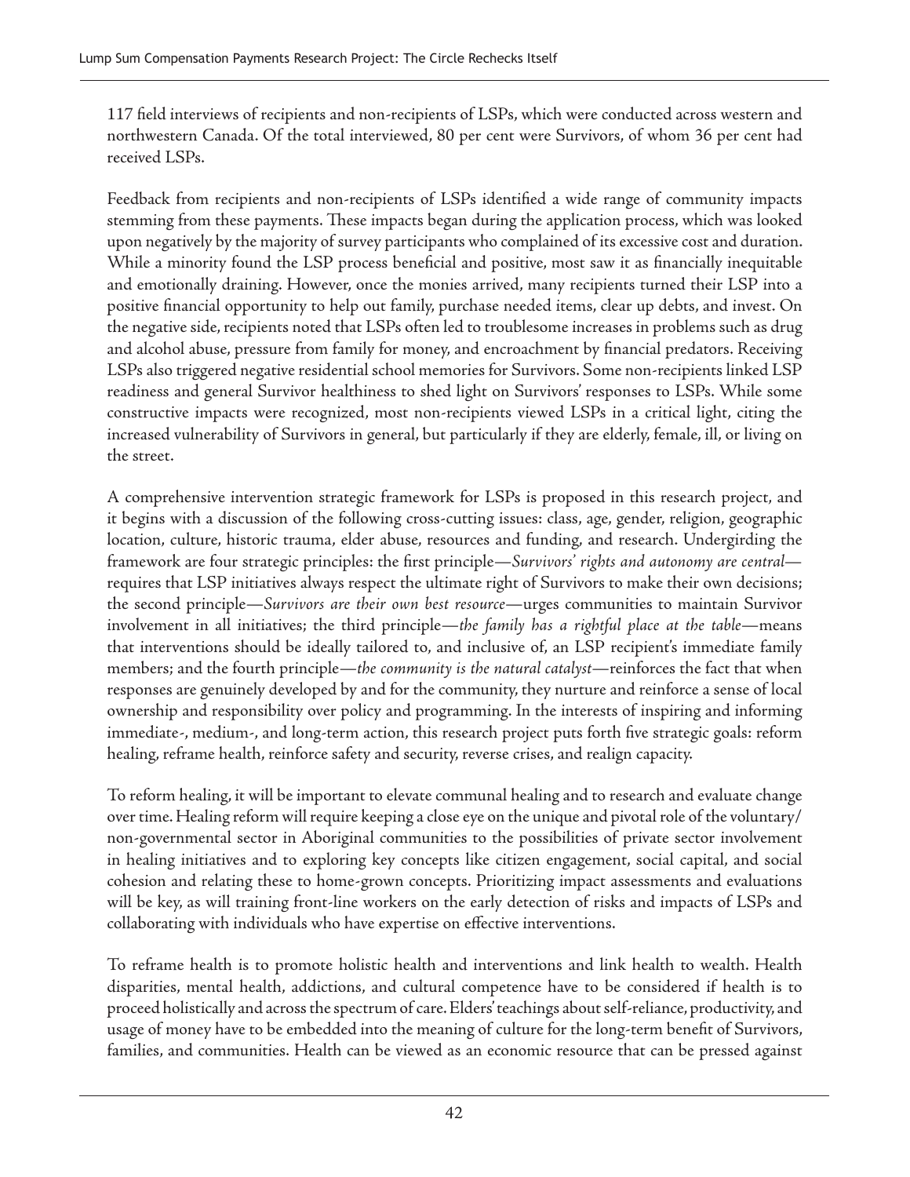117 field interviews of recipients and non-recipients of LSPs, which were conducted across western and northwestern Canada. Of the total interviewed, 80 per cent were Survivors, of whom 36 per cent had received LSPs.

Feedback from recipients and non-recipients of LSPs identified a wide range of community impacts stemming from these payments. These impacts began during the application process, which was looked upon negatively by the majority of survey participants who complained of its excessive cost and duration. While a minority found the LSP process beneficial and positive, most saw it as financially inequitable and emotionally draining. However, once the monies arrived, many recipients turned their LSP into a positive financial opportunity to help out family, purchase needed items, clear up debts, and invest. On the negative side, recipients noted that LSPs often led to troublesome increases in problems such as drug and alcohol abuse, pressure from family for money, and encroachment by financial predators. Receiving LSPs also triggered negative residential school memories for Survivors. Some non-recipients linked LSP readiness and general Survivor healthiness to shed light on Survivors' responses to LSPs. While some constructive impacts were recognized, most non-recipients viewed LSPs in a critical light, citing the increased vulnerability of Survivors in general, but particularly if they are elderly, female, ill, or living on the street.

A comprehensive intervention strategic framework for LSPs is proposed in this research project, and it begins with a discussion of the following cross-cutting issues: class, age, gender, religion, geographic location, culture, historic trauma, elder abuse, resources and funding, and research. Undergirding the framework are four strategic principles: the first principle—*Survivors' rights and autonomy are central*—requires that LSP initiatives always respect the ultimate right of Survivors to make their own decisions; the second principle—*Survivors are their own best resource*—urges communities to maintain Survivor involvement in all initiatives; the third principle—*the family has a rightful place at the table*—means that interventions should be ideally tailored to, and inclusive of, an LSP recipient's immediate family members; and the fourth principle—*the community is the natural catalyst*—reinforces the fact that when responses are genuinely developed by and for the community, they nurture and reinforce a sense of local ownership and responsibility over policy and programming. In the interests of inspiring and informing immediate-, medium-, and long-term action, this research project puts forth five strategic goals: reform healing, reframe health, reinforce safety and security, reverse crises, and realign capacity.

To reform healing, it will be important to elevate communal healing and to research and evaluate change over time. Healing reform will require keeping a close eye on the unique and pivotal role of the voluntary/non-governmental sector in Aboriginal communities to the possibilities of private sector involvement in healing initiatives and to exploring key concepts like citizen engagement, social capital, and social cohesion and relating these to home-grown concepts. Prioritizing impact assessments and evaluations will be key, as will training front-line workers on the early detection of risks and impacts of LSPs and collaborating with individuals who have expertise on effective interventions.

To reframe health is to promote holistic health and interventions and link health to wealth. Health disparities, mental health, addictions, and cultural competence have to be considered if health is to proceed holistically and across the spectrum of care. Elders' teachings about self-reliance, productivity, and usage of money have to be embedded into the meaning of culture for the long-term benefit of Survivors, families, and communities. Health can be viewed as an economic resource that can be pressed against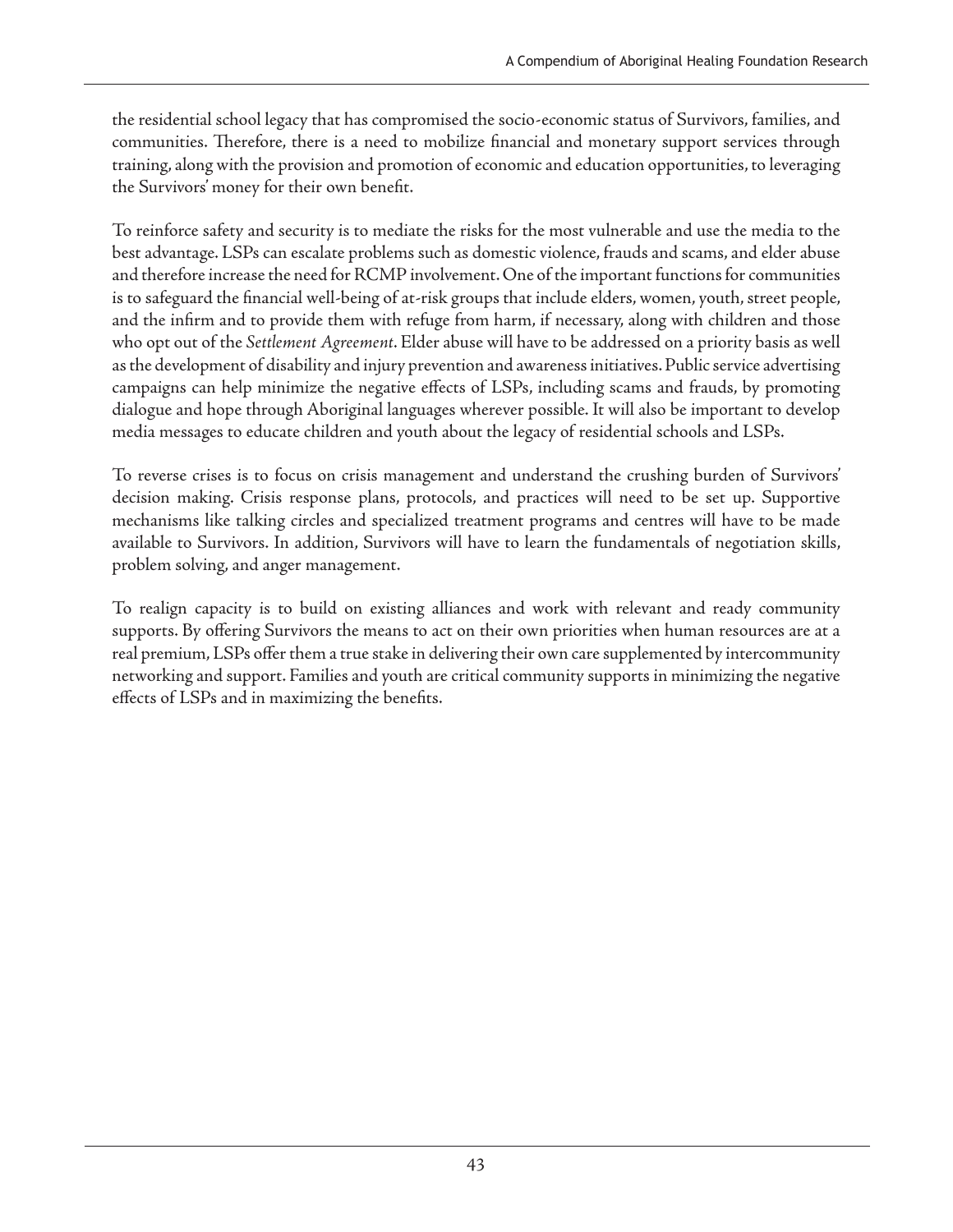the residential school legacy that has compromised the socio-economic status of Survivors, families, and communities. Therefore, there is a need to mobilize financial and monetary support services through training, along with the provision and promotion of economic and education opportunities, to leveraging the Survivors' money for their own benefit.

To reinforce safety and security is to mediate the risks for the most vulnerable and use the media to the best advantage. LSPs can escalate problems such as domestic violence, frauds and scams, and elder abuse and therefore increase the need for RCMP involvement. One of the important functions for communities is to safeguard the financial well-being of at-risk groups that include elders, women, youth, street people, and the infirm and to provide them with refuge from harm, if necessary, along with children and those who opt out of the *Settlement Agreement*. Elder abuse will have to be addressed on a priority basis as well as the development of disability and injury prevention and awareness initiatives. Public service advertising campaigns can help minimize the negative effects of LSPs, including scams and frauds, by promoting dialogue and hope through Aboriginal languages wherever possible. It will also be important to develop media messages to educate children and youth about the legacy of residential schools and LSPs.

To reverse crises is to focus on crisis management and understand the crushing burden of Survivors' decision making. Crisis response plans, protocols, and practices will need to be set up. Supportive mechanisms like talking circles and specialized treatment programs and centres will have to be made available to Survivors. In addition, Survivors will have to learn the fundamentals of negotiation skills, problem solving, and anger management.

To realign capacity is to build on existing alliances and work with relevant and ready community supports. By offering Survivors the means to act on their own priorities when human resources are at a real premium, LSPs offer them a true stake in delivering their own care supplemented by intercommunity networking and support. Families and youth are critical community supports in minimizing the negative effects of LSPs and in maximizing the benefits.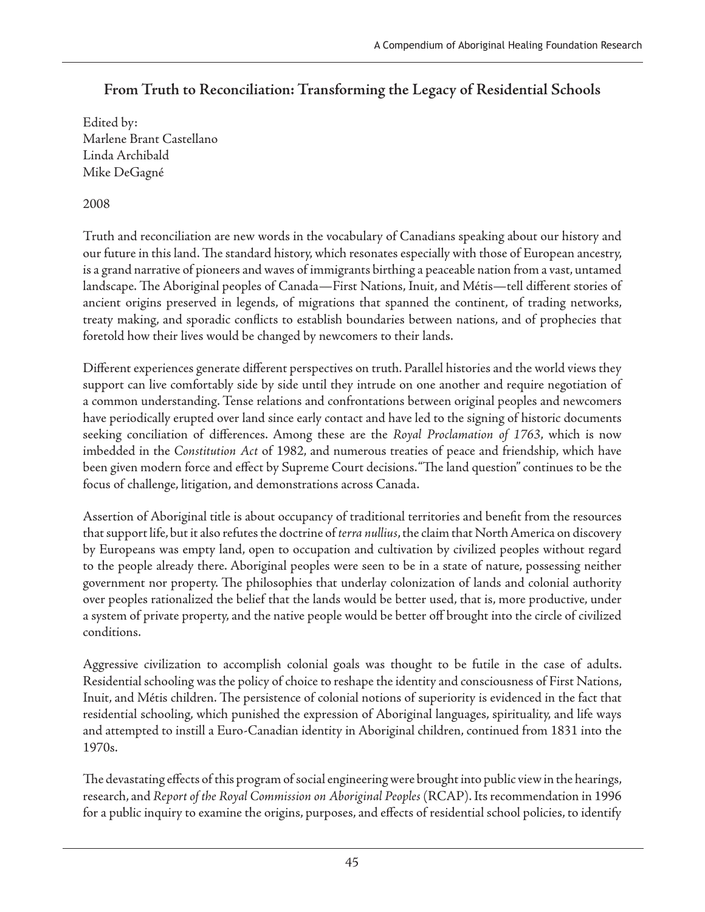## From Truth to Reconciliation: Transforming the Legacy of Residential Schools

Edited by:
Marlene Brant Castellano
Linda Archibald
Mike DeGagné

2008

Truth and reconciliation are new words in the vocabulary of Canadians speaking about our history and our future in this land. The standard history, which resonates especially with those of European ancestry, is a grand narrative of pioneers and waves of immigrants birthing a peaceable nation from a vast, untamed landscape. The Aboriginal peoples of Canada—First Nations, Inuit, and Métis—tell different stories of ancient origins preserved in legends, of migrations that spanned the continent, of trading networks, treaty making, and sporadic conflicts to establish boundaries between nations, and of prophecies that foretold how their lives would be changed by newcomers to their lands.

Different experiences generate different perspectives on truth. Parallel histories and the world views they support can live comfortably side by side until they intrude on one another and require negotiation of a common understanding. Tense relations and confrontations between original peoples and newcomers have periodically erupted over land since early contact and have led to the signing of historic documents seeking conciliation of differences. Among these are the *Royal Proclamation of 1763*, which is now imbedded in the *Constitution Act* of 1982, and numerous treaties of peace and friendship, which have been given modern force and effect by Supreme Court decisions. "The land question" continues to be the focus of challenge, litigation, and demonstrations across Canada.

Assertion of Aboriginal title is about occupancy of traditional territories and benefit from the resources that support life, but it also refutes the doctrine of *terra nullius*, the claim that North America on discovery by Europeans was empty land, open to occupation and cultivation by civilized peoples without regard to the people already there. Aboriginal peoples were seen to be in a state of nature, possessing neither government nor property. The philosophies that underlay colonization of lands and colonial authority over peoples rationalized the belief that the lands would be better used, that is, more productive, under a system of private property, and the native people would be better off brought into the circle of civilized conditions.

Aggressive civilization to accomplish colonial goals was thought to be futile in the case of adults. Residential schooling was the policy of choice to reshape the identity and consciousness of First Nations, Inuit, and Métis children. The persistence of colonial notions of superiority is evidenced in the fact that residential schooling, which punished the expression of Aboriginal languages, spirituality, and life ways and attempted to instill a Euro-Canadian identity in Aboriginal children, continued from 1831 into the 1970s.

The devastating effects of this program of social engineering were brought into public view in the hearings, research, and *Report of the Royal Commission on Aboriginal Peoples* (RCAP). Its recommendation in 1996 for a public inquiry to examine the origins, purposes, and effects of residential school policies, to identify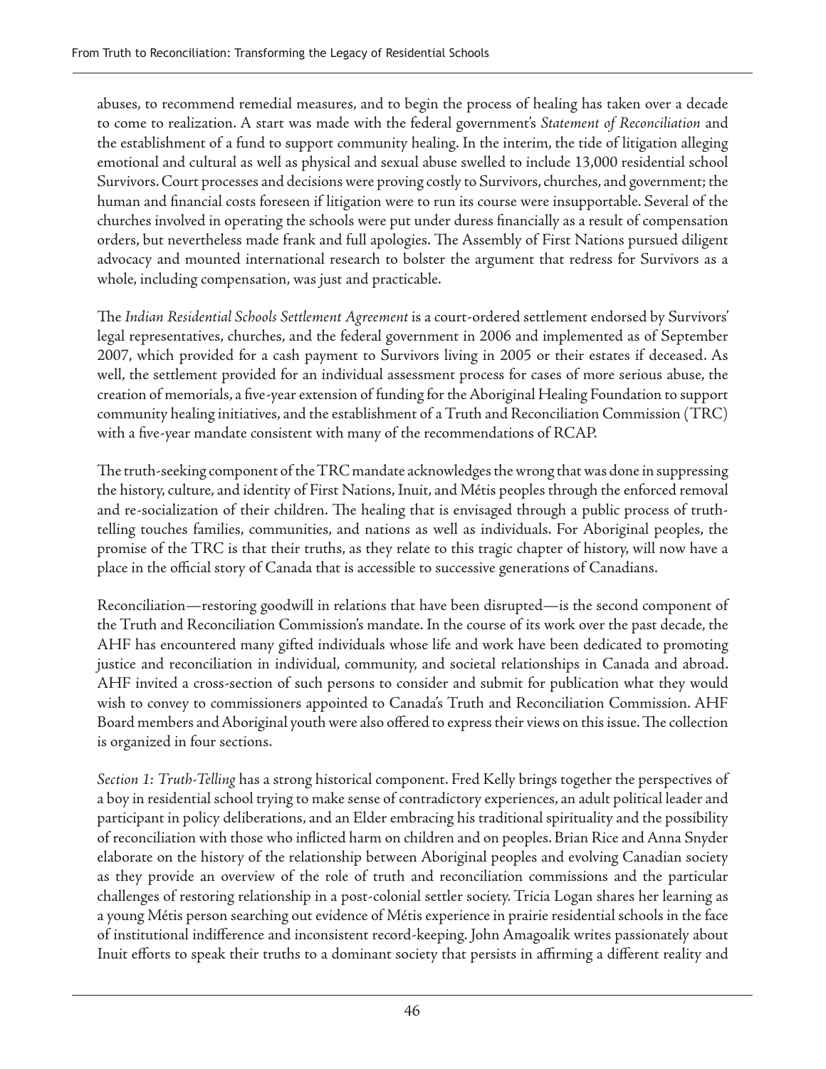abuses, to recommend remedial measures, and to begin the process of healing has taken over a decade to come to realization. A start was made with the federal government's *Statement of Reconciliation* and the establishment of a fund to support community healing. In the interim, the tide of litigation alleging emotional and cultural as well as physical and sexual abuse swelled to include 13,000 residential school Survivors. Court processes and decisions were proving costly to Survivors, churches, and government; the human and financial costs foreseen if litigation were to run its course were insupportable. Several of the churches involved in operating the schools were put under duress financially as a result of compensation orders, but nevertheless made frank and full apologies. The Assembly of First Nations pursued diligent advocacy and mounted international research to bolster the argument that redress for Survivors as a whole, including compensation, was just and practicable.

The *Indian Residential Schools Settlement Agreement* is a court-ordered settlement endorsed by Survivors' legal representatives, churches, and the federal government in 2006 and implemented as of September 2007, which provided for a cash payment to Survivors living in 2005 or their estates if deceased. As well, the settlement provided for an individual assessment process for cases of more serious abuse, the creation of memorials, a five-year extension of funding for the Aboriginal Healing Foundation to support community healing initiatives, and the establishment of a Truth and Reconciliation Commission (TRC) with a five-year mandate consistent with many of the recommendations of RCAP.

The truth-seeking component of the TRC mandate acknowledges the wrong that was done in suppressing the history, culture, and identity of First Nations, Inuit, and Métis peoples through the enforced removal and re-socialization of their children. The healing that is envisaged through a public process of truth-telling touches families, communities, and nations as well as individuals. For Aboriginal peoples, the promise of the TRC is that their truths, as they relate to this tragic chapter of history, will now have a place in the official story of Canada that is accessible to successive generations of Canadians.

Reconciliation—restoring goodwill in relations that have been disrupted—is the second component of the Truth and Reconciliation Commission's mandate. In the course of its work over the past decade, the AHF has encountered many gifted individuals whose life and work have been dedicated to promoting justice and reconciliation in individual, community, and societal relationships in Canada and abroad. AHF invited a cross-section of such persons to consider and submit for publication what they would wish to convey to commissioners appointed to Canada's Truth and Reconciliation Commission. AHF Board members and Aboriginal youth were also offered to express their views on this issue. The collection is organized in four sections.

*Section 1: Truth-Telling* has a strong historical component. Fred Kelly brings together the perspectives of a boy in residential school trying to make sense of contradictory experiences, an adult political leader and participant in policy deliberations, and an Elder embracing his traditional spirituality and the possibility of reconciliation with those who inflicted harm on children and on peoples. Brian Rice and Anna Snyder elaborate on the history of the relationship between Aboriginal peoples and evolving Canadian society as they provide an overview of the role of truth and reconciliation commissions and the particular challenges of restoring relationship in a post-colonial settler society. Tricia Logan shares her learning as a young Métis person searching out evidence of Métis experience in prairie residential schools in the face of institutional indifference and inconsistent record-keeping. John Amagoalik writes passionately about Inuit efforts to speak their truths to a dominant society that persists in affirming a different reality and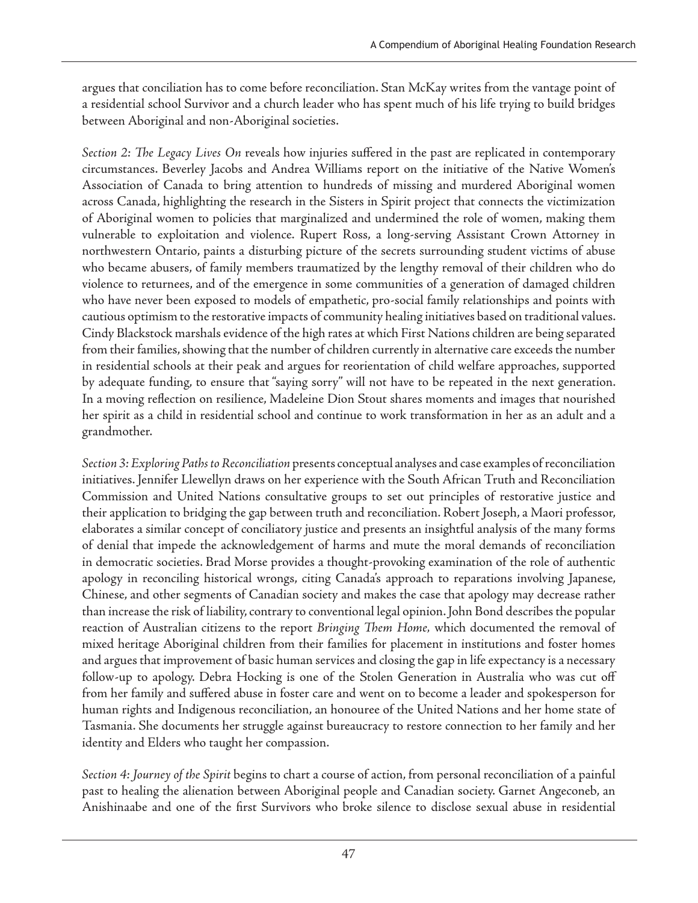argues that conciliation has to come before reconciliation. Stan McKay writes from the vantage point of a residential school Survivor and a church leader who has spent much of his life trying to build bridges between Aboriginal and non-Aboriginal societies.

*Section 2: The Legacy Lives On* reveals how injuries suffered in the past are replicated in contemporary circumstances. Beverley Jacobs and Andrea Williams report on the initiative of the Native Women's Association of Canada to bring attention to hundreds of missing and murdered Aboriginal women across Canada, highlighting the research in the Sisters in Spirit project that connects the victimization of Aboriginal women to policies that marginalized and undermined the role of women, making them vulnerable to exploitation and violence. Rupert Ross, a long-serving Assistant Crown Attorney in northwestern Ontario, paints a disturbing picture of the secrets surrounding student victims of abuse who became abusers, of family members traumatized by the lengthy removal of their children who do violence to returnees, and of the emergence in some communities of a generation of damaged children who have never been exposed to models of empathetic, pro-social family relationships and points with cautious optimism to the restorative impacts of community healing initiatives based on traditional values. Cindy Blackstock marshals evidence of the high rates at which First Nations children are being separated from their families, showing that the number of children currently in alternative care exceeds the number in residential schools at their peak and argues for reorientation of child welfare approaches, supported by adequate funding, to ensure that "saying sorry" will not have to be repeated in the next generation. In a moving reflection on resilience, Madeleine Dion Stout shares moments and images that nourished her spirit as a child in residential school and continue to work transformation in her as an adult and a grandmother.

*Section 3: Exploring Paths to Reconciliation* presents conceptual analyses and case examples of reconciliation initiatives. Jennifer Llewellyn draws on her experience with the South African Truth and Reconciliation Commission and United Nations consultative groups to set out principles of restorative justice and their application to bridging the gap between truth and reconciliation. Robert Joseph, a Maori professor, elaborates a similar concept of conciliatory justice and presents an insightful analysis of the many forms of denial that impede the acknowledgement of harms and mute the moral demands of reconciliation in democratic societies. Brad Morse provides a thought-provoking examination of the role of authentic apology in reconciling historical wrongs, citing Canada's approach to reparations involving Japanese, Chinese, and other segments of Canadian society and makes the case that apology may decrease rather than increase the risk of liability, contrary to conventional legal opinion. John Bond describes the popular reaction of Australian citizens to the report *Bringing Them Home,* which documented the removal of mixed heritage Aboriginal children from their families for placement in institutions and foster homes and argues that improvement of basic human services and closing the gap in life expectancy is a necessary follow-up to apology. Debra Hocking is one of the Stolen Generation in Australia who was cut off from her family and suffered abuse in foster care and went on to become a leader and spokesperson for human rights and Indigenous reconciliation, an honouree of the United Nations and her home state of Tasmania. She documents her struggle against bureaucracy to restore connection to her family and her identity and Elders who taught her compassion.

*Section 4: Journey of the Spirit* begins to chart a course of action, from personal reconciliation of a painful past to healing the alienation between Aboriginal people and Canadian society. Garnet Angeconeb, an Anishinaabe and one of the first Survivors who broke silence to disclose sexual abuse in residential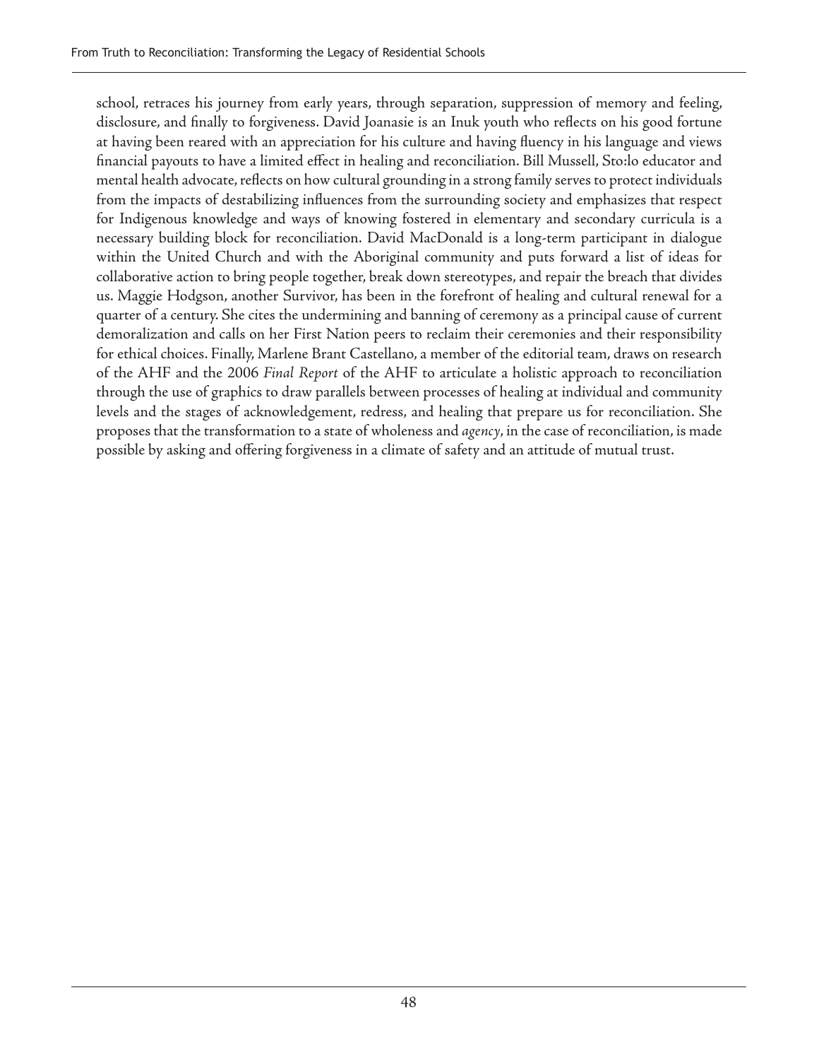school, retraces his journey from early years, through separation, suppression of memory and feeling, disclosure, and finally to forgiveness. David Joanasie is an Inuk youth who reflects on his good fortune at having been reared with an appreciation for his culture and having fluency in his language and views financial payouts to have a limited effect in healing and reconciliation. Bill Mussell, Sto:lo educator and mental health advocate, reflects on how cultural grounding in a strong family serves to protect individuals from the impacts of destabilizing influences from the surrounding society and emphasizes that respect for Indigenous knowledge and ways of knowing fostered in elementary and secondary curricula is a necessary building block for reconciliation. David MacDonald is a long-term participant in dialogue within the United Church and with the Aboriginal community and puts forward a list of ideas for collaborative action to bring people together, break down stereotypes, and repair the breach that divides us. Maggie Hodgson, another Survivor, has been in the forefront of healing and cultural renewal for a quarter of a century. She cites the undermining and banning of ceremony as a principal cause of current demoralization and calls on her First Nation peers to reclaim their ceremonies and their responsibility for ethical choices. Finally, Marlene Brant Castellano, a member of the editorial team, draws on research of the AHF and the 2006 *Final Report* of the AHF to articulate a holistic approach to reconciliation through the use of graphics to draw parallels between processes of healing at individual and community levels and the stages of acknowledgement, redress, and healing that prepare us for reconciliation. She proposes that the transformation to a state of wholeness and *agency*, in the case of reconciliation, is made possible by asking and offering forgiveness in a climate of safety and an attitude of mutual trust.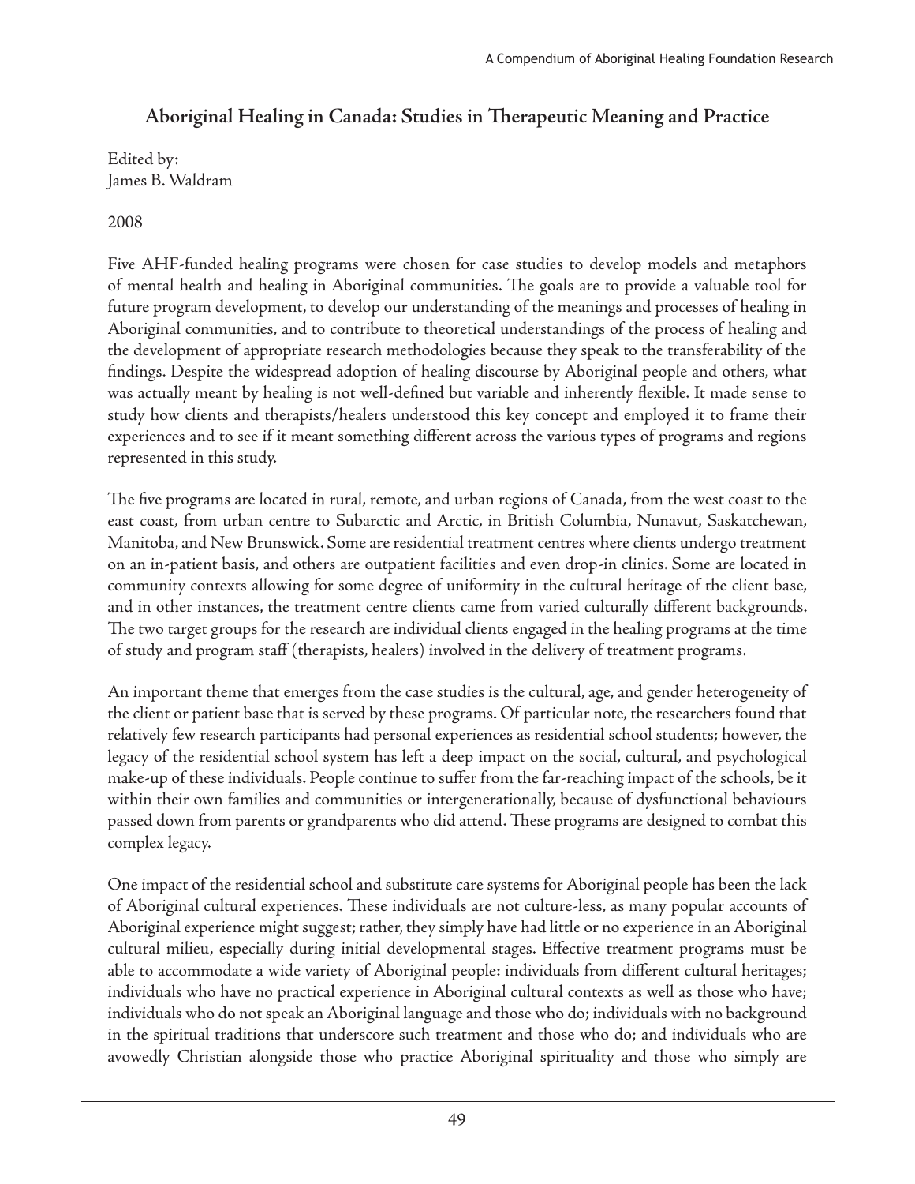## Aboriginal Healing in Canada: Studies in Therapeutic Meaning and Practice

Edited by:
James B. Waldram

2008

Five AHF-funded healing programs were chosen for case studies to develop models and metaphors of mental health and healing in Aboriginal communities. The goals are to provide a valuable tool for future program development, to develop our understanding of the meanings and processes of healing in Aboriginal communities, and to contribute to theoretical understandings of the process of healing and the development of appropriate research methodologies because they speak to the transferability of the findings. Despite the widespread adoption of healing discourse by Aboriginal people and others, what was actually meant by healing is not well-defined but variable and inherently flexible. It made sense to study how clients and therapists/healers understood this key concept and employed it to frame their experiences and to see if it meant something different across the various types of programs and regions represented in this study.

The five programs are located in rural, remote, and urban regions of Canada, from the west coast to the east coast, from urban centre to Subarctic and Arctic, in British Columbia, Nunavut, Saskatchewan, Manitoba, and New Brunswick. Some are residential treatment centres where clients undergo treatment on an in-patient basis, and others are outpatient facilities and even drop-in clinics. Some are located in community contexts allowing for some degree of uniformity in the cultural heritage of the client base, and in other instances, the treatment centre clients came from varied culturally different backgrounds. The two target groups for the research are individual clients engaged in the healing programs at the time of study and program staff (therapists, healers) involved in the delivery of treatment programs.

An important theme that emerges from the case studies is the cultural, age, and gender heterogeneity of the client or patient base that is served by these programs. Of particular note, the researchers found that relatively few research participants had personal experiences as residential school students; however, the legacy of the residential school system has left a deep impact on the social, cultural, and psychological make-up of these individuals. People continue to suffer from the far-reaching impact of the schools, be it within their own families and communities or intergenerationally, because of dysfunctional behaviours passed down from parents or grandparents who did attend. These programs are designed to combat this complex legacy.

One impact of the residential school and substitute care systems for Aboriginal people has been the lack of Aboriginal cultural experiences. These individuals are not culture-less, as many popular accounts of Aboriginal experience might suggest; rather, they simply have had little or no experience in an Aboriginal cultural milieu, especially during initial developmental stages. Effective treatment programs must be able to accommodate a wide variety of Aboriginal people: individuals from different cultural heritages; individuals who have no practical experience in Aboriginal cultural contexts as well as those who have; individuals who do not speak an Aboriginal language and those who do; individuals with no background in the spiritual traditions that underscore such treatment and those who do; and individuals who are avowedly Christian alongside those who practice Aboriginal spirituality and those who simply are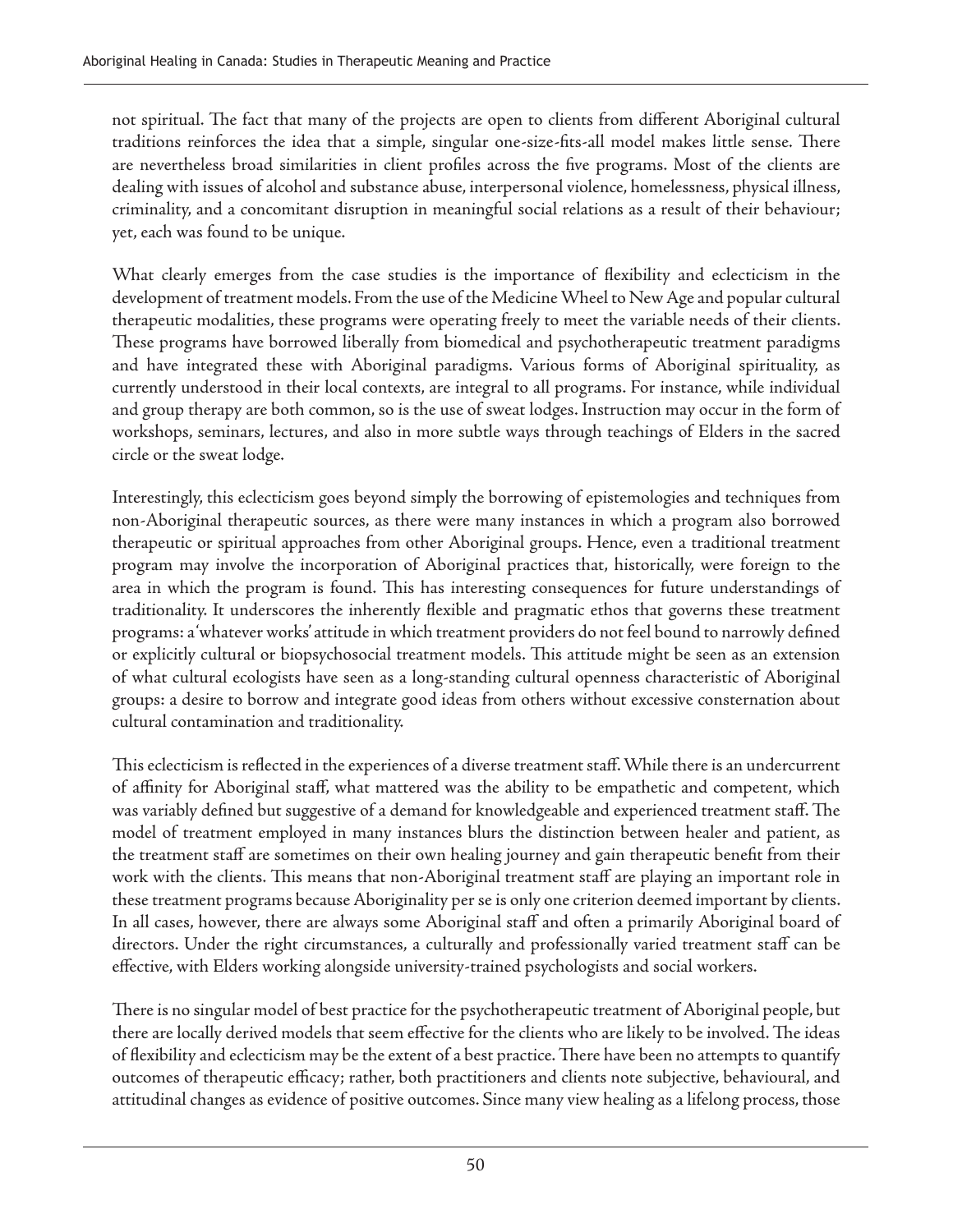not spiritual. The fact that many of the projects are open to clients from different Aboriginal cultural traditions reinforces the idea that a simple, singular one-size-fits-all model makes little sense. There are nevertheless broad similarities in client profiles across the five programs. Most of the clients are dealing with issues of alcohol and substance abuse, interpersonal violence, homelessness, physical illness, criminality, and a concomitant disruption in meaningful social relations as a result of their behaviour; yet, each was found to be unique.

What clearly emerges from the case studies is the importance of flexibility and eclecticism in the development of treatment models. From the use of the Medicine Wheel to New Age and popular cultural therapeutic modalities, these programs were operating freely to meet the variable needs of their clients. These programs have borrowed liberally from biomedical and psychotherapeutic treatment paradigms and have integrated these with Aboriginal paradigms. Various forms of Aboriginal spirituality, as currently understood in their local contexts, are integral to all programs. For instance, while individual and group therapy are both common, so is the use of sweat lodges. Instruction may occur in the form of workshops, seminars, lectures, and also in more subtle ways through teachings of Elders in the sacred circle or the sweat lodge.

Interestingly, this eclecticism goes beyond simply the borrowing of epistemologies and techniques from non-Aboriginal therapeutic sources, as there were many instances in which a program also borrowed therapeutic or spiritual approaches from other Aboriginal groups. Hence, even a traditional treatment program may involve the incorporation of Aboriginal practices that, historically, were foreign to the area in which the program is found. This has interesting consequences for future understandings of traditionality. It underscores the inherently flexible and pragmatic ethos that governs these treatment programs: a 'whatever works' attitude in which treatment providers do not feel bound to narrowly defined or explicitly cultural or biopsychosocial treatment models. This attitude might be seen as an extension of what cultural ecologists have seen as a long-standing cultural openness characteristic of Aboriginal groups: a desire to borrow and integrate good ideas from others without excessive consternation about cultural contamination and traditionality.

This eclecticism is reflected in the experiences of a diverse treatment staff. While there is an undercurrent of affinity for Aboriginal staff, what mattered was the ability to be empathetic and competent, which was variably defined but suggestive of a demand for knowledgeable and experienced treatment staff. The model of treatment employed in many instances blurs the distinction between healer and patient, as the treatment staff are sometimes on their own healing journey and gain therapeutic benefit from their work with the clients. This means that non-Aboriginal treatment staff are playing an important role in these treatment programs because Aboriginality per se is only one criterion deemed important by clients. In all cases, however, there are always some Aboriginal staff and often a primarily Aboriginal board of directors. Under the right circumstances, a culturally and professionally varied treatment staff can be effective, with Elders working alongside university-trained psychologists and social workers.

There is no singular model of best practice for the psychotherapeutic treatment of Aboriginal people, but there are locally derived models that seem effective for the clients who are likely to be involved. The ideas of flexibility and eclecticism may be the extent of a best practice. There have been no attempts to quantify outcomes of therapeutic efficacy; rather, both practitioners and clients note subjective, behavioural, and attitudinal changes as evidence of positive outcomes. Since many view healing as a lifelong process, those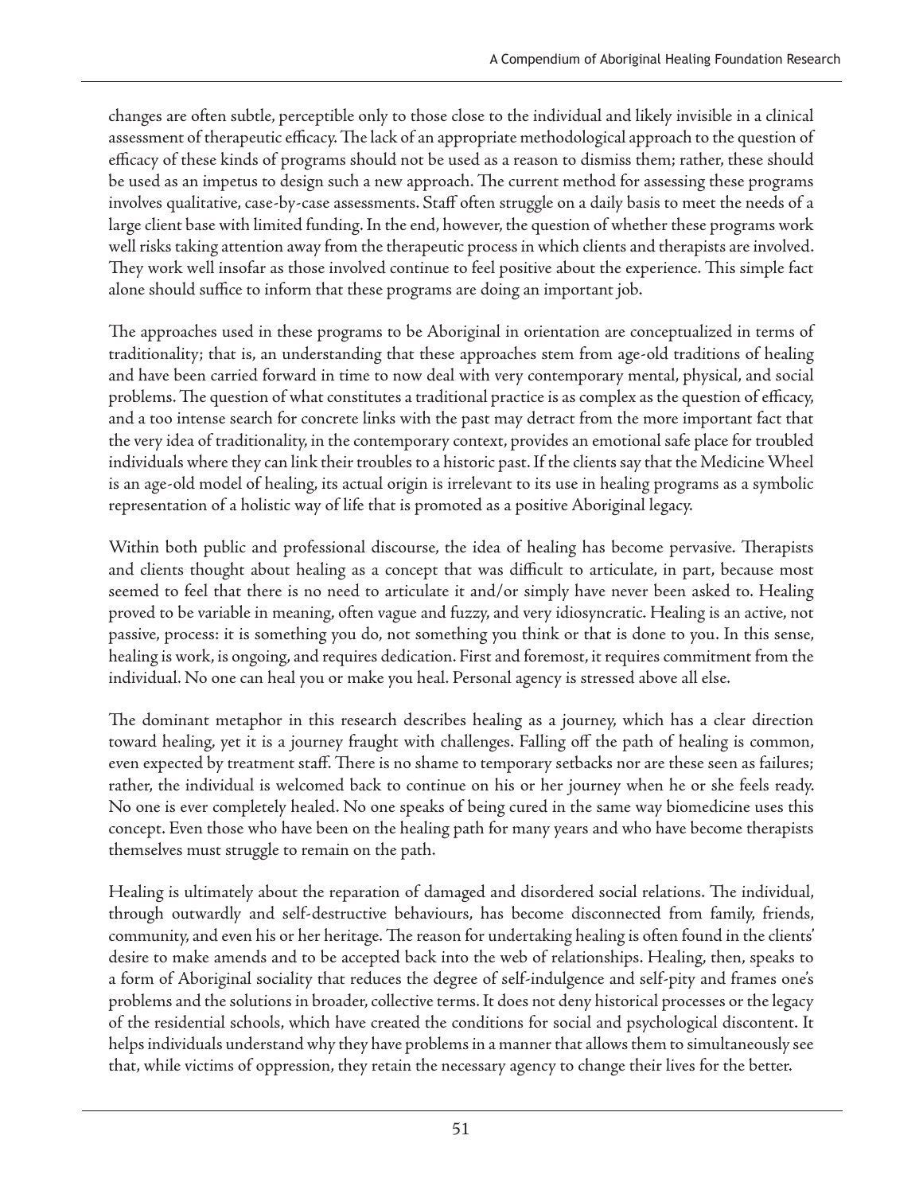changes are often subtle, perceptible only to those close to the individual and likely invisible in a clinical assessment of therapeutic efficacy. The lack of an appropriate methodological approach to the question of efficacy of these kinds of programs should not be used as a reason to dismiss them; rather, these should be used as an impetus to design such a new approach. The current method for assessing these programs involves qualitative, case-by-case assessments. Staff often struggle on a daily basis to meet the needs of a large client base with limited funding. In the end, however, the question of whether these programs work well risks taking attention away from the therapeutic process in which clients and therapists are involved. They work well insofar as those involved continue to feel positive about the experience. This simple fact alone should suffice to inform that these programs are doing an important job.

The approaches used in these programs to be Aboriginal in orientation are conceptualized in terms of traditionality; that is, an understanding that these approaches stem from age-old traditions of healing and have been carried forward in time to now deal with very contemporary mental, physical, and social problems. The question of what constitutes a traditional practice is as complex as the question of efficacy, and a too intense search for concrete links with the past may detract from the more important fact that the very idea of traditionality, in the contemporary context, provides an emotional safe place for troubled individuals where they can link their troubles to a historic past. If the clients say that the Medicine Wheel is an age-old model of healing, its actual origin is irrelevant to its use in healing programs as a symbolic representation of a holistic way of life that is promoted as a positive Aboriginal legacy.

Within both public and professional discourse, the idea of healing has become pervasive. Therapists and clients thought about healing as a concept that was difficult to articulate, in part, because most seemed to feel that there is no need to articulate it and/or simply have never been asked to. Healing proved to be variable in meaning, often vague and fuzzy, and very idiosyncratic. Healing is an active, not passive, process: it is something you do, not something you think or that is done to you. In this sense, healing is work, is ongoing, and requires dedication. First and foremost, it requires commitment from the individual. No one can heal you or make you heal. Personal agency is stressed above all else.

The dominant metaphor in this research describes healing as a journey, which has a clear direction toward healing, yet it is a journey fraught with challenges. Falling off the path of healing is common, even expected by treatment staff. There is no shame to temporary setbacks nor are these seen as failures; rather, the individual is welcomed back to continue on his or her journey when he or she feels ready. No one is ever completely healed. No one speaks of being cured in the same way biomedicine uses this concept. Even those who have been on the healing path for many years and who have become therapists themselves must struggle to remain on the path.

Healing is ultimately about the reparation of damaged and disordered social relations. The individual, through outwardly and self-destructive behaviours, has become disconnected from family, friends, community, and even his or her heritage. The reason for undertaking healing is often found in the clients' desire to make amends and to be accepted back into the web of relationships. Healing, then, speaks to a form of Aboriginal sociality that reduces the degree of self-indulgence and self-pity and frames one's problems and the solutions in broader, collective terms. It does not deny historical processes or the legacy of the residential schools, which have created the conditions for social and psychological discontent. It helps individuals understand why they have problems in a manner that allows them to simultaneously see that, while victims of oppression, they retain the necessary agency to change their lives for the better.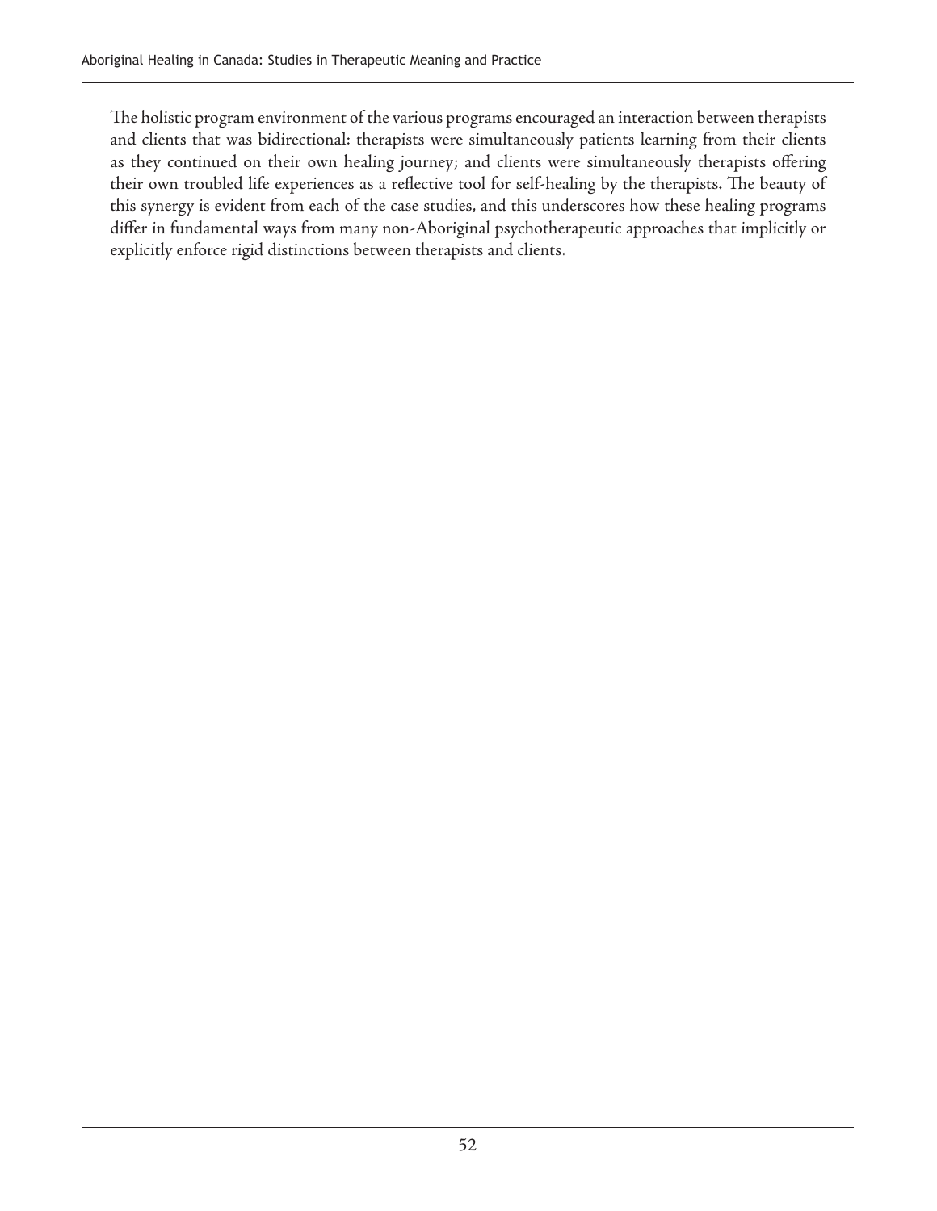The holistic program environment of the various programs encouraged an interaction between therapists and clients that was bidirectional: therapists were simultaneously patients learning from their clients as they continued on their own healing journey; and clients were simultaneously therapists offering their own troubled life experiences as a reflective tool for self-healing by the therapists. The beauty of this synergy is evident from each of the case studies, and this underscores how these healing programs differ in fundamental ways from many non-Aboriginal psychotherapeutic approaches that implicitly or explicitly enforce rigid distinctions between therapists and clients.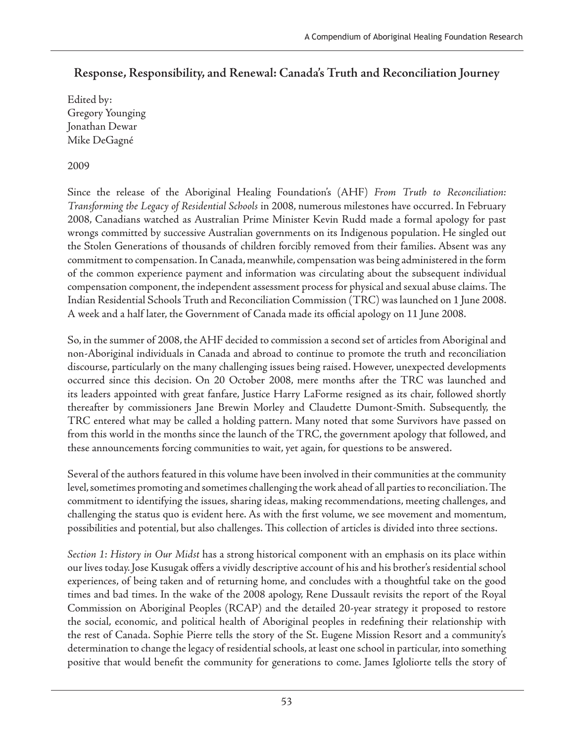## Response, Responsibility, and Renewal: Canada's Truth and Reconciliation Journey

Edited by:
Gregory Younging
Jonathan Dewar
Mike DeGagné

2009

Since the release of the Aboriginal Healing Foundation's (AHF) *From Truth to Reconciliation: Transforming the Legacy of Residential Schools* in 2008, numerous milestones have occurred. In February 2008, Canadians watched as Australian Prime Minister Kevin Rudd made a formal apology for past wrongs committed by successive Australian governments on its Indigenous population. He singled out the Stolen Generations of thousands of children forcibly removed from their families. Absent was any commitment to compensation. In Canada, meanwhile, compensation was being administered in the form of the common experience payment and information was circulating about the subsequent individual compensation component, the independent assessment process for physical and sexual abuse claims. The Indian Residential Schools Truth and Reconciliation Commission (TRC) was launched on 1 June 2008. A week and a half later, the Government of Canada made its official apology on 11 June 2008.

So, in the summer of 2008, the AHF decided to commission a second set of articles from Aboriginal and non-Aboriginal individuals in Canada and abroad to continue to promote the truth and reconciliation discourse, particularly on the many challenging issues being raised. However, unexpected developments occurred since this decision. On 20 October 2008, mere months after the TRC was launched and its leaders appointed with great fanfare, Justice Harry LaForme resigned as its chair, followed shortly thereafter by commissioners Jane Brewin Morley and Claudette Dumont-Smith. Subsequently, the TRC entered what may be called a holding pattern. Many noted that some Survivors have passed on from this world in the months since the launch of the TRC, the government apology that followed, and these announcements forcing communities to wait, yet again, for questions to be answered.

Several of the authors featured in this volume have been involved in their communities at the community level, sometimes promoting and sometimes challenging the work ahead of all parties to reconciliation. The commitment to identifying the issues, sharing ideas, making recommendations, meeting challenges, and challenging the status quo is evident here. As with the first volume, we see movement and momentum, possibilities and potential, but also challenges. This collection of articles is divided into three sections.

*Section 1: History in Our Midst* has a strong historical component with an emphasis on its place within our lives today. Jose Kusugak offers a vividly descriptive account of his and his brother's residential school experiences, of being taken and of returning home, and concludes with a thoughtful take on the good times and bad times. In the wake of the 2008 apology, Rene Dussault revisits the report of the Royal Commission on Aboriginal Peoples (RCAP) and the detailed 20-year strategy it proposed to restore the social, economic, and political health of Aboriginal peoples in redefining their relationship with the rest of Canada. Sophie Pierre tells the story of the St. Eugene Mission Resort and a community's determination to change the legacy of residential schools, at least one school in particular, into something positive that would benefit the community for generations to come. James Igloliorte tells the story of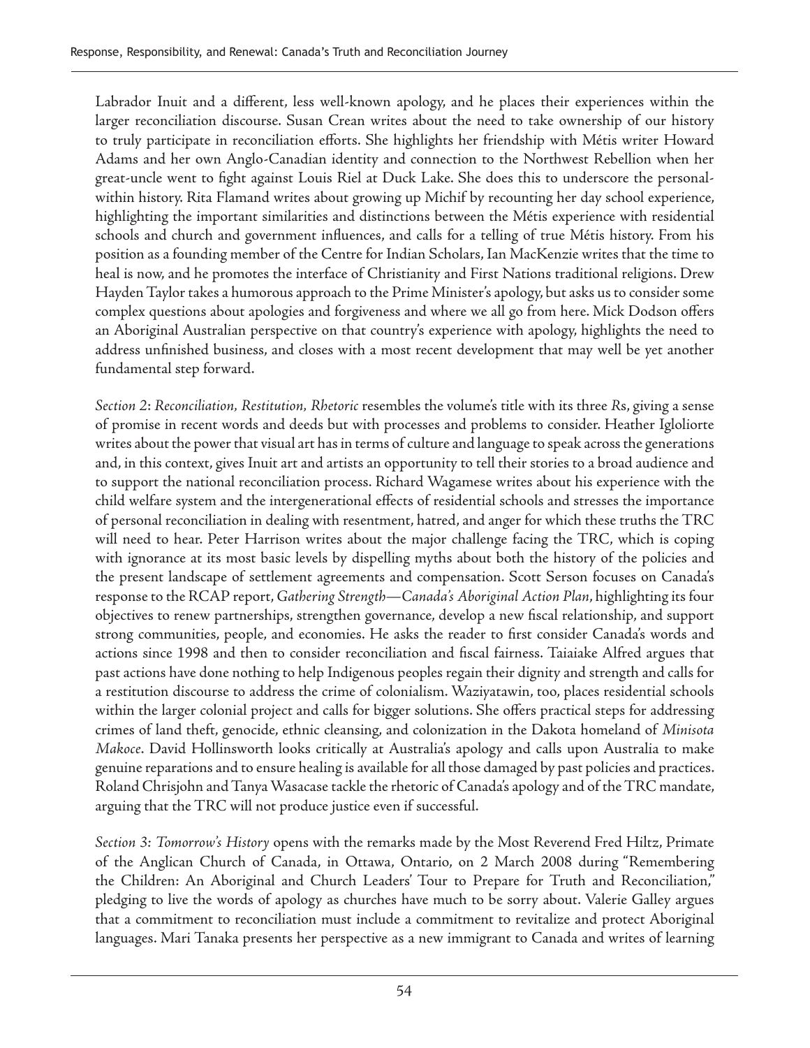Labrador Inuit and a different, less well-known apology, and he places their experiences within the larger reconciliation discourse. Susan Crean writes about the need to take ownership of our history to truly participate in reconciliation efforts. She highlights her friendship with Métis writer Howard Adams and her own Anglo-Canadian identity and connection to the Northwest Rebellion when her great-uncle went to fight against Louis Riel at Duck Lake. She does this to underscore the personal-within history. Rita Flamand writes about growing up Michif by recounting her day school experience, highlighting the important similarities and distinctions between the Métis experience with residential schools and church and government influences, and calls for a telling of true Métis history. From his position as a founding member of the Centre for Indian Scholars, Ian MacKenzie writes that the time to heal is now, and he promotes the interface of Christianity and First Nations traditional religions. Drew Hayden Taylor takes a humorous approach to the Prime Minister's apology, but asks us to consider some complex questions about apologies and forgiveness and where we all go from here. Mick Dodson offers an Aboriginal Australian perspective on that country's experience with apology, highlights the need to address unfinished business, and closes with a most recent development that may well be yet another fundamental step forward.

*Section 2*: *Reconciliation, Restitution, Rhetoric* resembles the volume's title with its three *R*s, giving a sense of promise in recent words and deeds but with processes and problems to consider. Heather Igloliorte writes about the power that visual art has in terms of culture and language to speak across the generations and, in this context, gives Inuit art and artists an opportunity to tell their stories to a broad audience and to support the national reconciliation process. Richard Wagamese writes about his experience with the child welfare system and the intergenerational effects of residential schools and stresses the importance of personal reconciliation in dealing with resentment, hatred, and anger for which these truths the TRC will need to hear. Peter Harrison writes about the major challenge facing the TRC, which is coping with ignorance at its most basic levels by dispelling myths about both the history of the policies and the present landscape of settlement agreements and compensation. Scott Serson focuses on Canada's response to the RCAP report, *Gathering Strength—Canada's Aboriginal Action Plan*, highlighting its four objectives to renew partnerships, strengthen governance, develop a new fiscal relationship, and support strong communities, people, and economies. He asks the reader to first consider Canada's words and actions since 1998 and then to consider reconciliation and fiscal fairness. Taiaiake Alfred argues that past actions have done nothing to help Indigenous peoples regain their dignity and strength and calls for a restitution discourse to address the crime of colonialism. Waziyatawin, too, places residential schools within the larger colonial project and calls for bigger solutions. She offers practical steps for addressing crimes of land theft, genocide, ethnic cleansing, and colonization in the Dakota homeland of *Minisota Makoce*. David Hollinsworth looks critically at Australia's apology and calls upon Australia to make genuine reparations and to ensure healing is available for all those damaged by past policies and practices. Roland Chrisjohn and Tanya Wasacase tackle the rhetoric of Canada's apology and of the TRC mandate, arguing that the TRC will not produce justice even if successful.

*Section 3: Tomorrow's History* opens with the remarks made by the Most Reverend Fred Hiltz, Primate of the Anglican Church of Canada, in Ottawa, Ontario, on 2 March 2008 during "Remembering the Children: An Aboriginal and Church Leaders' Tour to Prepare for Truth and Reconciliation," pledging to live the words of apology as churches have much to be sorry about. Valerie Galley argues that a commitment to reconciliation must include a commitment to revitalize and protect Aboriginal languages. Mari Tanaka presents her perspective as a new immigrant to Canada and writes of learning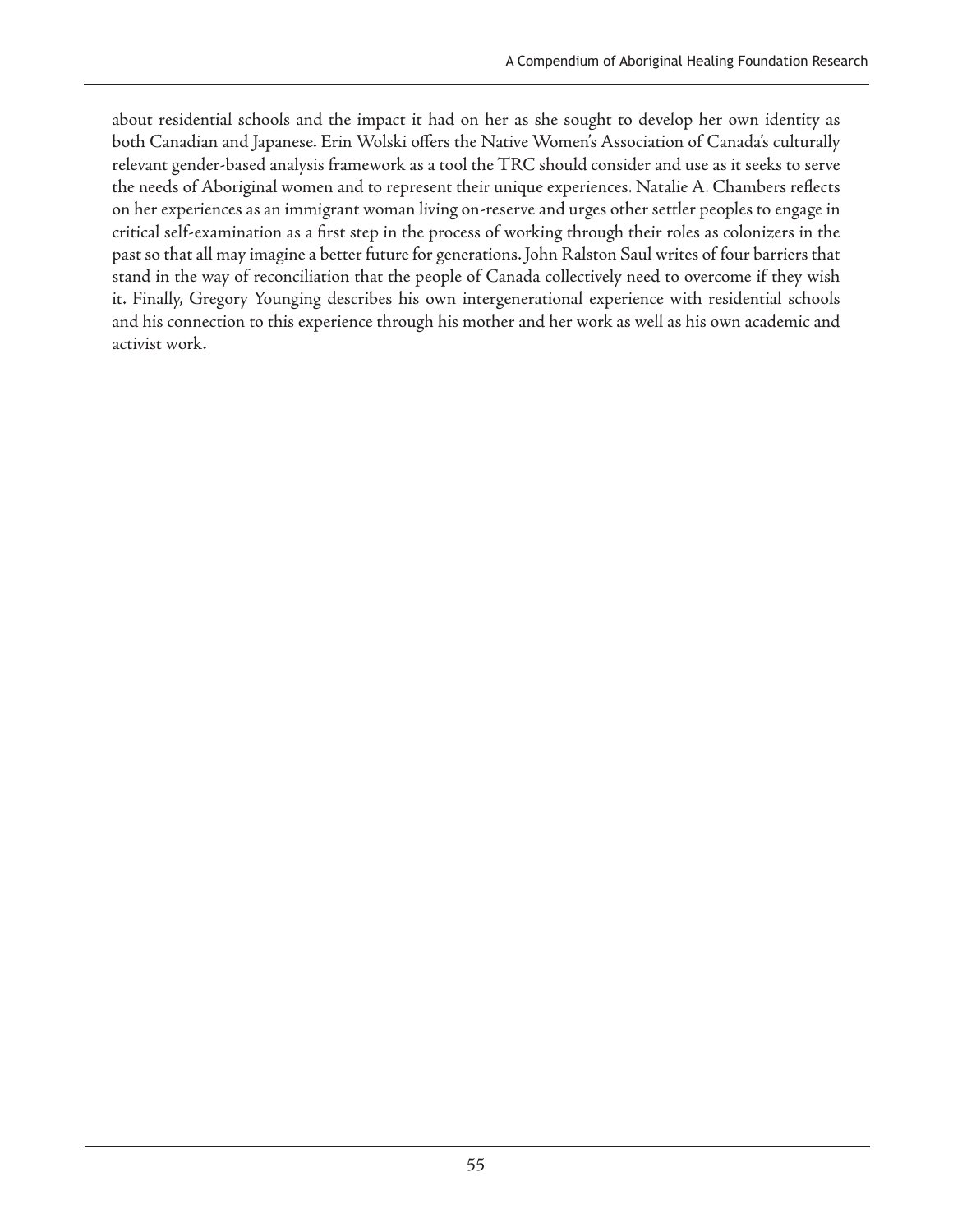about residential schools and the impact it had on her as she sought to develop her own identity as both Canadian and Japanese. Erin Wolski offers the Native Women's Association of Canada's culturally relevant gender-based analysis framework as a tool the TRC should consider and use as it seeks to serve the needs of Aboriginal women and to represent their unique experiences. Natalie A. Chambers reflects on her experiences as an immigrant woman living on-reserve and urges other settler peoples to engage in critical self-examination as a first step in the process of working through their roles as colonizers in the past so that all may imagine a better future for generations. John Ralston Saul writes of four barriers that stand in the way of reconciliation that the people of Canada collectively need to overcome if they wish it. Finally, Gregory Younging describes his own intergenerational experience with residential schools and his connection to this experience through his mother and her work as well as his own academic and activist work.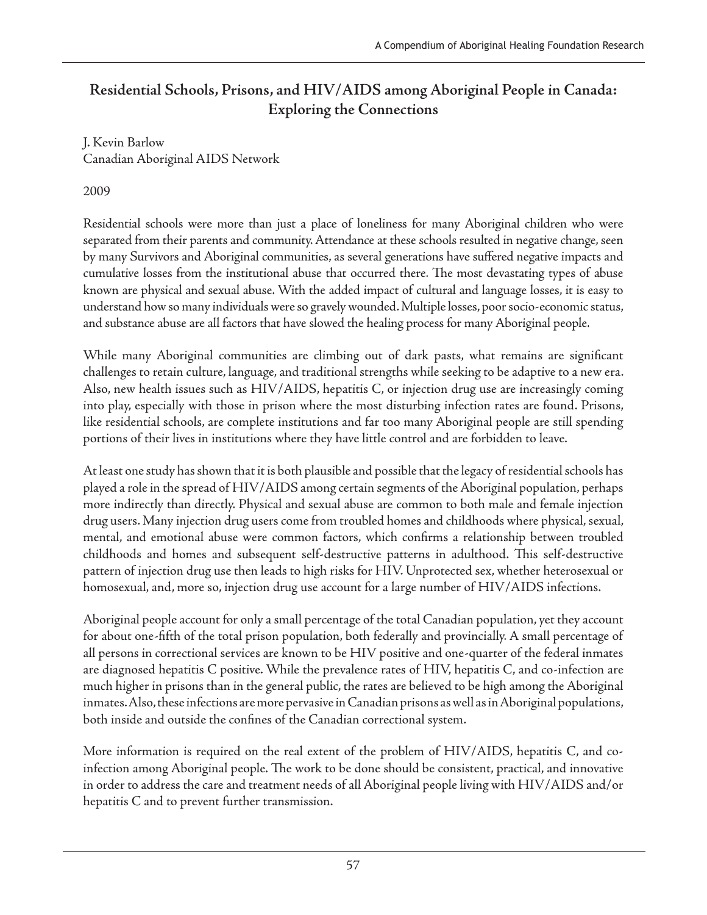## Residential Schools, Prisons, and HIV/AIDS among Aboriginal People in Canada: Exploring the Connections

J. Kevin Barlow
Canadian Aboriginal AIDS Network

2009

Residential schools were more than just a place of loneliness for many Aboriginal children who were separated from their parents and community. Attendance at these schools resulted in negative change, seen by many Survivors and Aboriginal communities, as several generations have suffered negative impacts and cumulative losses from the institutional abuse that occurred there. The most devastating types of abuse known are physical and sexual abuse. With the added impact of cultural and language losses, it is easy to understand how so many individuals were so gravely wounded. Multiple losses, poor socio-economic status, and substance abuse are all factors that have slowed the healing process for many Aboriginal people.

While many Aboriginal communities are climbing out of dark pasts, what remains are significant challenges to retain culture, language, and traditional strengths while seeking to be adaptive to a new era. Also, new health issues such as HIV/AIDS, hepatitis C, or injection drug use are increasingly coming into play, especially with those in prison where the most disturbing infection rates are found. Prisons, like residential schools, are complete institutions and far too many Aboriginal people are still spending portions of their lives in institutions where they have little control and are forbidden to leave.

At least one study has shown that it is both plausible and possible that the legacy of residential schools has played a role in the spread of HIV/AIDS among certain segments of the Aboriginal population, perhaps more indirectly than directly. Physical and sexual abuse are common to both male and female injection drug users. Many injection drug users come from troubled homes and childhoods where physical, sexual, mental, and emotional abuse were common factors, which confirms a relationship between troubled childhoods and homes and subsequent self-destructive patterns in adulthood. This self-destructive pattern of injection drug use then leads to high risks for HIV. Unprotected sex, whether heterosexual or homosexual, and, more so, injection drug use account for a large number of HIV/AIDS infections.

Aboriginal people account for only a small percentage of the total Canadian population, yet they account for about one-fifth of the total prison population, both federally and provincially. A small percentage of all persons in correctional services are known to be HIV positive and one-quarter of the federal inmates are diagnosed hepatitis C positive. While the prevalence rates of HIV, hepatitis C, and co-infection are much higher in prisons than in the general public, the rates are believed to be high among the Aboriginal inmates. Also, these infections are more pervasive in Canadian prisons as well as in Aboriginal populations, both inside and outside the confines of the Canadian correctional system.

More information is required on the real extent of the problem of HIV/AIDS, hepatitis C, and co-infection among Aboriginal people. The work to be done should be consistent, practical, and innovative in order to address the care and treatment needs of all Aboriginal people living with HIV/AIDS and/or hepatitis C and to prevent further transmission.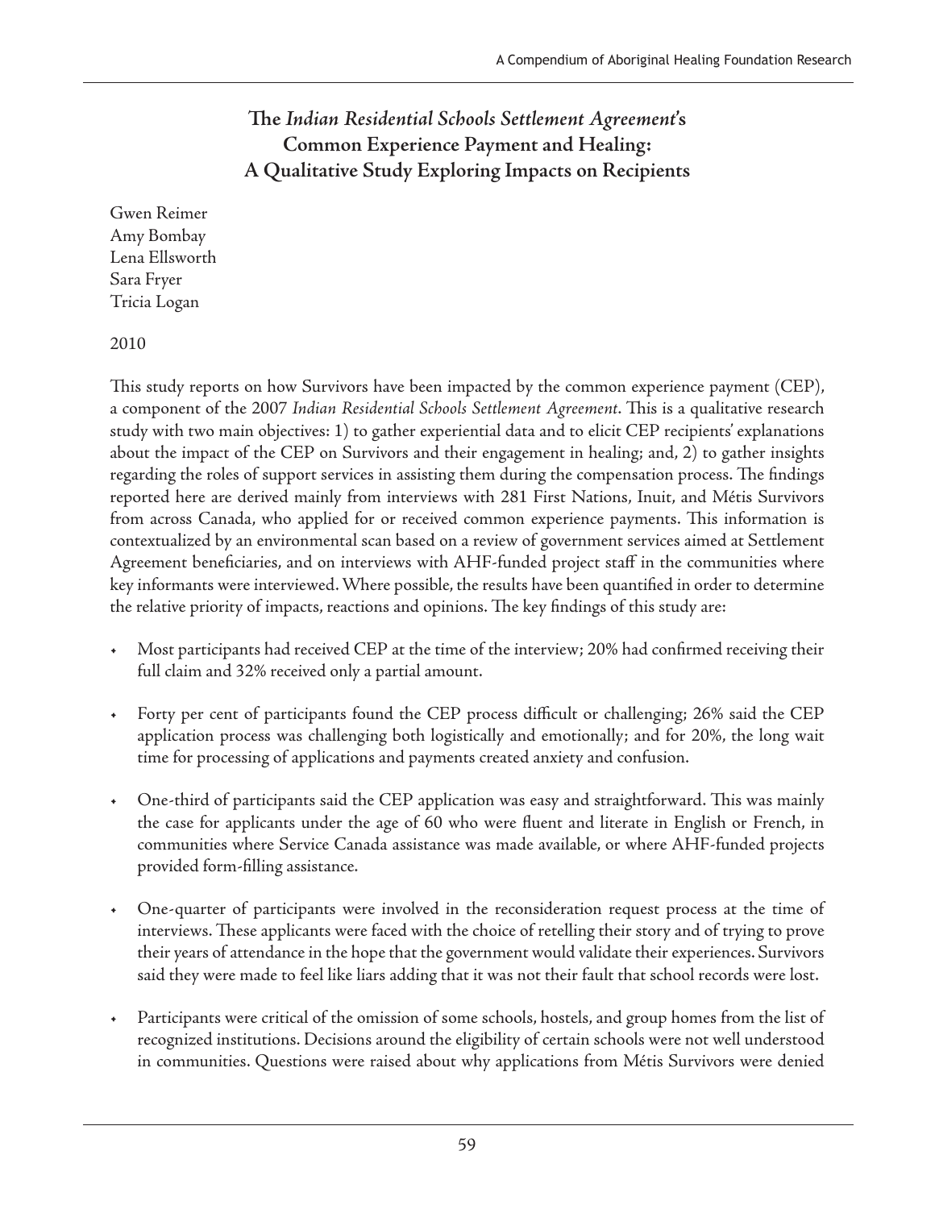# The *Indian Residential Schools Settlement Agreement*'s Common Experience Payment and Healing: A Qualitative Study Exploring Impacts on Recipients

Gwen Reimer
Amy Bombay
Lena Ellsworth
Sara Fryer
Tricia Logan

2010

This study reports on how Survivors have been impacted by the common experience payment (CEP), a component of the 2007 *Indian Residential Schools Settlement Agreement*. This is a qualitative research study with two main objectives: 1) to gather experiential data and to elicit CEP recipients' explanations about the impact of the CEP on Survivors and their engagement in healing; and, 2) to gather insights regarding the roles of support services in assisting them during the compensation process. The findings reported here are derived mainly from interviews with 281 First Nations, Inuit, and Métis Survivors from across Canada, who applied for or received common experience payments. This information is contextualized by an environmental scan based on a review of government services aimed at Settlement Agreement beneficiaries, and on interviews with AHF-funded project staff in the communities where key informants were interviewed. Where possible, the results have been quantified in order to determine the relative priority of impacts, reactions and opinions. The key findings of this study are:

- Most participants had received CEP at the time of the interview; 20% had confirmed receiving their full claim and 32% received only a partial amount.
- Forty per cent of participants found the CEP process difficult or challenging; 26% said the CEP application process was challenging both logistically and emotionally; and for 20%, the long wait time for processing of applications and payments created anxiety and confusion.
- One-third of participants said the CEP application was easy and straightforward. This was mainly the case for applicants under the age of 60 who were fluent and literate in English or French, in communities where Service Canada assistance was made available, or where AHF-funded projects provided form-filling assistance.
- One-quarter of participants were involved in the reconsideration request process at the time of interviews. These applicants were faced with the choice of retelling their story and of trying to prove their years of attendance in the hope that the government would validate their experiences. Survivors said they were made to feel like liars adding that it was not their fault that school records were lost.
- Participants were critical of the omission of some schools, hostels, and group homes from the list of recognized institutions. Decisions around the eligibility of certain schools were not well understood in communities. Questions were raised about why applications from Métis Survivors were denied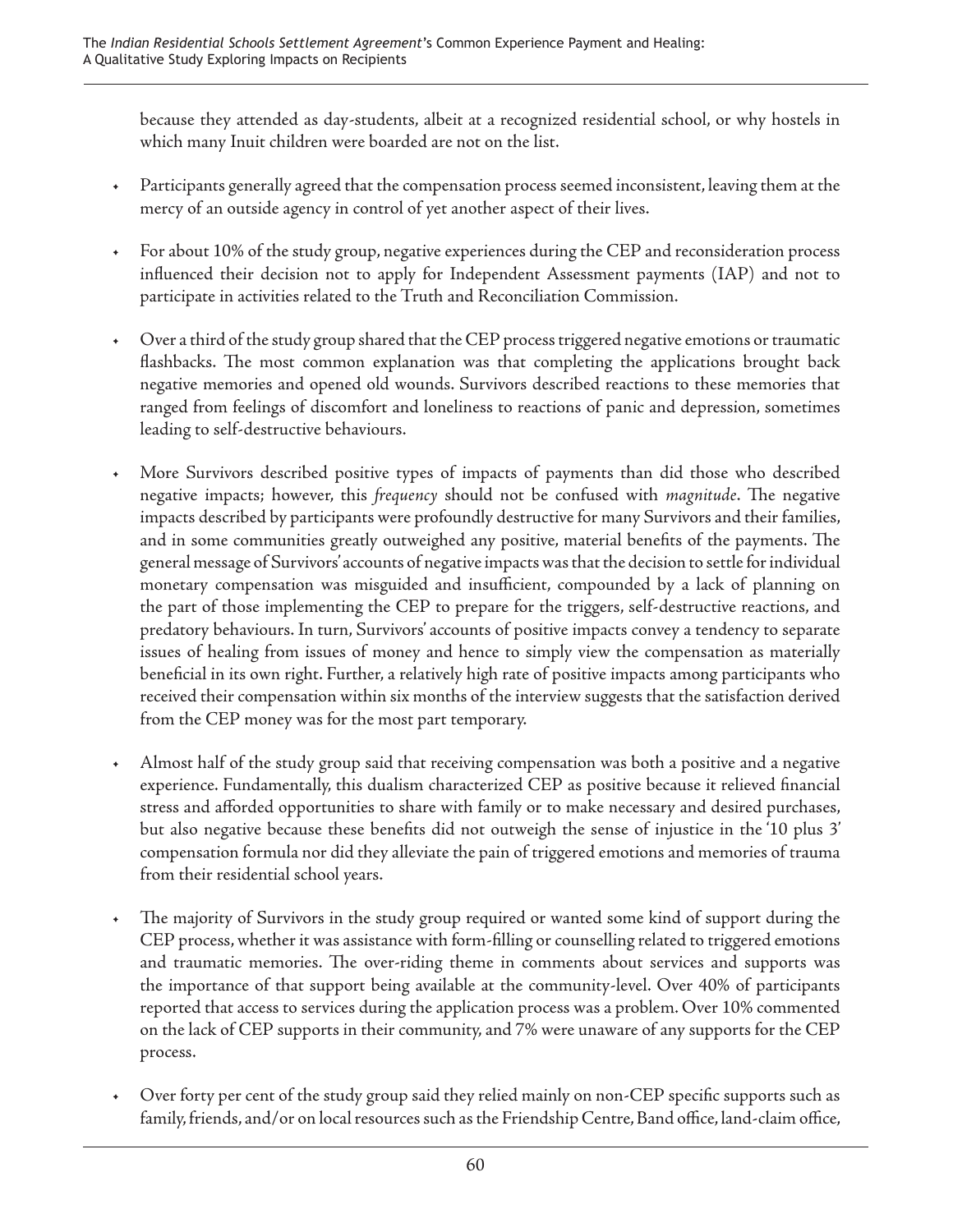because they attended as day-students, albeit at a recognized residential school, or why hostels in which many Inuit children were boarded are not on the list.

- Participants generally agreed that the compensation process seemed inconsistent, leaving them at the mercy of an outside agency in control of yet another aspect of their lives.

- For about 10% of the study group, negative experiences during the CEP and reconsideration process influenced their decision not to apply for Independent Assessment payments (IAP) and not to participate in activities related to the Truth and Reconciliation Commission.

- Over a third of the study group shared that the CEP process triggered negative emotions or traumatic flashbacks. The most common explanation was that completing the applications brought back negative memories and opened old wounds. Survivors described reactions to these memories that ranged from feelings of discomfort and loneliness to reactions of panic and depression, sometimes leading to self-destructive behaviours.

- More Survivors described positive types of impacts of payments than did those who described negative impacts; however, this *frequency* should not be confused with *magnitude*. The negative impacts described by participants were profoundly destructive for many Survivors and their families, and in some communities greatly outweighed any positive, material benefits of the payments. The general message of Survivors' accounts of negative impacts was that the decision to settle for individual monetary compensation was misguided and insufficient, compounded by a lack of planning on the part of those implementing the CEP to prepare for the triggers, self-destructive reactions, and predatory behaviours. In turn, Survivors' accounts of positive impacts convey a tendency to separate issues of healing from issues of money and hence to simply view the compensation as materially beneficial in its own right. Further, a relatively high rate of positive impacts among participants who received their compensation within six months of the interview suggests that the satisfaction derived from the CEP money was for the most part temporary.

- Almost half of the study group said that receiving compensation was both a positive and a negative experience. Fundamentally, this dualism characterized CEP as positive because it relieved financial stress and afforded opportunities to share with family or to make necessary and desired purchases, but also negative because these benefits did not outweigh the sense of injustice in the '10 plus 3' compensation formula nor did they alleviate the pain of triggered emotions and memories of trauma from their residential school years.

- The majority of Survivors in the study group required or wanted some kind of support during the CEP process, whether it was assistance with form-filling or counselling related to triggered emotions and traumatic memories. The over-riding theme in comments about services and supports was the importance of that support being available at the community-level. Over 40% of participants reported that access to services during the application process was a problem. Over 10% commented on the lack of CEP supports in their community, and 7% were unaware of any supports for the CEP process.

- Over forty per cent of the study group said they relied mainly on non-CEP specific supports such as family, friends, and/or on local resources such as the Friendship Centre, Band office, land-claim office,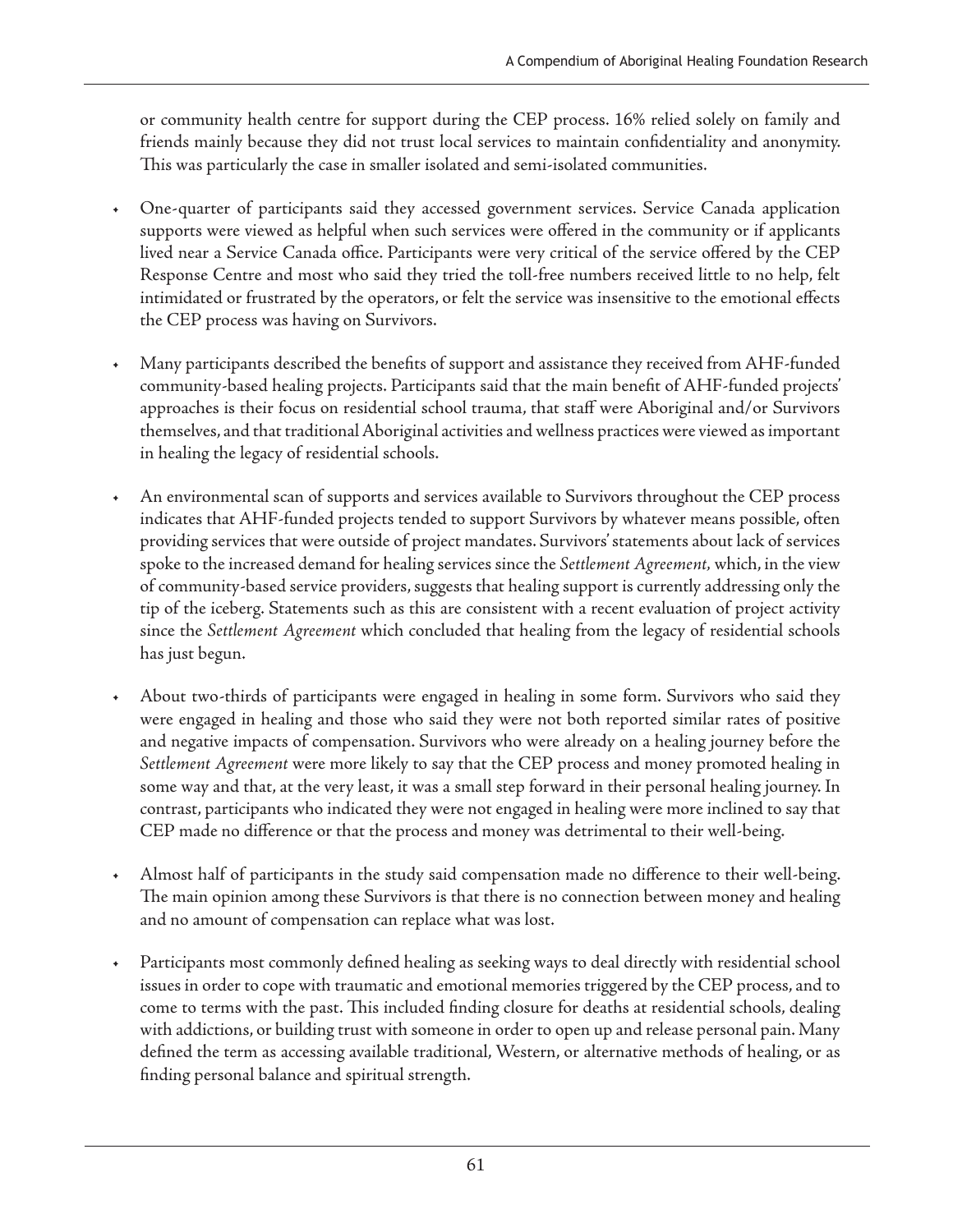or community health centre for support during the CEP process. 16% relied solely on family and friends mainly because they did not trust local services to maintain confidentiality and anonymity. This was particularly the case in smaller isolated and semi-isolated communities.

- One-quarter of participants said they accessed government services. Service Canada application supports were viewed as helpful when such services were offered in the community or if applicants lived near a Service Canada office. Participants were very critical of the service offered by the CEP Response Centre and most who said they tried the toll-free numbers received little to no help, felt intimidated or frustrated by the operators, or felt the service was insensitive to the emotional effects the CEP process was having on Survivors.

- Many participants described the benefits of support and assistance they received from AHF-funded community-based healing projects. Participants said that the main benefit of AHF-funded projects' approaches is their focus on residential school trauma, that staff were Aboriginal and/or Survivors themselves, and that traditional Aboriginal activities and wellness practices were viewed as important in healing the legacy of residential schools.

- An environmental scan of supports and services available to Survivors throughout the CEP process indicates that AHF-funded projects tended to support Survivors by whatever means possible, often providing services that were outside of project mandates. Survivors' statements about lack of services spoke to the increased demand for healing services since the *Settlement Agreement,* which, in the view of community-based service providers, suggests that healing support is currently addressing only the tip of the iceberg. Statements such as this are consistent with a recent evaluation of project activity since the *Settlement Agreement* which concluded that healing from the legacy of residential schools has just begun.

- About two-thirds of participants were engaged in healing in some form. Survivors who said they were engaged in healing and those who said they were not both reported similar rates of positive and negative impacts of compensation. Survivors who were already on a healing journey before the *Settlement Agreement* were more likely to say that the CEP process and money promoted healing in some way and that, at the very least, it was a small step forward in their personal healing journey. In contrast, participants who indicated they were not engaged in healing were more inclined to say that CEP made no difference or that the process and money was detrimental to their well-being.

- Almost half of participants in the study said compensation made no difference to their well-being. The main opinion among these Survivors is that there is no connection between money and healing and no amount of compensation can replace what was lost.

- Participants most commonly defined healing as seeking ways to deal directly with residential school issues in order to cope with traumatic and emotional memories triggered by the CEP process, and to come to terms with the past. This included finding closure for deaths at residential schools, dealing with addictions, or building trust with someone in order to open up and release personal pain. Many defined the term as accessing available traditional, Western, or alternative methods of healing, or as finding personal balance and spiritual strength.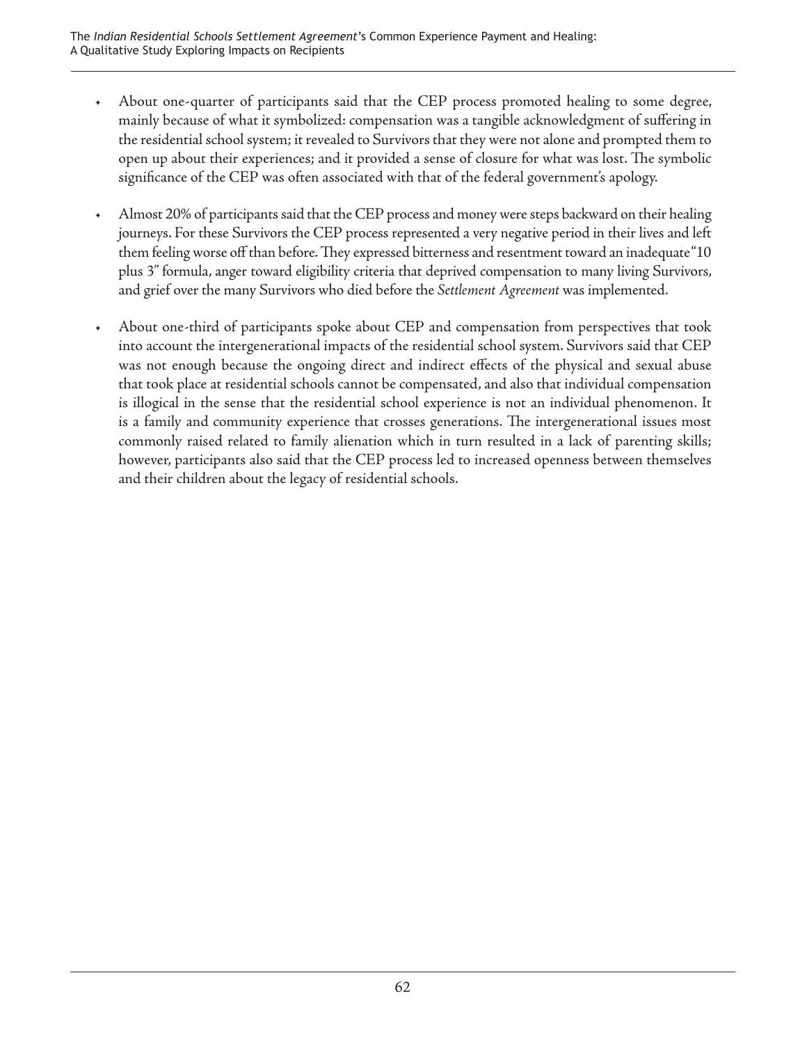- About one-quarter of participants said that the CEP process promoted healing to some degree, mainly because of what it symbolized: compensation was a tangible acknowledgment of suffering in the residential school system; it revealed to Survivors that they were not alone and prompted them to open up about their experiences; and it provided a sense of closure for what was lost. The symbolic significance of the CEP was often associated with that of the federal government's apology.

- Almost 20% of participants said that the CEP process and money were steps backward on their healing journeys. For these Survivors the CEP process represented a very negative period in their lives and left them feeling worse off than before. They expressed bitterness and resentment toward an inadequate "10 plus 3" formula, anger toward eligibility criteria that deprived compensation to many living Survivors, and grief over the many Survivors who died before the *Settlement Agreement* was implemented.

- About one-third of participants spoke about CEP and compensation from perspectives that took into account the intergenerational impacts of the residential school system. Survivors said that CEP was not enough because the ongoing direct and indirect effects of the physical and sexual abuse that took place at residential schools cannot be compensated, and also that individual compensation is illogical in the sense that the residential school experience is not an individual phenomenon. It is a family and community experience that crosses generations. The intergenerational issues most commonly raised related to family alienation which in turn resulted in a lack of parenting skills; however, participants also said that the CEP process led to increased openness between themselves and their children about the legacy of residential schools.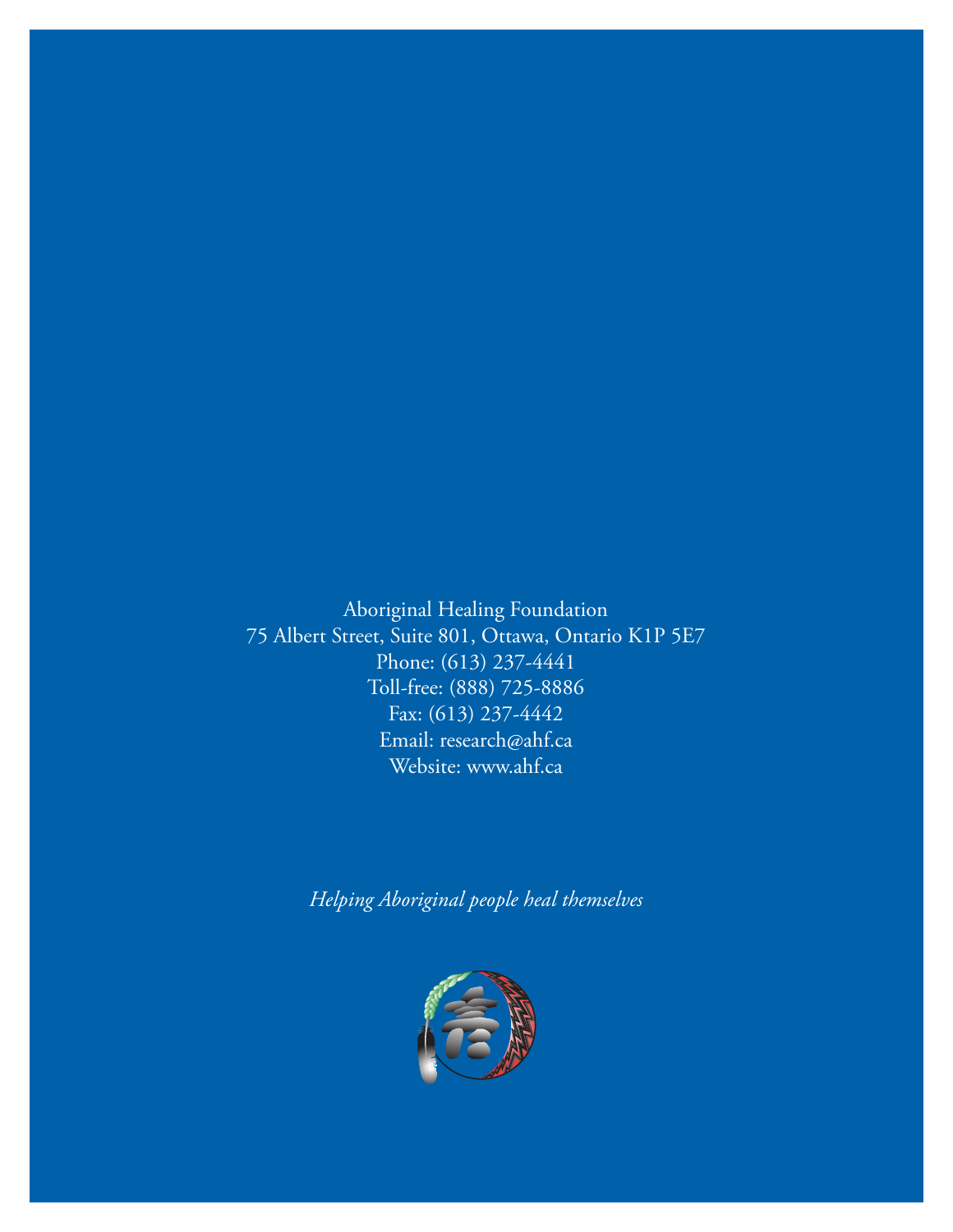Aboriginal Healing Foundation
75 Albert Street, Suite 801, Ottawa, Ontario K1P 5E7
Phone: (613) 237-4441
Toll-free: (888) 725-8886
Fax: (613) 237-4442
Email: research@ahf.ca
Website: www.ahf.ca

*Helping Aboriginal people heal themselves*